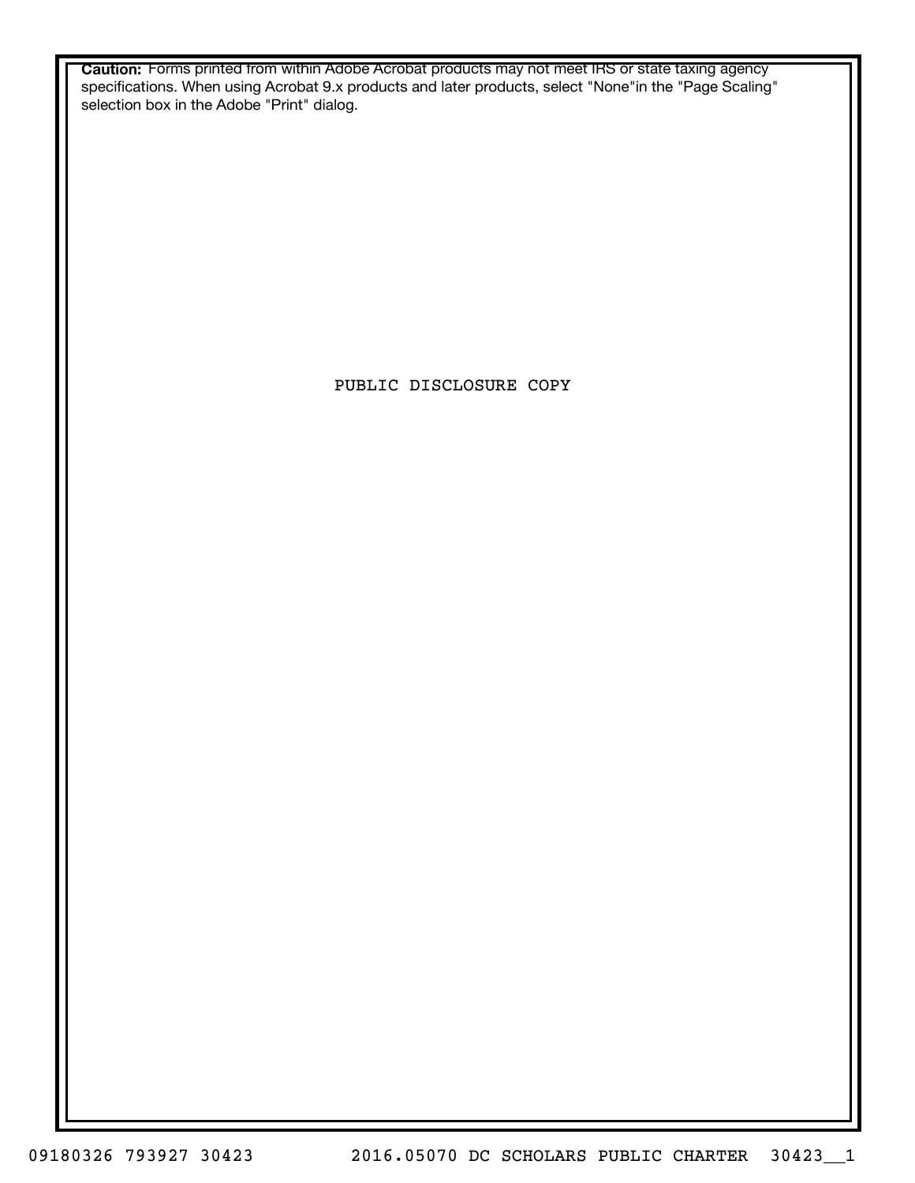**Caution:** Forms printed from within Adobe Acrobat products may not meet IRS or state taxing agency specifications. When using Acrobat 9.x products and later products, select "None"in the "Page Scaling" selection box in the Adobe "Print" dialog.

PUBLIC DISCLOSURE COPY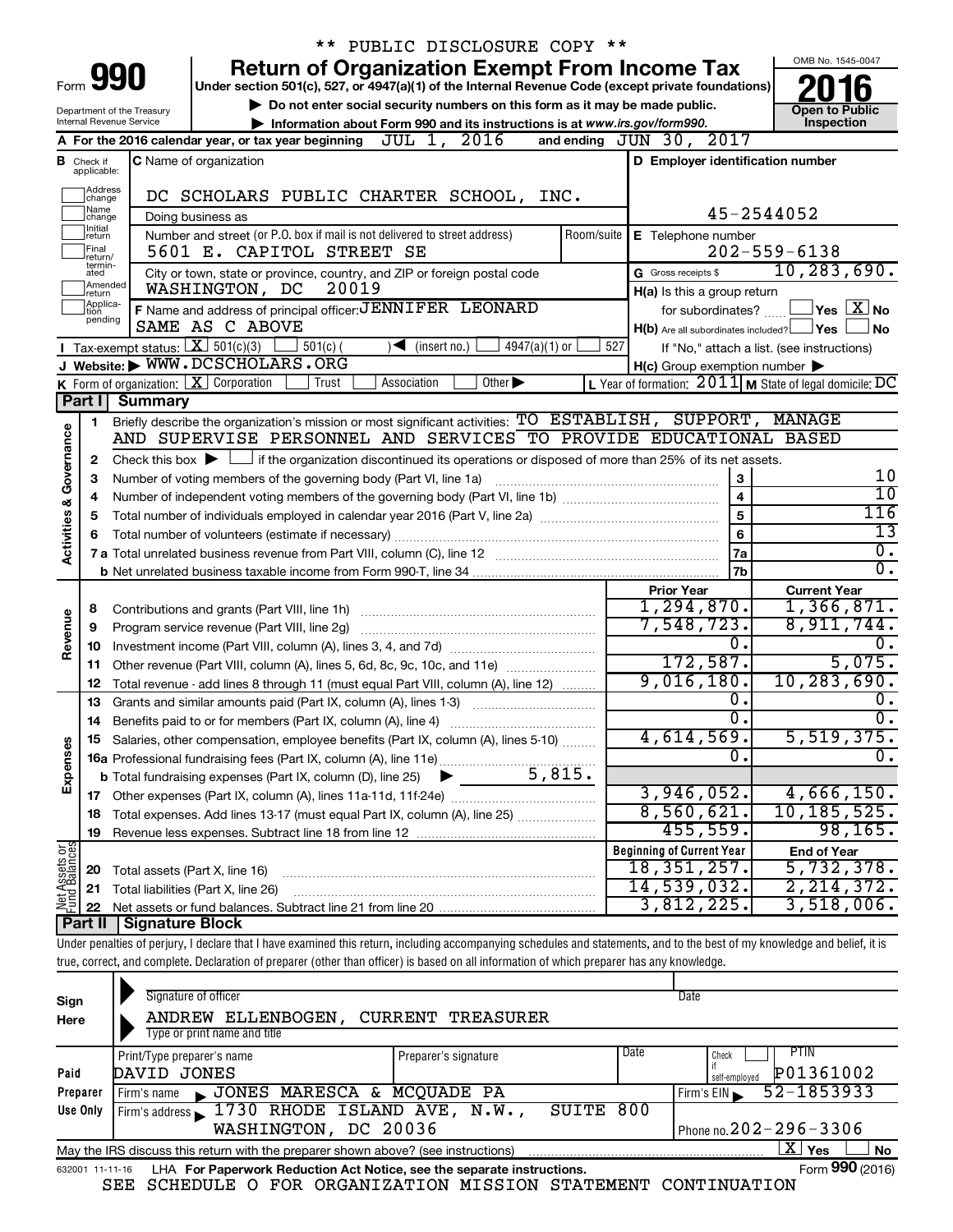** PUBLIC DISCLOSURE COPY **

# Form 990 — Return of Organization Exempt From Income Tax (2016)

Under section 501(c), 527, or 4947(a)(1) of the Internal Revenue Code (except private foundations)

▶ Do not enter social security numbers on this form as it may be made public.

▶ Information about Form 990 and its instructions is at www.irs.gov/form990.

Department of the Treasury, Internal Revenue Service

OMB No. 1545-0047 — Open to Public Inspection

**A** For the 2016 calendar year, or tax year beginning JUL 1, 2016 and ending JUN 30, 2017

**B** Check if applicable: Address change, Name change, Initial return, Final return/terminated, Amended return, Application pending

**C** Name of organization: DC SCHOLARS PUBLIC CHARTER SCHOOL, INC.

Doing business as

Number and street (or P.O. box if mail is not delivered to street address): 5601 E. CAPITOL STREET SE — Room/suite

City or town, state or province, country, and ZIP or foreign postal code: WASHINGTON, DC 20019

**D** Employer identification number: 45-2544052

**E** Telephone number: 202-559-6138

**G** Gross receipts $ 10,283,690.

**F** Name and address of principal officer: JENNIFER LEONARD, SAME AS C ABOVE

**H(a)** Is this a group return for subordinates? ☐ Yes ☒ No

**H(b)** Are all subordinates included? ☐ Yes ☐ No — If "No," attach a list. (see instructions)

**H(c)** Group exemption number ▶

**I** Tax-exempt status: ☒ 501(c)(3) ☐ 501(c) ( ) ◀ (insert no.) ☐ 4947(a)(1) or ☐ 527

**J** Website: ▶ WWW.DCSCHOLARS.ORG

**K** Form of organization: ☒ Corporation ☐ Trust ☐ Association ☐ Other ▶

**L** Year of formation: 2011 **M** State of legal domicile: DC

## Part I Summary

**Activities & Governance**

1. Briefly describe the organization's mission or most significant activities: TO ESTABLISH, SUPPORT, MANAGE AND SUPERVISE PERSONNEL AND SERVICES TO PROVIDE EDUCATIONAL BASED
2. Check this box ▶ ☐ if the organization discontinued its operations or disposed of more than 25% of its net assets.

| Line | Description | No. | Value |
|---|---|---|---|
| 3 | Number of voting members of the governing body (Part VI, line 1a) | 3 | 10 |
| 4 | Number of independent voting members of the governing body (Part VI, line 1b) | 4 | 10 |
| 5 | Total number of individuals employed in calendar year 2016 (Part V, line 2a) | 5 | 116 |
| 6 | Total number of volunteers (estimate if necessary) | 6 | 13 |
| 7a | Total unrelated business revenue from Part VIII, column (C), line 12 | 7a | 0. |
| 7b | Net unrelated business taxable income from Form 990-T, line 34 | 7b | 0. |

| Line | Description | Prior Year | Current Year |
|---|---|---|---|
| **Revenue** | | | |
| 8 | Contributions and grants (Part VIII, line 1h) | 1,294,870. | 1,366,871. |
| 9 | Program service revenue (Part VIII, line 2g) | 7,548,723. | 8,911,744. |
| 10 | Investment income (Part VIII, column (A), lines 3, 4, and 7d) | 0. | 0. |
| 11 | Other revenue (Part VIII, column (A), lines 5, 6d, 8c, 9c, 10c, and 11e) | 172,587. | 5,075. |
| 12 | Total revenue - add lines 8 through 11 (must equal Part VIII, column (A), line 12) | 9,016,180. | 10,283,690. |
| **Expenses** | | | |
| 13 | Grants and similar amounts paid (Part IX, column (A), lines 1-3) | 0. | 0. |
| 14 | Benefits paid to or for members (Part IX, column (A), line 4) | 0. | 0. |
| 15 | Salaries, other compensation, employee benefits (Part IX, column (A), lines 5-10) | 4,614,569. | 5,519,375. |
| 16a | Professional fundraising fees (Part IX, column (A), line 11e) | 0. | 0. |
| b | Total fundraising expenses (Part IX, column (D), line 25) ▶ 5,815. | | |
| 17 | Other expenses (Part IX, column (A), lines 11a-11d, 11f-24e) | 3,946,052. | 4,666,150. |
| 18 | Total expenses. Add lines 13-17 (must equal Part IX, column (A), line 25) | 8,560,621. | 10,185,525. |
| 19 | Revenue less expenses. Subtract line 18 from line 12 | 455,559. | 98,165. |

| Line | Net Assets or Fund Balances | Beginning of Current Year | End of Year |
|---|---|---|---|
| 20 | Total assets (Part X, line 16) | 18,351,257. | 5,732,378. |
| 21 | Total liabilities (Part X, line 26) | 14,539,032. | 2,214,372. |
| 22 | Net assets or fund balances. Subtract line 21 from line 20 | 3,812,225. | 3,518,006. |

## Part II Signature Block

Under penalties of perjury, I declare that I have examined this return, including accompanying schedules and statements, and to the best of my knowledge and belief, it is true, correct, and complete. Declaration of preparer (other than officer) is based on all information of which preparer has any knowledge.

**Sign Here**

Signature of officer — Date

ANDREW ELLENBOGEN, CURRENT TREASURER

Type or print name and title

**Paid Preparer Use Only**

Print/Type preparer's name: DAVID JONES — Preparer's signature — Date — Check ☐ if self-employed — PTIN: P01361002

Firm's name ▶ JONES MARESCA & MCQUADE PA — Firm's EIN ▶ 52-1853933

Firm's address ▶ 1730 RHODE ISLAND AVE, N.W., SUITE 800, WASHINGTON, DC 20036 — Phone no. 202-296-3306

May the IRS discuss this return with the preparer shown above? (see instructions) ☒ Yes ☐ No

632001 11-11-16 LHA For Paperwork Reduction Act Notice, see the separate instructions. Form 990 (2016)

SEE SCHEDULE O FOR ORGANIZATION MISSION STATEMENT CONTINUATION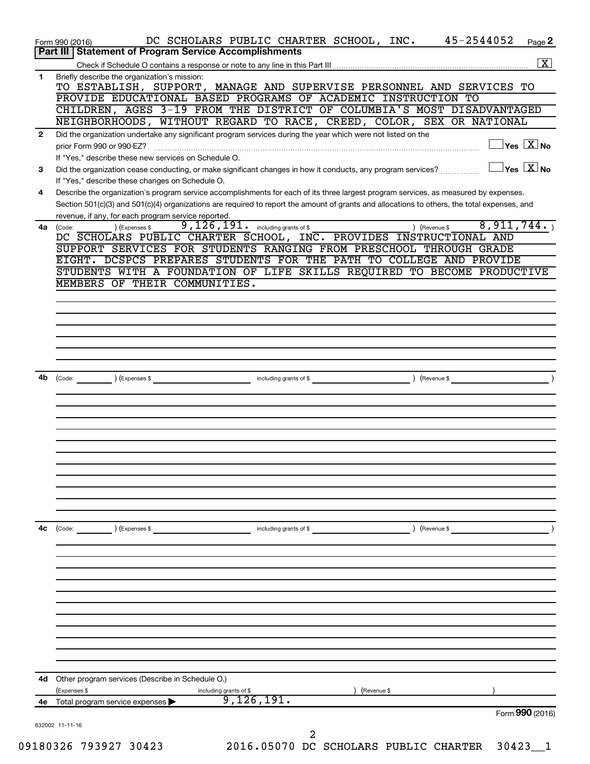Form 990 (2016) DC SCHOLARS PUBLIC CHARTER SCHOOL, INC. 45-2544052 Page 2

## Part III Statement of Program Service Accomplishments

Check if Schedule O contains a response or note to any line in this Part III .......... [X]

**1** Briefly describe the organization's mission:

TO ESTABLISH, SUPPORT, MANAGE AND SUPERVISE PERSONNEL AND SERVICES TO PROVIDE EDUCATIONAL BASED PROGRAMS OF ACADEMIC INSTRUCTION TO CHILDREN, AGES 3-19 FROM THE DISTRICT OF COLUMBIA'S MOST DISADVANTAGED NEIGHBORHOODS, WITHOUT REGARD TO RACE, CREED, COLOR, SEX OR NATIONAL

**2** Did the organization undertake any significant program services during the year which were not listed on the prior Form 990 or 990-EZ? .......... [ ] Yes [X] No

If "Yes," describe these new services on Schedule O.

**3** Did the organization cease conducting, or make significant changes in how it conducts, any program services? .......... [ ] Yes [X] No

If "Yes," describe these changes on Schedule O.

**4** Describe the organization's program service accomplishments for each of its three largest program services, as measured by expenses. Section 501(c)(3) and 501(c)(4) organizations are required to report the amount of grants and allocations to others, the total expenses, and revenue, if any, for each program service reported.

**4a** (Code: ) (Expenses $ 9,126,191. including grants of $ ) (Revenue $ 8,911,744. )

DC SCHOLARS PUBLIC CHARTER SCHOOL, INC. PROVIDES INSTRUCTIONAL AND SUPPORT SERVICES FOR STUDENTS RANGING FROM PRESCHOOL THROUGH GRADE EIGHT. DCSPCS PREPARES STUDENTS FOR THE PATH TO COLLEGE AND PROVIDE STUDENTS WITH A FOUNDATION OF LIFE SKILLS REQUIRED TO BECOME PRODUCTIVE MEMBERS OF THEIR COMMUNITIES.

**4b** (Code: ) (Expenses $ including grants of $ ) (Revenue $ )

**4c** (Code: ) (Expenses $ including grants of $ ) (Revenue $ )

**4d** Other program services (Describe in Schedule O.)

(Expenses $ including grants of $ ) (Revenue $ )

**4e** Total program service expenses ▶ 9,126,191.

Form **990** (2016)

632002 11-11-16

09180326 793927 30423 2016.05070 DC SCHOLARS PUBLIC CHARTER 30423__1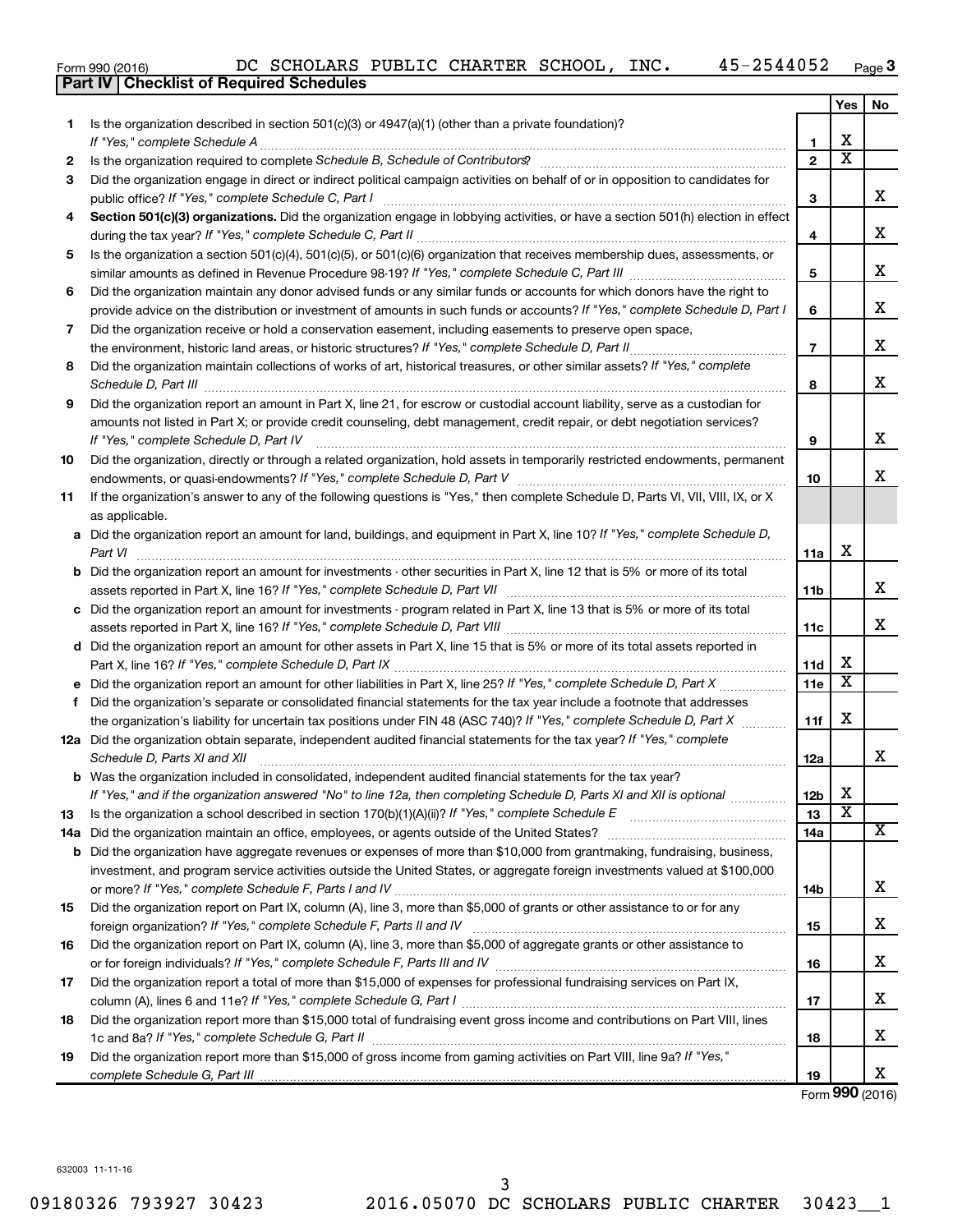Form 990 (2016) DC SCHOLARS PUBLIC CHARTER SCHOOL, INC. 45-2544052 Page 3

**Part IV | Checklist of Required Schedules**

| | | | Yes | No |
|---|---|---|---|---|
| 1 | Is the organization described in section 501(c)(3) or 4947(a)(1) (other than a private foundation)? *If "Yes," complete Schedule A* | 1 | X | |
| 2 | Is the organization required to complete *Schedule B, Schedule of Contributors*? | 2 | X | |
| 3 | Did the organization engage in direct or indirect political campaign activities on behalf of or in opposition to candidates for public office? *If "Yes," complete Schedule C, Part I* | 3 | | X |
| 4 | **Section 501(c)(3) organizations.** Did the organization engage in lobbying activities, or have a section 501(h) election in effect during the tax year? *If "Yes," complete Schedule C, Part II* | 4 | | X |
| 5 | Is the organization a section 501(c)(4), 501(c)(5), or 501(c)(6) organization that receives membership dues, assessments, or similar amounts as defined in Revenue Procedure 98-19? *If "Yes," complete Schedule C, Part III* | 5 | | X |
| 6 | Did the organization maintain any donor advised funds or any similar funds or accounts for which donors have the right to provide advice on the distribution or investment of amounts in such funds or accounts? *If "Yes," complete Schedule D, Part I* | 6 | | X |
| 7 | Did the organization receive or hold a conservation easement, including easements to preserve open space, the environment, historic land areas, or historic structures? *If "Yes," complete Schedule D, Part II* | 7 | | X |
| 8 | Did the organization maintain collections of works of art, historical treasures, or other similar assets? *If "Yes," complete Schedule D, Part III* | 8 | | X |
| 9 | Did the organization report an amount in Part X, line 21, for escrow or custodial account liability, serve as a custodian for amounts not listed in Part X; or provide credit counseling, debt management, credit repair, or debt negotiation services? *If "Yes," complete Schedule D, Part IV* | 9 | | X |
| 10 | Did the organization, directly or through a related organization, hold assets in temporarily restricted endowments, permanent endowments, or quasi-endowments? *If "Yes," complete Schedule D, Part V* | 10 | | X |
| 11 | If the organization's answer to any of the following questions is "Yes," then complete Schedule D, Parts VI, VII, VIII, IX, or X as applicable. | | | |
| a | Did the organization report an amount for land, buildings, and equipment in Part X, line 10? *If "Yes," complete Schedule D, Part VI* | 11a | X | |
| b | Did the organization report an amount for investments - other securities in Part X, line 12 that is 5% or more of its total assets reported in Part X, line 16? *If "Yes," complete Schedule D, Part VII* | 11b | | X |
| c | Did the organization report an amount for investments - program related in Part X, line 13 that is 5% or more of its total assets reported in Part X, line 16? *If "Yes," complete Schedule D, Part VIII* | 11c | | X |
| d | Did the organization report an amount for other assets in Part X, line 15 that is 5% or more of its total assets reported in Part X, line 16? *If "Yes," complete Schedule D, Part IX* | 11d | X | |
| e | Did the organization report an amount for other liabilities in Part X, line 25? *If "Yes," complete Schedule D, Part X* | 11e | X | |
| f | Did the organization's separate or consolidated financial statements for the tax year include a footnote that addresses the organization's liability for uncertain tax positions under FIN 48 (ASC 740)? *If "Yes," complete Schedule D, Part X* | 11f | X | |
| 12a | Did the organization obtain separate, independent audited financial statements for the tax year? *If "Yes," complete Schedule D, Parts XI and XII* | 12a | | X |
| b | Was the organization included in consolidated, independent audited financial statements for the tax year? *If "Yes," and if the organization answered "No" to line 12a, then completing Schedule D, Parts XI and XII is optional* | 12b | X | |
| 13 | Is the organization a school described in section 170(b)(1)(A)(ii)? *If "Yes," complete Schedule E* | 13 | X | |
| 14a | Did the organization maintain an office, employees, or agents outside of the United States? | 14a | | X |
| b | Did the organization have aggregate revenues or expenses of more than $10,000 from grantmaking, fundraising, business, investment, and program service activities outside the United States, or aggregate foreign investments valued at $100,000 or more? *If "Yes," complete Schedule F, Parts I and IV* | 14b | | X |
| 15 | Did the organization report on Part IX, column (A), line 3, more than $5,000 of grants or other assistance to or for any foreign organization? *If "Yes," complete Schedule F, Parts II and IV* | 15 | | X |
| 16 | Did the organization report on Part IX, column (A), line 3, more than $5,000 of aggregate grants or other assistance to or for foreign individuals? *If "Yes," complete Schedule F, Parts III and IV* | 16 | | X |
| 17 | Did the organization report a total of more than $15,000 of expenses for professional fundraising services on Part IX, column (A), lines 6 and 11e? *If "Yes," complete Schedule G, Part I* | 17 | | X |
| 18 | Did the organization report more than $15,000 total of fundraising event gross income and contributions on Part VIII, lines 1c and 8a? *If "Yes," complete Schedule G, Part II* | 18 | | X |
| 19 | Did the organization report more than $15,000 of gross income from gaming activities on Part VIII, line 9a? *If "Yes," complete Schedule G, Part III* | 19 | | X |

Form **990** (2016)

632003 11-11-16

09180326 793927 30423 2016.05070 DC SCHOLARS PUBLIC CHARTER 30423__1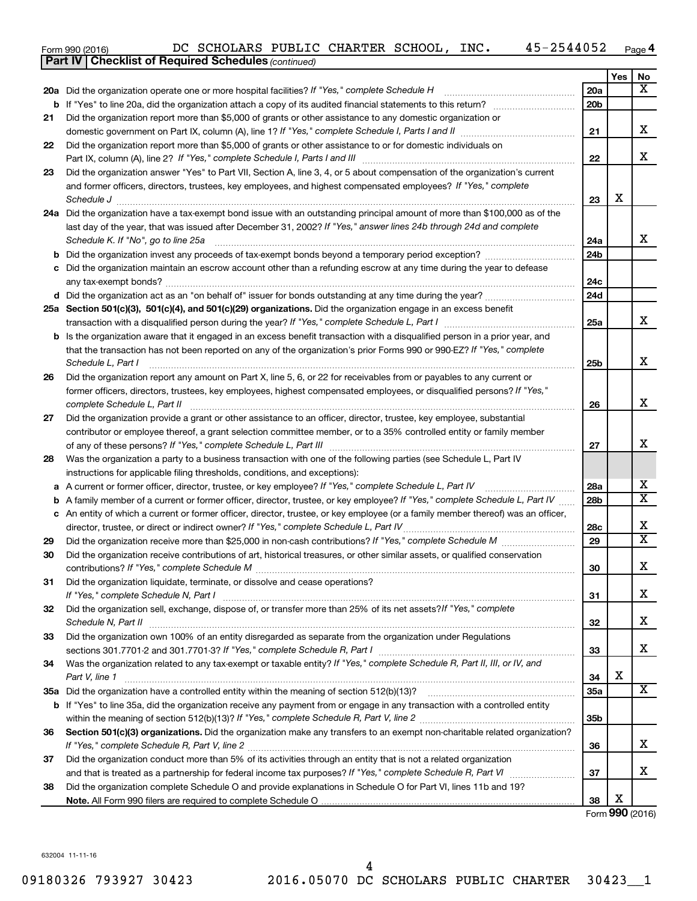Form 990 (2016) DC SCHOLARS PUBLIC CHARTER SCHOOL, INC. 45-2544052

**Part IV | Checklist of Required Schedules** *(continued)*

| | | | Yes | No |
|---|---|---|---|---|
| 20a | Did the organization operate one or more hospital facilities? *If "Yes," complete Schedule H* | 20a | | X |
| b | If "Yes" to line 20a, did the organization attach a copy of its audited financial statements to this return? | 20b | | |
| 21 | Did the organization report more than $5,000 of grants or other assistance to any domestic organization or domestic government on Part IX, column (A), line 1? *If "Yes," complete Schedule I, Parts I and II* | 21 | | X |
| 22 | Did the organization report more than $5,000 of grants or other assistance to or for domestic individuals on Part IX, column (A), line 2? *If "Yes," complete Schedule I, Parts I and III* | 22 | | X |
| 23 | Did the organization answer "Yes" to Part VII, Section A, line 3, 4, or 5 about compensation of the organization's current and former officers, directors, trustees, key employees, and highest compensated employees? *If "Yes," complete Schedule J* | 23 | X | |
| 24a | Did the organization have a tax-exempt bond issue with an outstanding principal amount of more than $100,000 as of the last day of the year, that was issued after December 31, 2002? *If "Yes," answer lines 24b through 24d and complete Schedule K. If "No", go to line 25a* | 24a | | X |
| b | Did the organization invest any proceeds of tax-exempt bonds beyond a temporary period exception? | 24b | | |
| c | Did the organization maintain an escrow account other than a refunding escrow at any time during the year to defease any tax-exempt bonds? | 24c | | |
| d | Did the organization act as an "on behalf of" issuer for bonds outstanding at any time during the year? | 24d | | |
| 25a | **Section 501(c)(3), 501(c)(4), and 501(c)(29) organizations.** Did the organization engage in an excess benefit transaction with a disqualified person during the year? *If "Yes," complete Schedule L, Part I* | 25a | | X |
| b | Is the organization aware that it engaged in an excess benefit transaction with a disqualified person in a prior year, and that the transaction has not been reported on any of the organization's prior Forms 990 or 990-EZ? *If "Yes," complete Schedule L, Part I* | 25b | | X |
| 26 | Did the organization report any amount on Part X, line 5, 6, or 22 for receivables from or payables to any current or former officers, directors, trustees, key employees, highest compensated employees, or disqualified persons? *If "Yes," complete Schedule L, Part II* | 26 | | X |
| 27 | Did the organization provide a grant or other assistance to an officer, director, trustee, key employee, substantial contributor or employee thereof, a grant selection committee member, or to a 35% controlled entity or family member of any of these persons? *If "Yes," complete Schedule L, Part III* | 27 | | X |
| 28 | Was the organization a party to a business transaction with one of the following parties (see Schedule L, Part IV instructions for applicable filing thresholds, conditions, and exceptions): | | | |
| a | A current or former officer, director, trustee, or key employee? *If "Yes," complete Schedule L, Part IV* | 28a | | X |
| b | A family member of a current or former officer, director, trustee, or key employee? *If "Yes," complete Schedule L, Part IV* | 28b | | X |
| c | An entity of which a current or former officer, director, trustee, or key employee (or a family member thereof) was an officer, director, trustee, or direct or indirect owner? *If "Yes," complete Schedule L, Part IV* | 28c | | X |
| 29 | Did the organization receive more than $25,000 in non-cash contributions? *If "Yes," complete Schedule M* | 29 | | X |
| 30 | Did the organization receive contributions of art, historical treasures, or other similar assets, or qualified conservation contributions? *If "Yes," complete Schedule M* | 30 | | X |
| 31 | Did the organization liquidate, terminate, or dissolve and cease operations? *If "Yes," complete Schedule N, Part I* | 31 | | X |
| 32 | Did the organization sell, exchange, dispose of, or transfer more than 25% of its net assets? *If "Yes," complete Schedule N, Part II* | 32 | | X |
| 33 | Did the organization own 100% of an entity disregarded as separate from the organization under Regulations sections 301.7701-2 and 301.7701-3? *If "Yes," complete Schedule R, Part I* | 33 | | X |
| 34 | Was the organization related to any tax-exempt or taxable entity? *If "Yes," complete Schedule R, Part II, III, or IV, and Part V, line 1* | 34 | X | |
| 35a | Did the organization have a controlled entity within the meaning of section 512(b)(13)? | 35a | | X |
| b | If "Yes" to line 35a, did the organization receive any payment from or engage in any transaction with a controlled entity within the meaning of section 512(b)(13)? *If "Yes," complete Schedule R, Part V, line 2* | 35b | | |
| 36 | **Section 501(c)(3) organizations.** Did the organization make any transfers to an exempt non-charitable related organization? *If "Yes," complete Schedule R, Part V, line 2* | 36 | | X |
| 37 | Did the organization conduct more than 5% of its activities through an entity that is not a related organization and that is treated as a partnership for federal income tax purposes? *If "Yes," complete Schedule R, Part VI* | 37 | | X |
| 38 | Did the organization complete Schedule O and provide explanations in Schedule O for Part VI, lines 11b and 19? **Note.** All Form 990 filers are required to complete Schedule O | 38 | X | |

Form **990** (2016)

632004 11-11-16

09180326 793927 30423 2016.05070 DC SCHOLARS PUBLIC CHARTER 30423__1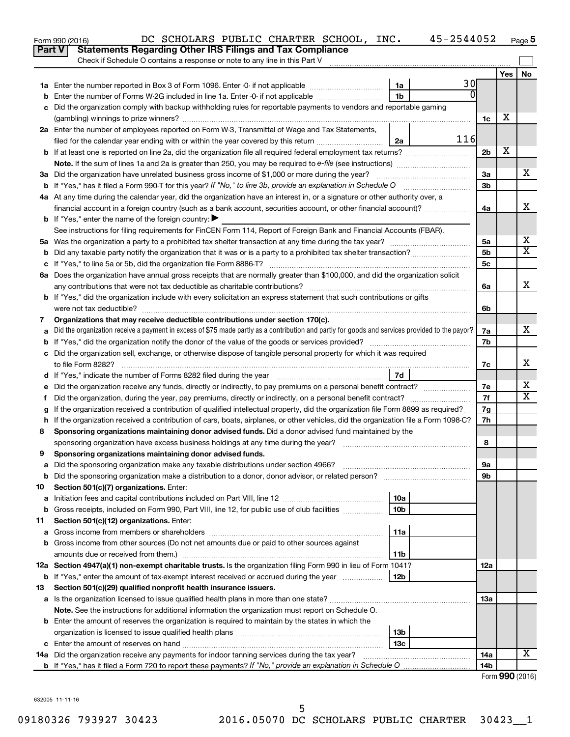Form 990 (2016) DC SCHOLARS PUBLIC CHARTER SCHOOL, INC. 45-2544052 Page 5

## Part V Statements Regarding Other IRS Filings and Tax Compliance

Check if Schedule O contains a response or note to any line in this Part V

| | | | | | Yes | No |
|---|---|---|---|---|---|---|
| **1a** | Enter the number reported in Box 3 of Form 1096. Enter -0- if not applicable | 1a | 30 | | | |
| **b** | Enter the number of Forms W-2G included in line 1a. Enter -0- if not applicable | 1b | 0 | | | |
| **c** | Did the organization comply with backup withholding rules for reportable payments to vendors and reportable gaming (gambling) winnings to prize winners? | | | 1c | X | |
| **2a** | Enter the number of employees reported on Form W-3, Transmittal of Wage and Tax Statements, filed for the calendar year ending with or within the year covered by this return | 2a | 116 | | | |
| **b** | If at least one is reported on line 2a, did the organization file all required federal employment tax returns? | | | 2b | X | |
| | **Note.** If the sum of lines 1a and 2a is greater than 250, you may be required to *e-file* (see instructions) | | | | | |
| **3a** | Did the organization have unrelated business gross income of $1,000 or more during the year? | | | 3a | | X |
| **b** | If "Yes," has it filed a Form 990-T for this year? *If "No," to line 3b, provide an explanation in Schedule O* | | | 3b | | |
| **4a** | At any time during the calendar year, did the organization have an interest in, or a signature or other authority over, a financial account in a foreign country (such as a bank account, securities account, or other financial account)? | | | 4a | | X |
| **b** | If "Yes," enter the name of the foreign country: ▶ | | | | | |
| | See instructions for filing requirements for FinCEN Form 114, Report of Foreign Bank and Financial Accounts (FBAR). | | | | | |
| **5a** | Was the organization a party to a prohibited tax shelter transaction at any time during the tax year? | | | 5a | | X |
| **b** | Did any taxable party notify the organization that it was or is a party to a prohibited tax shelter transaction? | | | 5b | | X |
| **c** | If "Yes," to line 5a or 5b, did the organization file Form 8886-T? | | | 5c | | |
| **6a** | Does the organization have annual gross receipts that are normally greater than $100,000, and did the organization solicit any contributions that were not tax deductible as charitable contributions? | | | 6a | | X |
| **b** | If "Yes," did the organization include with every solicitation an express statement that such contributions or gifts were not tax deductible? | | | 6b | | |
| **7** | **Organizations that may receive deductible contributions under section 170(c).** | | | | | |
| **a** | Did the organization receive a payment in excess of $75 made partly as a contribution and partly for goods and services provided to the payor? | | | 7a | | X |
| **b** | If "Yes," did the organization notify the donor of the value of the goods or services provided? | | | 7b | | |
| **c** | Did the organization sell, exchange, or otherwise dispose of tangible personal property for which it was required to file Form 8282? | | | 7c | | X |
| **d** | If "Yes," indicate the number of Forms 8282 filed during the year | 7d | | | | |
| **e** | Did the organization receive any funds, directly or indirectly, to pay premiums on a personal benefit contract? | | | 7e | | X |
| **f** | Did the organization, during the year, pay premiums, directly or indirectly, on a personal benefit contract? | | | 7f | | X |
| **g** | If the organization received a contribution of qualified intellectual property, did the organization file Form 8899 as required? | | | 7g | | |
| **h** | If the organization received a contribution of cars, boats, airplanes, or other vehicles, did the organization file a Form 1098-C? | | | 7h | | |
| **8** | **Sponsoring organizations maintaining donor advised funds.** Did a donor advised fund maintained by the sponsoring organization have excess business holdings at any time during the year? | | | 8 | | |
| **9** | **Sponsoring organizations maintaining donor advised funds.** | | | | | |
| **a** | Did the sponsoring organization make any taxable distributions under section 4966? | | | 9a | | |
| **b** | Did the sponsoring organization make a distribution to a donor, donor advisor, or related person? | | | 9b | | |
| **10** | **Section 501(c)(7) organizations.** Enter: | | | | | |
| **a** | Initiation fees and capital contributions included on Part VIII, line 12 | 10a | | | | |
| **b** | Gross receipts, included on Form 990, Part VIII, line 12, for public use of club facilities | 10b | | | | |
| **11** | **Section 501(c)(12) organizations.** Enter: | | | | | |
| **a** | Gross income from members or shareholders | 11a | | | | |
| **b** | Gross income from other sources (Do not net amounts due or paid to other sources against amounts due or received from them.) | 11b | | | | |
| **12a** | **Section 4947(a)(1) non-exempt charitable trusts.** Is the organization filing Form 990 in lieu of Form 1041? | | | 12a | | |
| **b** | If "Yes," enter the amount of tax-exempt interest received or accrued during the year | 12b | | | | |
| **13** | **Section 501(c)(29) qualified nonprofit health insurance issuers.** | | | | | |
| **a** | Is the organization licensed to issue qualified health plans in more than one state? | | | 13a | | |
| | **Note.** See the instructions for additional information the organization must report on Schedule O. | | | | | |
| **b** | Enter the amount of reserves the organization is required to maintain by the states in which the organization is licensed to issue qualified health plans | 13b | | | | |
| **c** | Enter the amount of reserves on hand | 13c | | | | |
| **14a** | Did the organization receive any payments for indoor tanning services during the tax year? | | | 14a | | X |
| **b** | If "Yes," has it filed a Form 720 to report these payments? *If "No," provide an explanation in Schedule O* | | | 14b | | |

Form **990** (2016)

632005 11-11-16

09180326 793927 30423 2016.05070 DC SCHOLARS PUBLIC CHARTER 30423__1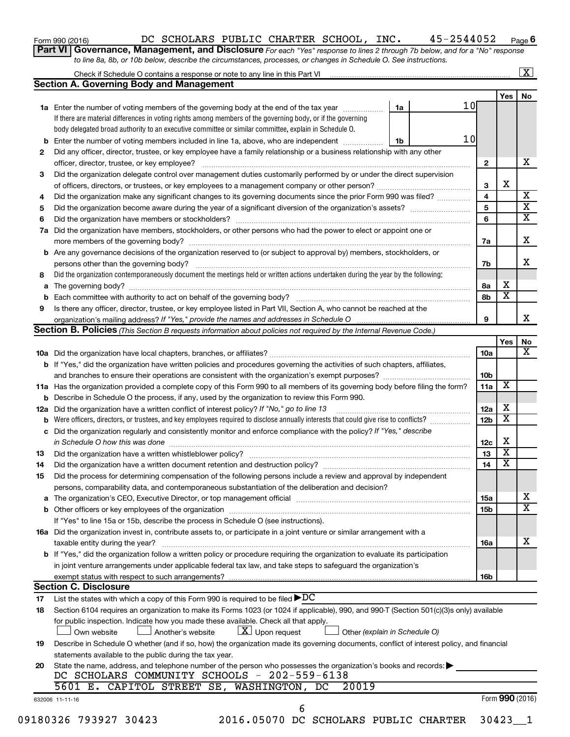Form 990 (2016) DC SCHOLARS PUBLIC CHARTER SCHOOL, INC. 45-2544052 Page 6

**Part VI Governance, Management, and Disclosure** *For each "Yes" response to lines 2 through 7b below, and for a "No" response to line 8a, 8b, or 10b below, describe the circumstances, processes, or changes in Schedule O. See instructions.*

Check if Schedule O contains a response or note to any line in this Part VI .......... [X]

## Section A. Governing Body and Management

| | | | | Yes | No |
|---|---|---|---|---|---|
| **1a** | Enter the number of voting members of the governing body at the end of the tax year ... If there are material differences in voting rights among members of the governing body, or if the governing body delegated broad authority to an executive committee or similar committee, explain in Schedule O. | 1a: 10 | | | |
| **b** | Enter the number of voting members included in line 1a, above, who are independent ... | 1b: 10 | | | |
| **2** | Did any officer, director, trustee, or key employee have a family relationship or a business relationship with any other officer, director, trustee, or key employee? | | 2 | | X |
| **3** | Did the organization delegate control over management duties customarily performed by or under the direct supervision of officers, directors, or trustees, or key employees to a management company or other person? | | 3 | X | |
| **4** | Did the organization make any significant changes to its governing documents since the prior Form 990 was filed? | | 4 | | X |
| **5** | Did the organization become aware during the year of a significant diversion of the organization's assets? | | 5 | | X |
| **6** | Did the organization have members or stockholders? | | 6 | | X |
| **7a** | Did the organization have members, stockholders, or other persons who had the power to elect or appoint one or more members of the governing body? | | 7a | | X |
| **b** | Are any governance decisions of the organization reserved to (or subject to approval by) members, stockholders, or persons other than the governing body? | | 7b | | X |
| **8** | Did the organization contemporaneously document the meetings held or written actions undertaken during the year by the following: | | | | |
| **a** | The governing body? | | 8a | X | |
| **b** | Each committee with authority to act on behalf of the governing body? | | 8b | X | |
| **9** | Is there any officer, director, trustee, or key employee listed in Part VII, Section A, who cannot be reached at the organization's mailing address? *If "Yes," provide the names and addresses in Schedule O* | | 9 | | X |

## Section B. Policies *(This Section B requests information about policies not required by the Internal Revenue Code.)*

| | | | Yes | No |
|---|---|---|---|---|
| **10a** | Did the organization have local chapters, branches, or affiliates? | 10a | | X |
| **b** | If "Yes," did the organization have written policies and procedures governing the activities of such chapters, affiliates, and branches to ensure their operations are consistent with the organization's exempt purposes? | 10b | | |
| **11a** | Has the organization provided a complete copy of this Form 990 to all members of its governing body before filing the form? | 11a | X | |
| **b** | Describe in Schedule O the process, if any, used by the organization to review this Form 990. | | | |
| **12a** | Did the organization have a written conflict of interest policy? *If "No," go to line 13* | 12a | X | |
| **b** | Were officers, directors, or trustees, and key employees required to disclose annually interests that could give rise to conflicts? | 12b | X | |
| **c** | Did the organization regularly and consistently monitor and enforce compliance with the policy? *If "Yes," describe in Schedule O how this was done* | 12c | X | |
| **13** | Did the organization have a written whistleblower policy? | 13 | X | |
| **14** | Did the organization have a written document retention and destruction policy? | 14 | X | |
| **15** | Did the process for determining compensation of the following persons include a review and approval by independent persons, comparability data, and contemporaneous substantiation of the deliberation and decision? | | | |
| **a** | The organization's CEO, Executive Director, or top management official | 15a | | X |
| **b** | Other officers or key employees of the organization | 15b | | X |
| | If "Yes" to line 15a or 15b, describe the process in Schedule O (see instructions). | | | |
| **16a** | Did the organization invest in, contribute assets to, or participate in a joint venture or similar arrangement with a taxable entity during the year? | 16a | | X |
| **b** | If "Yes," did the organization follow a written policy or procedure requiring the organization to evaluate its participation in joint venture arrangements under applicable federal tax law, and take steps to safeguard the organization's exempt status with respect to such arrangements? | 16b | | |

## Section C. Disclosure

**17** List the states with which a copy of this Form 990 is required to be filed ▶ DC

**18** Section 6104 requires an organization to make its Forms 1023 (or 1024 if applicable), 990, and 990-T (Section 501(c)(3)s only) available for public inspection. Indicate how you made these available. Check all that apply.

[ ] Own website [ ] Another's website [X] Upon request [ ] Other *(explain in Schedule O)*

**19** Describe in Schedule O whether (and if so, how) the organization made its governing documents, conflict of interest policy, and financial statements available to the public during the tax year.

**20** State the name, address, and telephone number of the person who possesses the organization's books and records: ▶

DC SCHOLARS COMMUNITY SCHOOLS - 202-559-6138
5601 E. CAPITOL STREET SE, WASHINGTON, DC 20019

632006 11-11-16 Form **990** (2016)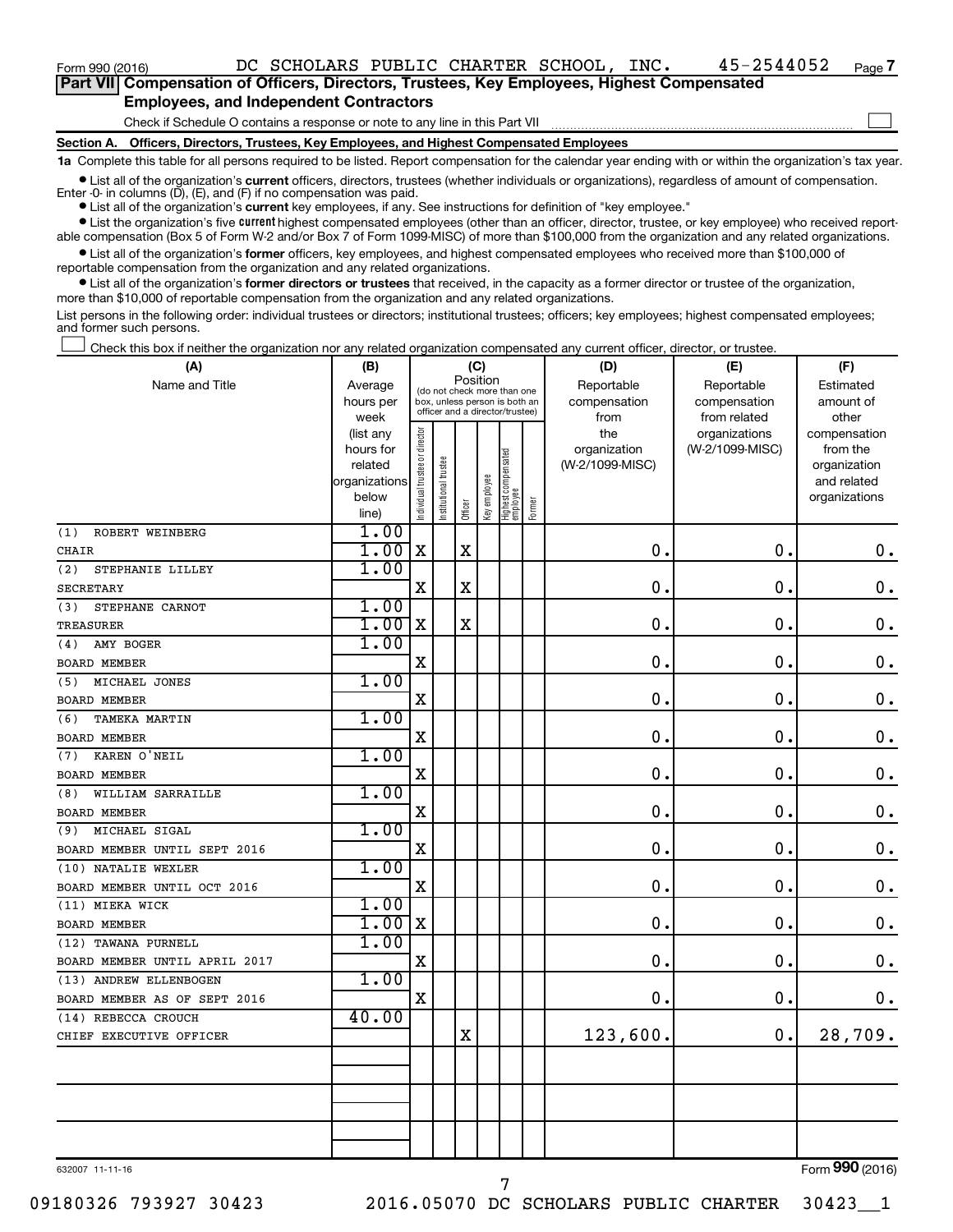Form 990 (2016) DC SCHOLARS PUBLIC CHARTER SCHOOL, INC. 45-2544052 Page 7

**Part VII Compensation of Officers, Directors, Trustees, Key Employees, Highest Compensated Employees, and Independent Contractors**

Check if Schedule O contains a response or note to any line in this Part VII ☐

**Section A. Officers, Directors, Trustees, Key Employees, and Highest Compensated Employees**

**1a** Complete this table for all persons required to be listed. Report compensation for the calendar year ending with or within the organization's tax year.

- List all of the organization's **current** officers, directors, trustees (whether individuals or organizations), regardless of amount of compensation. Enter -0- in columns (D), (E), and (F) if no compensation was paid.
- List all of the organization's **current** key employees, if any. See instructions for definition of "key employee."
- List the organization's five **current** highest compensated employees (other than an officer, director, trustee, or key employee) who received reportable compensation (Box 5 of Form W-2 and/or Box 7 of Form 1099-MISC) of more than $100,000 from the organization and any related organizations.
- List all of the organization's **former** officers, key employees, and highest compensated employees who received more than $100,000 of reportable compensation from the organization and any related organizations.
- List all of the organization's **former directors or trustees** that received, in the capacity as a former director or trustee of the organization, more than $10,000 of reportable compensation from the organization and any related organizations.

List persons in the following order: individual trustees or directors; institutional trustees; officers; key employees; highest compensated employees; and former such persons.

☐ Check this box if neither the organization nor any related organization compensated any current officer, director, or trustee.

| (A) Name and Title | (B) Average hours per week (list any hours for related organizations below line) | (C) Individual trustee or director | Institutional trustee | Officer | Key employee | Highest compensated employee | Former | (D) Reportable compensation from the organization (W-2/1099-MISC) | (E) Reportable compensation from related organizations (W-2/1099-MISC) | (F) Estimated amount of other compensation from the organization and related organizations |
|---|---|---|---|---|---|---|---|---|---|---|
| (1) ROBERT WEINBERG<br>CHAIR | 1.00<br>1.00 | X | | X | | | | 0. | 0. | 0. |
| (2) STEPHANIE LILLEY<br>SECRETARY | 1.00 | X | | X | | | | 0. | 0. | 0. |
| (3) STEPHANE CARNOT<br>TREASURER | 1.00<br>1.00 | X | | X | | | | 0. | 0. | 0. |
| (4) AMY BOGER<br>BOARD MEMBER | 1.00 | X | | | | | | 0. | 0. | 0. |
| (5) MICHAEL JONES<br>BOARD MEMBER | 1.00 | X | | | | | | 0. | 0. | 0. |
| (6) TAMEKA MARTIN<br>BOARD MEMBER | 1.00 | X | | | | | | 0. | 0. | 0. |
| (7) KAREN O'NEIL<br>BOARD MEMBER | 1.00 | X | | | | | | 0. | 0. | 0. |
| (8) WILLIAM SARRAILLE<br>BOARD MEMBER | 1.00 | X | | | | | | 0. | 0. | 0. |
| (9) MICHAEL SIGAL<br>BOARD MEMBER UNTIL SEPT 2016 | 1.00 | X | | | | | | 0. | 0. | 0. |
| (10) NATALIE WEXLER<br>BOARD MEMBER UNTIL OCT 2016 | 1.00 | X | | | | | | 0. | 0. | 0. |
| (11) MIEKA WICK<br>BOARD MEMBER | 1.00<br>1.00 | X | | | | | | 0. | 0. | 0. |
| (12) TAWANA PURNELL<br>BOARD MEMBER UNTIL APRIL 2017 | 1.00 | X | | | | | | 0. | 0. | 0. |
| (13) ANDREW ELLENBOGEN<br>BOARD MEMBER AS OF SEPT 2016 | 1.00 | X | | | | | | 0. | 0. | 0. |
| (14) REBECCA CROUCH<br>CHIEF EXECUTIVE OFFICER | 40.00 | | | X | | | | 123,600. | 0. | 28,709. |
| | | | | | | | | | | |
| | | | | | | | | | | |
| | | | | | | | | | | |

632007 11-11-16 Form **990** (2016)

09180326 793927 30423 2016.05070 DC SCHOLARS PUBLIC CHARTER 30423__1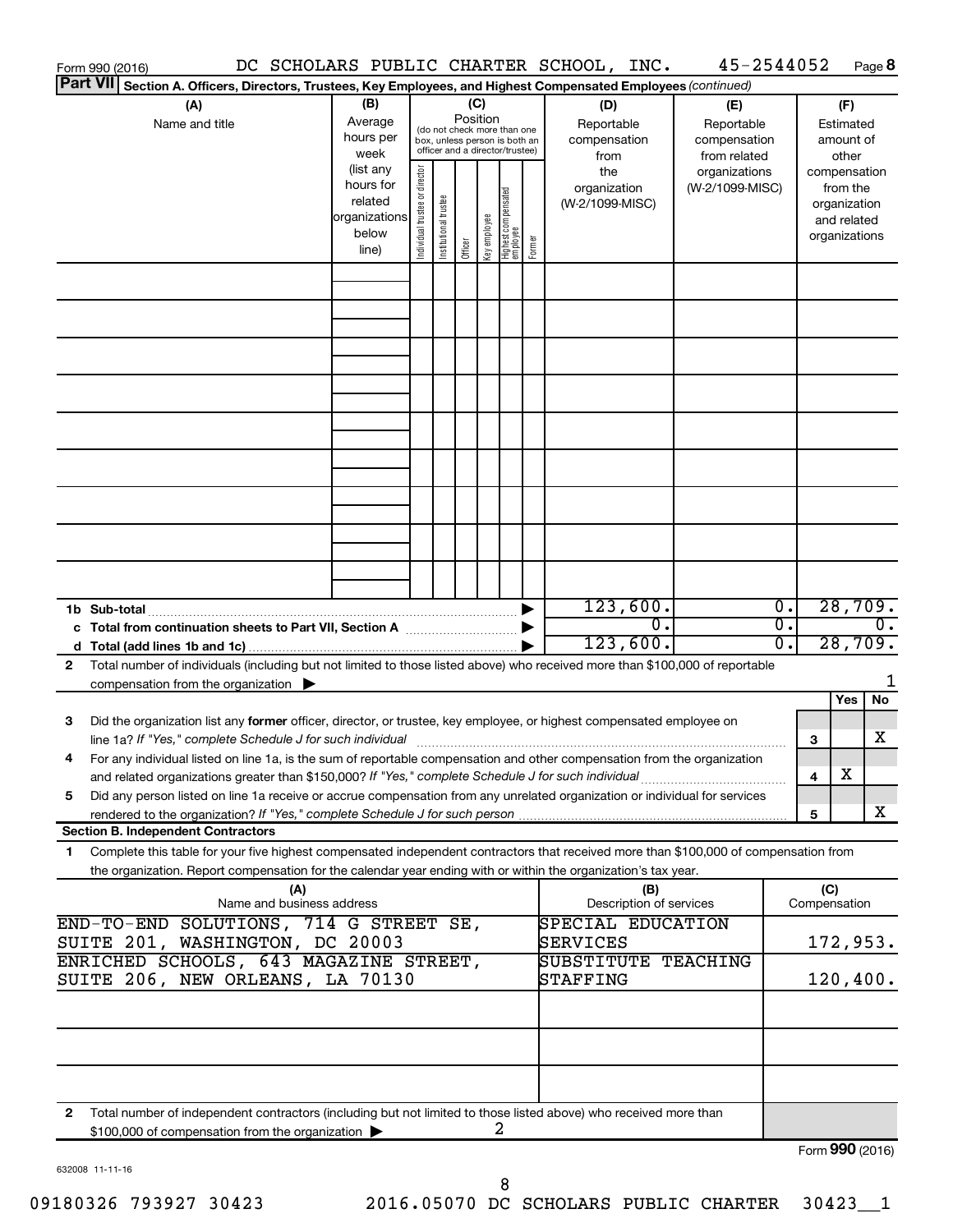Form 990 (2016) DC SCHOLARS PUBLIC CHARTER SCHOOL, INC. 45-2544052 Page 8

**Part VII Section A. Officers, Directors, Trustees, Key Employees, and Highest Compensated Employees** *(continued)*

| (A) Name and title | (B) Average hours per week (list any hours for related organizations below line) | (C) Position: Individual trustee or director | Institutional trustee | Officer | Key employee | Highest compensated employee | Former | (D) Reportable compensation from the organization (W-2/1099-MISC) | (E) Reportable compensation from related organizations (W-2/1099-MISC) | (F) Estimated amount of other compensation from the organization and related organizations |
|---|---|---|---|---|---|---|---|---|---|---|
| | | | | | | | | | | |
| **1b Sub-total** | | | | | | | | 123,600. | 0. | 28,709. |
| **c Total from continuation sheets to Part VII, Section A** | | | | | | | | 0. | 0. | 0. |
| **d Total (add lines 1b and 1c)** | | | | | | | | 123,600. | 0. | 28,709. |

**2** Total number of individuals (including but not limited to those listed above) who received more than $100,000 of reportable compensation from the organization ▶ 1

| | | | Yes | No |
|---|---|---|---|---|
| **3** | Did the organization list any **former** officer, director, or trustee, key employee, or highest compensated employee on line 1a? *If "Yes," complete Schedule J for such individual* | 3 | | X |
| **4** | For any individual listed on line 1a, is the sum of reportable compensation and other compensation from the organization and related organizations greater than $150,000? *If "Yes," complete Schedule J for such individual* | 4 | X | |
| **5** | Did any person listed on line 1a receive or accrue compensation from any unrelated organization or individual for services rendered to the organization? *If "Yes," complete Schedule J for such person* | 5 | | X |

**Section B. Independent Contractors**

**1** Complete this table for your five highest compensated independent contractors that received more than $100,000 of compensation from the organization. Report compensation for the calendar year ending with or within the organization's tax year.

| (A) Name and business address | (B) Description of services | (C) Compensation |
|---|---|---|
| END-TO-END SOLUTIONS, 714 G STREET SE, SUITE 201, WASHINGTON, DC 20003 | SPECIAL EDUCATION SERVICES | 172,953. |
| ENRICHED SCHOOLS, 643 MAGAZINE STREET, SUITE 206, NEW ORLEANS, LA 70130 | SUBSTITUTE TEACHING STAFFING | 120,400. |
| | | |
| | | |
| | | |

**2** Total number of independent contractors (including but not limited to those listed above) who received more than $100,000 of compensation from the organization ▶ 2

Form **990** (2016)

632008 11-11-16

09180326 793927 30423 2016.05070 DC SCHOLARS PUBLIC CHARTER 30423__1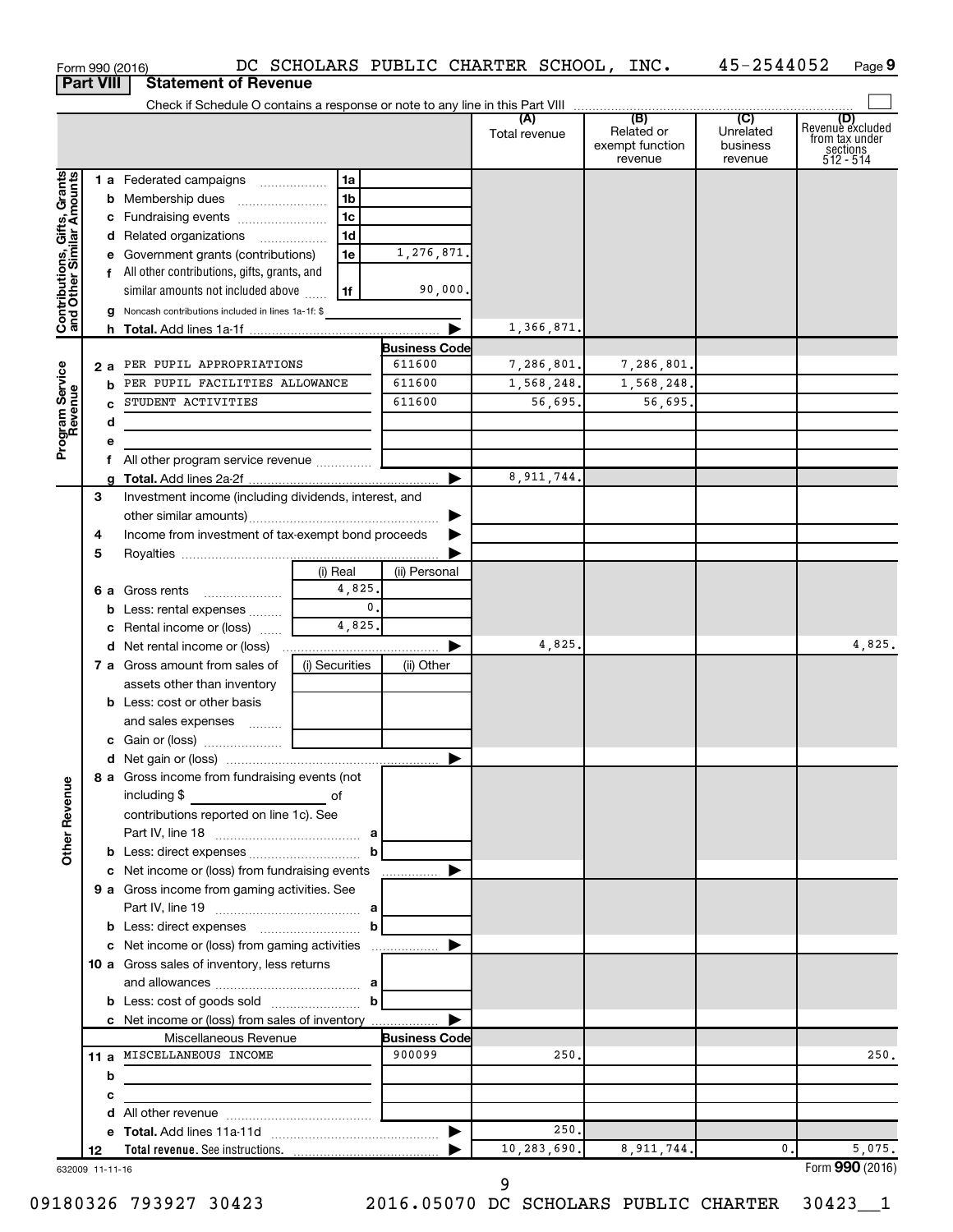Form 990 (2016) DC SCHOLARS PUBLIC CHARTER SCHOOL, INC. 45-2544052 Page 9

**Part VIII Statement of Revenue**

Check if Schedule O contains a response or note to any line in this Part VIII ☐

| | | | | (A) Total revenue | (B) Related or exempt function revenue | (C) Unrelated business revenue | (D) Revenue excluded from tax under sections 512 - 514 |
|---|---|---|---|---|---|---|---|
| **Contributions, Gifts, Grants and Other Similar Amounts** | 1 a Federated campaigns | 1a | | | | | |
| | b Membership dues | 1b | | | | | |
| | c Fundraising events | 1c | | | | | |
| | d Related organizations | 1d | | | | | |
| | e Government grants (contributions) | 1e | 1,276,871. | | | | |
| | f All other contributions, gifts, grants, and similar amounts not included above | 1f | 90,000. | | | | |
| | g Noncash contributions included in lines 1a-1f: $ | | | | | | |
| | h **Total.** Add lines 1a-1f | | ▶ | 1,366,871. | | | |
| **Program Service Revenue** | | | Business Code | | | | |
| | 2 a PER PUPIL APPROPRIATIONS | | 611600 | 7,286,801. | 7,286,801. | | |
| | b PER PUPIL FACILITIES ALLOWANCE | | 611600 | 1,568,248. | 1,568,248. | | |
| | c STUDENT ACTIVITIES | | 611600 | 56,695. | 56,695. | | |
| | d | | | | | | |
| | e | | | | | | |
| | f All other program service revenue | | | | | | |
| | g **Total.** Add lines 2a-2f | | ▶ | 8,911,744. | | | |
| **Other Revenue** | 3 Investment income (including dividends, interest, and other similar amounts) | | ▶ | | | | |
| | 4 Income from investment of tax-exempt bond proceeds | | ▶ | | | | |
| | 5 Royalties | | ▶ | | | | |
| | | (i) Real | (ii) Personal | | | | |
| | 6 a Gross rents | 4,825. | | | | | |
| | b Less: rental expenses | 0. | | | | | |
| | c Rental income or (loss) | 4,825. | | | | | |
| | d Net rental income or (loss) | | ▶ | 4,825. | | | 4,825. |
| | | (i) Securities | (ii) Other | | | | |
| | 7 a Gross amount from sales of assets other than inventory | | | | | | |
| | b Less: cost or other basis and sales expenses | | | | | | |
| | c Gain or (loss) | | | | | | |
| | d Net gain or (loss) | | ▶ | | | | |
| | 8 a Gross income from fundraising events (not including $ ______ of contributions reported on line 1c). See Part IV, line 18 | a | | | | | |
| | b Less: direct expenses | b | | | | | |
| | c Net income or (loss) from fundraising events | | ▶ | | | | |
| | 9 a Gross income from gaming activities. See Part IV, line 19 | a | | | | | |
| | b Less: direct expenses | b | | | | | |
| | c Net income or (loss) from gaming activities | | ▶ | | | | |
| | 10 a Gross sales of inventory, less returns and allowances | a | | | | | |
| | b Less: cost of goods sold | b | | | | | |
| | c Net income or (loss) from sales of inventory | | ▶ | | | | |
| | Miscellaneous Revenue | | Business Code | | | | |
| | 11 a MISCELLANEOUS INCOME | | 900099 | 250. | | | 250. |
| | b | | | | | | |
| | c | | | | | | |
| | d All other revenue | | | | | | |
| | e **Total.** Add lines 11a-11d | | ▶ | 250. | | | |
| | 12 **Total revenue.** See instructions. | | ▶ | 10,283,690. | 8,911,744. | 0. | 5,075. |

632009 11-11-16 Form **990** (2016)

09180326 793927 30423 2016.05070 DC SCHOLARS PUBLIC CHARTER 30423__1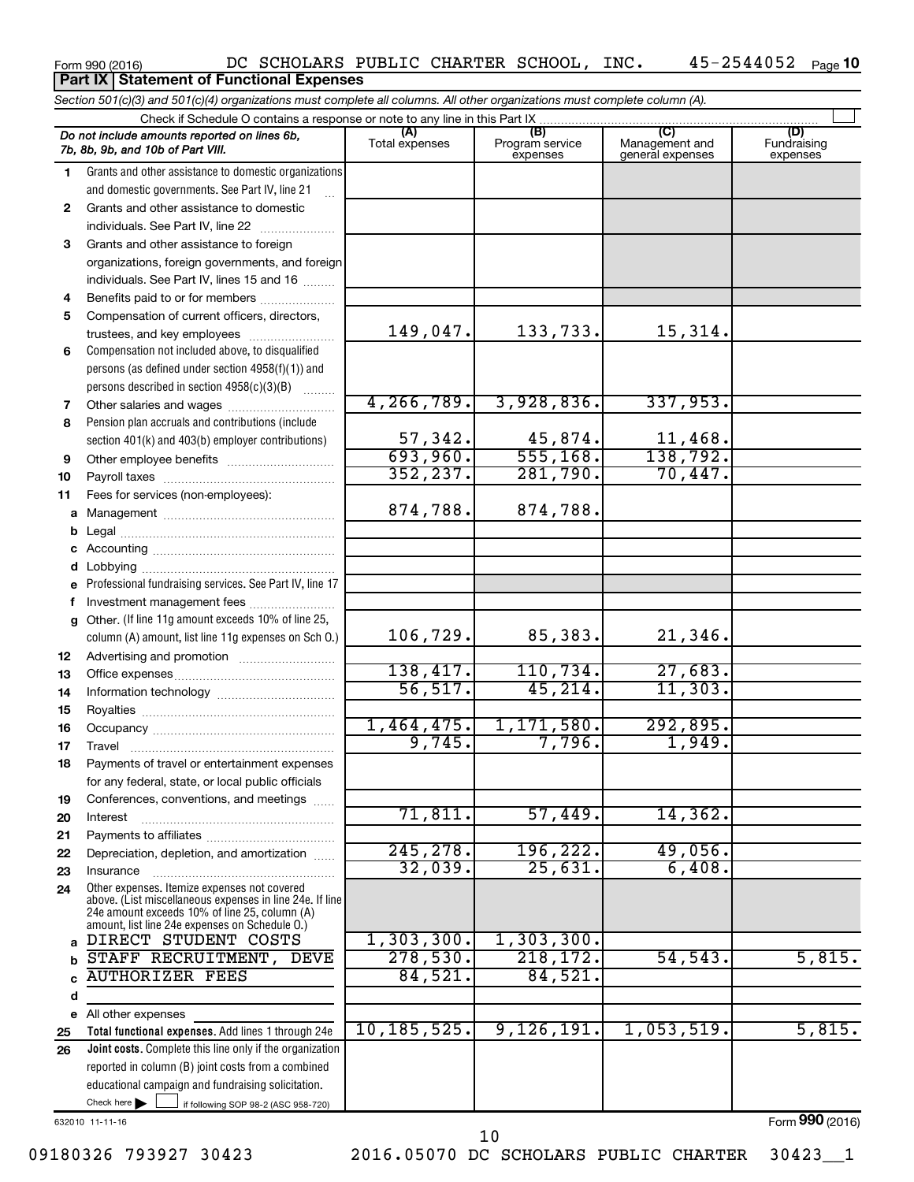Form 990 (2016) DC SCHOLARS PUBLIC CHARTER SCHOOL, INC. 45-2544052 Page **10**

## Part IX Statement of Functional Expenses

*Section 501(c)(3) and 501(c)(4) organizations must complete all columns. All other organizations must complete column (A).*

Check if Schedule O contains a response or note to any line in this Part IX

| | *Do not include amounts reported on lines 6b, 7b, 8b, 9b, and 10b of Part VIII.* | (A) Total expenses | (B) Program service expenses | (C) Management and general expenses | (D) Fundraising expenses |
|---|---|---|---|---|---|
| 1 | Grants and other assistance to domestic organizations and domestic governments. See Part IV, line 21 | | | | |
| 2 | Grants and other assistance to domestic individuals. See Part IV, line 22 | | | | |
| 3 | Grants and other assistance to foreign organizations, foreign governments, and foreign individuals. See Part IV, lines 15 and 16 | | | | |
| 4 | Benefits paid to or for members | | | | |
| 5 | Compensation of current officers, directors, trustees, and key employees | 149,047. | 133,733. | 15,314. | |
| 6 | Compensation not included above, to disqualified persons (as defined under section 4958(f)(1)) and persons described in section 4958(c)(3)(B) | | | | |
| 7 | Other salaries and wages | 4,266,789. | 3,928,836. | 337,953. | |
| 8 | Pension plan accruals and contributions (include section 401(k) and 403(b) employer contributions) | 57,342. | 45,874. | 11,468. | |
| 9 | Other employee benefits | 693,960. | 555,168. | 138,792. | |
| 10 | Payroll taxes | 352,237. | 281,790. | 70,447. | |
| 11 | Fees for services (non-employees): | | | | |
| a | Management | 874,788. | 874,788. | | |
| b | Legal | | | | |
| c | Accounting | | | | |
| d | Lobbying | | | | |
| e | Professional fundraising services. See Part IV, line 17 | | | | |
| f | Investment management fees | | | | |
| g | Other. (If line 11g amount exceeds 10% of line 25, column (A) amount, list line 11g expenses on Sch O.) | 106,729. | 85,383. | 21,346. | |
| 12 | Advertising and promotion | | | | |
| 13 | Office expenses | 138,417. | 110,734. | 27,683. | |
| 14 | Information technology | 56,517. | 45,214. | 11,303. | |
| 15 | Royalties | | | | |
| 16 | Occupancy | 1,464,475. | 1,171,580. | 292,895. | |
| 17 | Travel | 9,745. | 7,796. | 1,949. | |
| 18 | Payments of travel or entertainment expenses for any federal, state, or local public officials | | | | |
| 19 | Conferences, conventions, and meetings | | | | |
| 20 | Interest | 71,811. | 57,449. | 14,362. | |
| 21 | Payments to affiliates | | | | |
| 22 | Depreciation, depletion, and amortization | 245,278. | 196,222. | 49,056. | |
| 23 | Insurance | 32,039. | 25,631. | 6,408. | |
| 24 | Other expenses. Itemize expenses not covered above. (List miscellaneous expenses in line 24e. If line 24e amount exceeds 10% of line 25, column (A) amount, list line 24e expenses on Schedule O.) | | | | |
| a | DIRECT STUDENT COSTS | 1,303,300. | 1,303,300. | | |
| b | STAFF RECRUITMENT, DEVE | 278,530. | 218,172. | 54,543. | 5,815. |
| c | AUTHORIZER FEES | 84,521. | 84,521. | | |
| d | | | | | |
| e | All other expenses | | | | |
| 25 | **Total functional expenses.** Add lines 1 through 24e | 10,185,525. | 9,126,191. | 1,053,519. | 5,815. |
| 26 | **Joint costs.** Complete this line only if the organization reported in column (B) joint costs from a combined educational campaign and fundraising solicitation. Check here ☐ if following SOP 98-2 (ASC 958-720) | | | | |

632010 11-11-16

Form **990** (2016)

09180326 793927 30423 2016.05070 DC SCHOLARS PUBLIC CHARTER 30423__1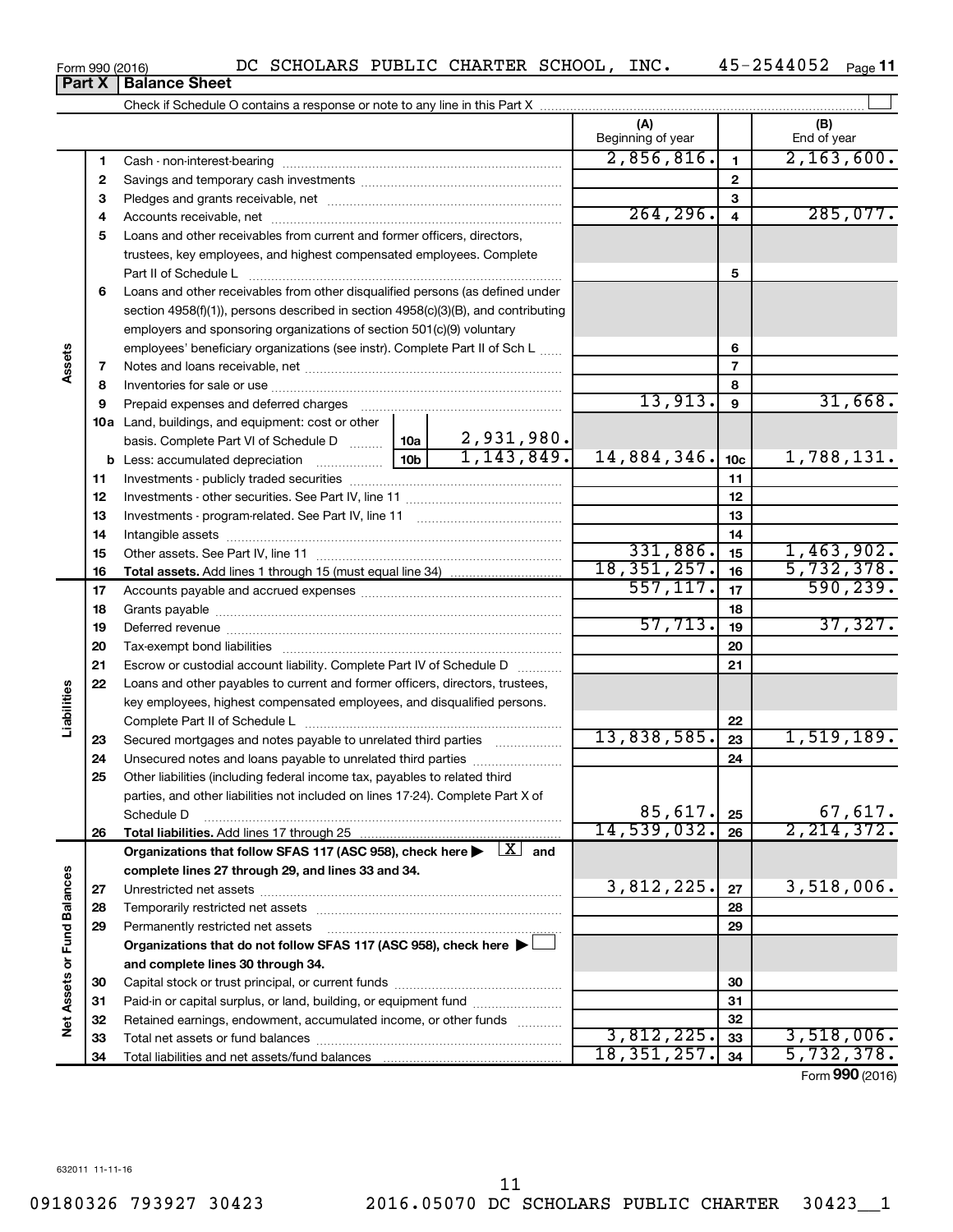Form 990 (2016) DC SCHOLARS PUBLIC CHARTER SCHOOL, INC. 45-2544052 Page 11

**Part X | Balance Sheet**

Check if Schedule O contains a response or note to any line in this Part X ☐

| | | | (A) Beginning of year | | (B) End of year |
|---|---|---|---|---|---|
| Assets | 1 | Cash - non-interest-bearing | 2,856,816. | 1 | 2,163,600. |
| | 2 | Savings and temporary cash investments | | 2 | |
| | 3 | Pledges and grants receivable, net | | 3 | |
| | 4 | Accounts receivable, net | 264,296. | 4 | 285,077. |
| | 5 | Loans and other receivables from current and former officers, directors, trustees, key employees, and highest compensated employees. Complete Part II of Schedule L | | 5 | |
| | 6 | Loans and other receivables from other disqualified persons (as defined under section 4958(f)(1)), persons described in section 4958(c)(3)(B), and contributing employers and sponsoring organizations of section 501(c)(9) voluntary employees' beneficiary organizations (see instr). Complete Part II of Sch L | | 6 | |
| | 7 | Notes and loans receivable, net | | 7 | |
| | 8 | Inventories for sale or use | | 8 | |
| | 9 | Prepaid expenses and deferred charges | 13,913. | 9 | 31,668. |
| | 10a | Land, buildings, and equipment: cost or other basis. Complete Part VI of Schedule D — 10a: 2,931,980. | | | |
| | b | Less: accumulated depreciation — 10b: 1,143,849. | 14,884,346. | 10c | 1,788,131. |
| | 11 | Investments - publicly traded securities | | 11 | |
| | 12 | Investments - other securities. See Part IV, line 11 | | 12 | |
| | 13 | Investments - program-related. See Part IV, line 11 | | 13 | |
| | 14 | Intangible assets | | 14 | |
| | 15 | Other assets. See Part IV, line 11 | 331,886. | 15 | 1,463,902. |
| | 16 | **Total assets.** Add lines 1 through 15 (must equal line 34) | 18,351,257. | 16 | 5,732,378. |
| Liabilities | 17 | Accounts payable and accrued expenses | 557,117. | 17 | 590,239. |
| | 18 | Grants payable | | 18 | |
| | 19 | Deferred revenue | 57,713. | 19 | 37,327. |
| | 20 | Tax-exempt bond liabilities | | 20 | |
| | 21 | Escrow or custodial account liability. Complete Part IV of Schedule D | | 21 | |
| | 22 | Loans and other payables to current and former officers, directors, trustees, key employees, highest compensated employees, and disqualified persons. Complete Part II of Schedule L | | 22 | |
| | 23 | Secured mortgages and notes payable to unrelated third parties | 13,838,585. | 23 | 1,519,189. |
| | 24 | Unsecured notes and loans payable to unrelated third parties | | 24 | |
| | 25 | Other liabilities (including federal income tax, payables to related third parties, and other liabilities not included on lines 17-24). Complete Part X of Schedule D | 85,617. | 25 | 67,617. |
| | 26 | **Total liabilities.** Add lines 17 through 25 | 14,539,032. | 26 | 2,214,372. |
| Net Assets or Fund Balances | | **Organizations that follow SFAS 117 (ASC 958), check here ▶ ☒ and complete lines 27 through 29, and lines 33 and 34.** | | | |
| | 27 | Unrestricted net assets | 3,812,225. | 27 | 3,518,006. |
| | 28 | Temporarily restricted net assets | | 28 | |
| | 29 | Permanently restricted net assets | | 29 | |
| | | **Organizations that do not follow SFAS 117 (ASC 958), check here ▶ ☐ and complete lines 30 through 34.** | | | |
| | 30 | Capital stock or trust principal, or current funds | | 30 | |
| | 31 | Paid-in or capital surplus, or land, building, or equipment fund | | 31 | |
| | 32 | Retained earnings, endowment, accumulated income, or other funds | | 32 | |
| | 33 | Total net assets or fund balances | 3,812,225. | 33 | 3,518,006. |
| | 34 | Total liabilities and net assets/fund balances | 18,351,257. | 34 | 5,732,378. |

Form **990** (2016)

632011 11-11-16

09180326 793927 30423 2016.05070 DC SCHOLARS PUBLIC CHARTER 30423__1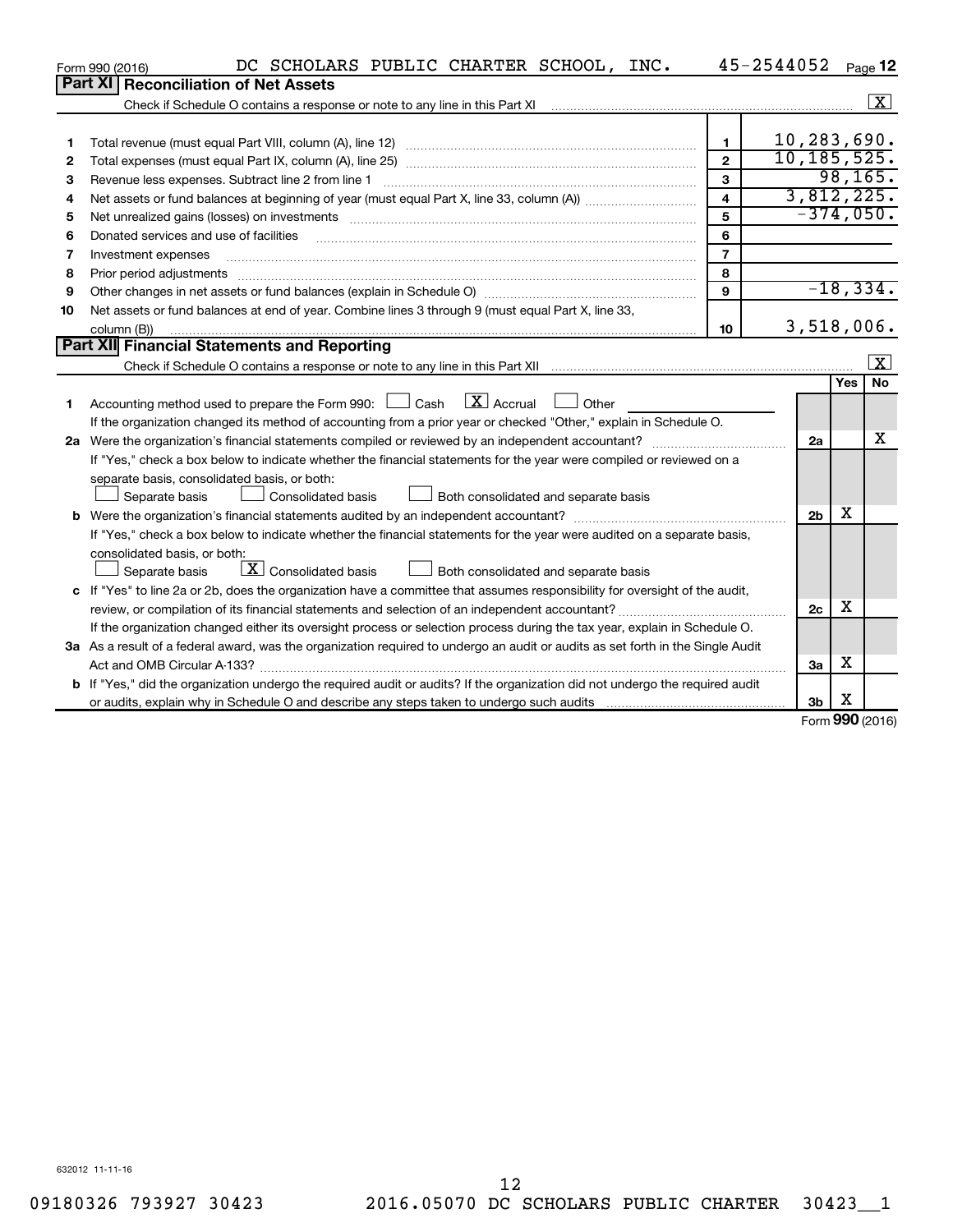Form 990 (2016) DC SCHOLARS PUBLIC CHARTER SCHOOL, INC. 45-2544052 Page 12

## Part XI Reconciliation of Net Assets

Check if Schedule O contains a response or note to any line in this Part XI [X]

| | | | |
|---|---|---|---|
| 1 | Total revenue (must equal Part VIII, column (A), line 12) | 1 | 10,283,690. |
| 2 | Total expenses (must equal Part IX, column (A), line 25) | 2 | 10,185,525. |
| 3 | Revenue less expenses. Subtract line 2 from line 1 | 3 | 98,165. |
| 4 | Net assets or fund balances at beginning of year (must equal Part X, line 33, column (A)) | 4 | 3,812,225. |
| 5 | Net unrealized gains (losses) on investments | 5 | -374,050. |
| 6 | Donated services and use of facilities | 6 | |
| 7 | Investment expenses | 7 | |
| 8 | Prior period adjustments | 8 | |
| 9 | Other changes in net assets or fund balances (explain in Schedule O) | 9 | -18,334. |
| 10 | Net assets or fund balances at end of year. Combine lines 3 through 9 (must equal Part X, line 33, column (B)) | 10 | 3,518,006. |

## Part XII Financial Statements and Reporting

Check if Schedule O contains a response or note to any line in this Part XII [X]

| | | | Yes | No |
|---|---|---|---|---|
| 1 | Accounting method used to prepare the Form 990: [ ] Cash [X] Accrual [ ] Other | | | |
| | If the organization changed its method of accounting from a prior year or checked "Other," explain in Schedule O. | | | |
| 2a | Were the organization's financial statements compiled or reviewed by an independent accountant? | 2a | | X |
| | If "Yes," check a box below to indicate whether the financial statements for the year were compiled or reviewed on a separate basis, consolidated basis, or both: [ ] Separate basis [ ] Consolidated basis [ ] Both consolidated and separate basis | | | |
| b | Were the organization's financial statements audited by an independent accountant? | 2b | X | |
| | If "Yes," check a box below to indicate whether the financial statements for the year were audited on a separate basis, consolidated basis, or both: [ ] Separate basis [X] Consolidated basis [ ] Both consolidated and separate basis | | | |
| c | If "Yes" to line 2a or 2b, does the organization have a committee that assumes responsibility for oversight of the audit, review, or compilation of its financial statements and selection of an independent accountant? | 2c | X | |
| | If the organization changed either its oversight process or selection process during the tax year, explain in Schedule O. | | | |
| 3a | As a result of a federal award, was the organization required to undergo an audit or audits as set forth in the Single Audit Act and OMB Circular A-133? | 3a | X | |
| b | If "Yes," did the organization undergo the required audit or audits? If the organization did not undergo the required audit or audits, explain why in Schedule O and describe any steps taken to undergo such audits | 3b | X | |

Form 990 (2016)

632012 11-11-16

09180326 793927 30423 2016.05070 DC SCHOLARS PUBLIC CHARTER 30423__1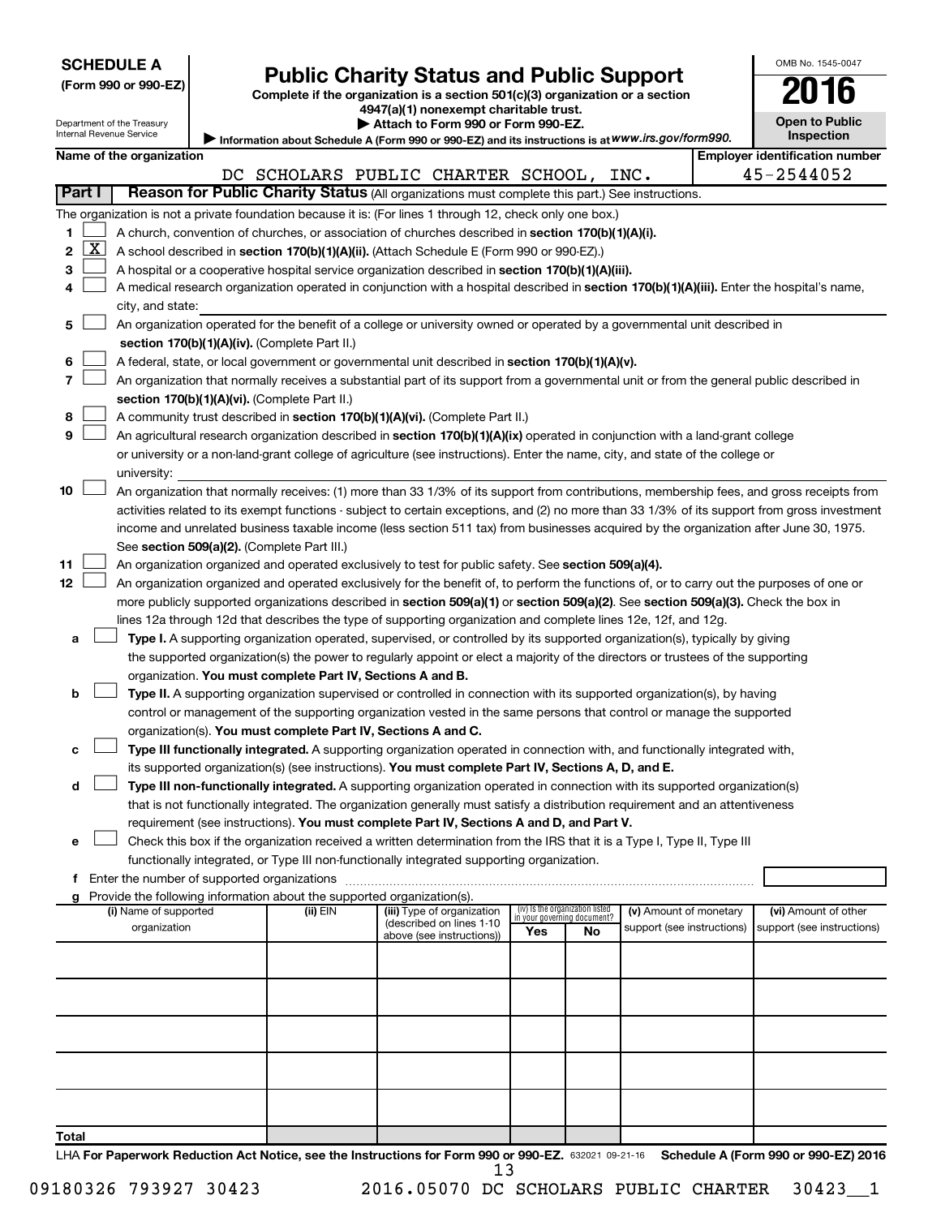**SCHEDULE A**
**(Form 990 or 990-EZ)**

Department of the Treasury
Internal Revenue Service

# Public Charity Status and Public Support

**Complete if the organization is a section 501(c)(3) organization or a section 4947(a)(1) nonexempt charitable trust.**
**▶ Attach to Form 990 or Form 990-EZ.**
**▶ Information about Schedule A (Form 990 or 990-EZ) and its instructions is at** *www.irs.gov/form990.*

OMB No. 1545-0047
**2016**
**Open to Public Inspection**

**Name of the organization:** DC SCHOLARS PUBLIC CHARTER SCHOOL, INC.
**Employer identification number:** 45-2544052

## Part I — Reason for Public Charity Status (All organizations must complete this part.) See instructions.

The organization is not a private foundation because it is: (For lines 1 through 12, check only one box.)

1. [ ] A church, convention of churches, or association of churches described in **section 170(b)(1)(A)(i).**
2. [X] A school described in **section 170(b)(1)(A)(ii).** (Attach Schedule E (Form 990 or 990-EZ).)
3. [ ] A hospital or a cooperative hospital service organization described in **section 170(b)(1)(A)(iii).**
4. [ ] A medical research organization operated in conjunction with a hospital described in **section 170(b)(1)(A)(iii).** Enter the hospital's name, city, and state:
5. [ ] An organization operated for the benefit of a college or university owned or operated by a governmental unit described in **section 170(b)(1)(A)(iv).** (Complete Part II.)
6. [ ] A federal, state, or local government or governmental unit described in **section 170(b)(1)(A)(v).**
7. [ ] An organization that normally receives a substantial part of its support from a governmental unit or from the general public described in **section 170(b)(1)(A)(vi).** (Complete Part II.)
8. [ ] A community trust described in **section 170(b)(1)(A)(vi).** (Complete Part II.)
9. [ ] An agricultural research organization described in **section 170(b)(1)(A)(ix)** operated in conjunction with a land-grant college or university or a non-land-grant college of agriculture (see instructions). Enter the name, city, and state of the college or university:
10. [ ] An organization that normally receives: (1) more than 33 1/3% of its support from contributions, membership fees, and gross receipts from activities related to its exempt functions - subject to certain exceptions, and (2) no more than 33 1/3% of its support from gross investment income and unrelated business taxable income (less section 511 tax) from businesses acquired by the organization after June 30, 1975. See **section 509(a)(2).** (Complete Part III.)
11. [ ] An organization organized and operated exclusively to test for public safety. See **section 509(a)(4).**
12. [ ] An organization organized and operated exclusively for the benefit of, to perform the functions of, or to carry out the purposes of one or more publicly supported organizations described in **section 509(a)(1)** or **section 509(a)(2).** See **section 509(a)(3).** Check the box in lines 12a through 12d that describes the type of supporting organization and complete lines 12e, 12f, and 12g.
   - **a** [ ] **Type I.** A supporting organization operated, supervised, or controlled by its supported organization(s), typically by giving the supported organization(s) the power to regularly appoint or elect a majority of the directors or trustees of the supporting organization. **You must complete Part IV, Sections A and B.**
   - **b** [ ] **Type II.** A supporting organization supervised or controlled in connection with its supported organization(s), by having control or management of the supporting organization vested in the same persons that control or manage the supported organization(s). **You must complete Part IV, Sections A and C.**
   - **c** [ ] **Type III functionally integrated.** A supporting organization operated in connection with, and functionally integrated with, its supported organization(s) (see instructions). **You must complete Part IV, Sections A, D, and E.**
   - **d** [ ] **Type III non-functionally integrated.** A supporting organization operated in connection with its supported organization(s) that is not functionally integrated. The organization generally must satisfy a distribution requirement and an attentiveness requirement (see instructions). **You must complete Part IV, Sections A and D, and Part V.**
   - **e** [ ] Check this box if the organization received a written determination from the IRS that it is a Type I, Type II, Type III functionally integrated, or Type III non-functionally integrated supporting organization.
   - **f** Enter the number of supported organizations
   - **g** Provide the following information about the supported organization(s).

| (i) Name of supported organization | (ii) EIN | (iii) Type of organization (described on lines 1-10 above (see instructions)) | (iv) Is the organization listed in your governing document? Yes | No | (v) Amount of monetary support (see instructions) | (vi) Amount of other support (see instructions) |
|---|---|---|---|---|---|---|
| | | | | | | |
| | | | | | | |
| | | | | | | |
| | | | | | | |
| | | | | | | |
| **Total** | | | | | | |

LHA **For Paperwork Reduction Act Notice, see the Instructions for Form 990 or 990-EZ.** 632021 09-21-16 **Schedule A (Form 990 or 990-EZ) 2016**

09180326 793927 30423 2016.05070 DC SCHOLARS PUBLIC CHARTER 30423__1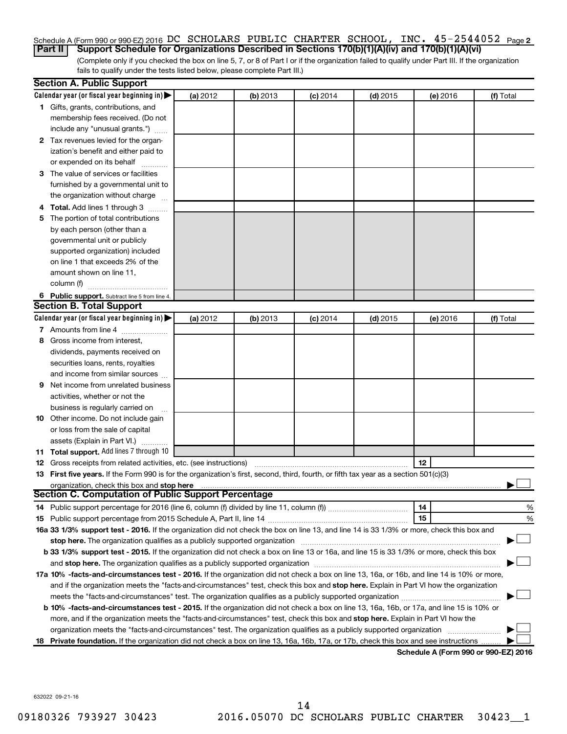Schedule A (Form 990 or 990-EZ) 2016 DC SCHOLARS PUBLIC CHARTER SCHOOL, INC. 45-2544052 Page 2

**Part II** **Support Schedule for Organizations Described in Sections 170(b)(1)(A)(iv) and 170(b)(1)(A)(vi)**

(Complete only if you checked the box on line 5, 7, or 8 of Part I or if the organization failed to qualify under Part III. If the organization fails to qualify under the tests listed below, please complete Part III.)

## Section A. Public Support

| Calendar year (or fiscal year beginning in) ▶ | (a) 2012 | (b) 2013 | (c) 2014 | (d) 2015 | (e) 2016 | (f) Total |
|---|---|---|---|---|---|---|
| **1** Gifts, grants, contributions, and membership fees received. (Do not include any "unusual grants.") | | | | | | |
| **2** Tax revenues levied for the organization's benefit and either paid to or expended on its behalf | | | | | | |
| **3** The value of services or facilities furnished by a governmental unit to the organization without charge | | | | | | |
| **4** **Total.** Add lines 1 through 3 | | | | | | |
| **5** The portion of total contributions by each person (other than a governmental unit or publicly supported organization) included on line 1 that exceeds 2% of the amount shown on line 11, column (f) | | | | | | |
| **6** **Public support.** Subtract line 5 from line 4. | | | | | | |

## Section B. Total Support

| Calendar year (or fiscal year beginning in) ▶ | (a) 2012 | (b) 2013 | (c) 2014 | (d) 2015 | (e) 2016 | (f) Total |
|---|---|---|---|---|---|---|
| **7** Amounts from line 4 | | | | | | |
| **8** Gross income from interest, dividends, payments received on securities loans, rents, royalties and income from similar sources | | | | | | |
| **9** Net income from unrelated business activities, whether or not the business is regularly carried on | | | | | | |
| **10** Other income. Do not include gain or loss from the sale of capital assets (Explain in Part VI.) | | | | | | |
| **11** **Total support.** Add lines 7 through 10 | | | | | | |

**12** Gross receipts from related activities, etc. (see instructions) | **12** |

**13** **First five years.** If the Form 990 is for the organization's first, second, third, fourth, or fifth tax year as a section 501(c)(3) organization, check this box and **stop here** ▶ ☐

## Section C. Computation of Public Support Percentage

**14** Public support percentage for 2016 (line 6, column (f) divided by line 11, column (f)) | **14** | %

**15** Public support percentage from 2015 Schedule A, Part II, line 14 | **15** | %

**16a 33 1/3% support test - 2016.** If the organization did not check the box on line 13, and line 14 is 33 1/3% or more, check this box and **stop here.** The organization qualifies as a publicly supported organization ▶ ☐

**b 33 1/3% support test - 2015.** If the organization did not check a box on line 13 or 16a, and line 15 is 33 1/3% or more, check this box and **stop here.** The organization qualifies as a publicly supported organization ▶ ☐

**17a 10% -facts-and-circumstances test - 2016.** If the organization did not check a box on line 13, 16a, or 16b, and line 14 is 10% or more, and if the organization meets the "facts-and-circumstances" test, check this box and **stop here.** Explain in Part VI how the organization meets the "facts-and-circumstances" test. The organization qualifies as a publicly supported organization ▶ ☐

**b 10% -facts-and-circumstances test - 2015.** If the organization did not check a box on line 13, 16a, 16b, or 17a, and line 15 is 10% or more, and if the organization meets the "facts-and-circumstances" test, check this box and **stop here.** Explain in Part VI how the organization meets the "facts-and-circumstances" test. The organization qualifies as a publicly supported organization ▶ ☐

**18** **Private foundation.** If the organization did not check a box on line 13, 16a, 16b, 17a, or 17b, check this box and see instructions ▶ ☐

**Schedule A (Form 990 or 990-EZ) 2016**

632022 09-21-16

09180326 793927 30423 2016.05070 DC SCHOLARS PUBLIC CHARTER 30423__1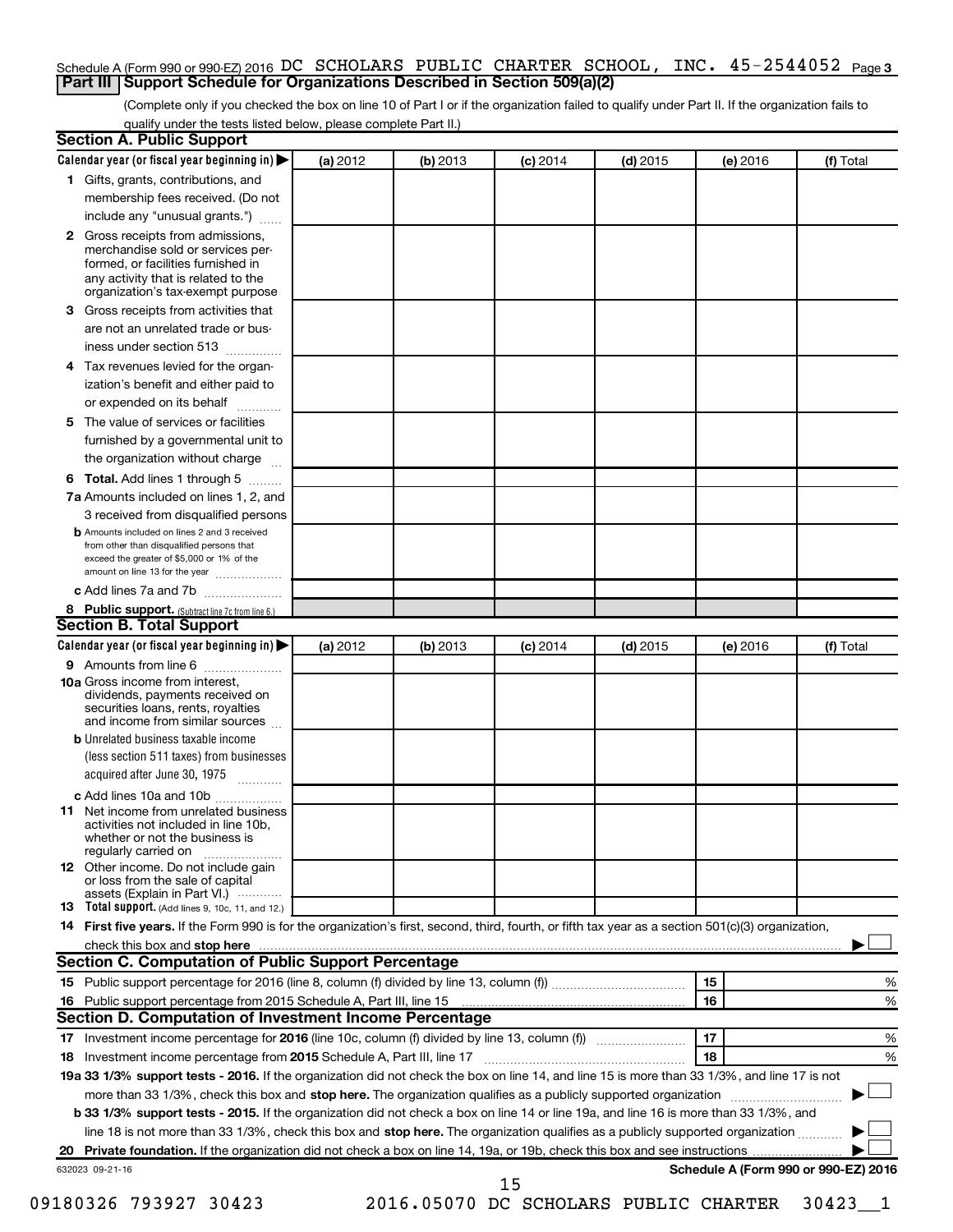Schedule A (Form 990 or 990-EZ) 2016 DC SCHOLARS PUBLIC CHARTER SCHOOL, INC. 45-2544052 Page **3**

## Part III Support Schedule for Organizations Described in Section 509(a)(2)

(Complete only if you checked the box on line 10 of Part I or if the organization failed to qualify under Part II. If the organization fails to qualify under the tests listed below, please complete Part II.)

### Section A. Public Support

| Calendar year (or fiscal year beginning in) ▶ | (a) 2012 | (b) 2013 | (c) 2014 | (d) 2015 | (e) 2016 | (f) Total |
|---|---|---|---|---|---|---|
| **1** Gifts, grants, contributions, and membership fees received. (Do not include any "unusual grants.") | | | | | | |
| **2** Gross receipts from admissions, merchandise sold or services performed, or facilities furnished in any activity that is related to the organization's tax-exempt purpose | | | | | | |
| **3** Gross receipts from activities that are not an unrelated trade or business under section 513 | | | | | | |
| **4** Tax revenues levied for the organization's benefit and either paid to or expended on its behalf | | | | | | |
| **5** The value of services or facilities furnished by a governmental unit to the organization without charge | | | | | | |
| **6 Total.** Add lines 1 through 5 | | | | | | |
| **7a** Amounts included on lines 1, 2, and 3 received from disqualified persons | | | | | | |
| **b** Amounts included on lines 2 and 3 received from other than disqualified persons that exceed the greater of $5,000 or 1% of the amount on line 13 for the year | | | | | | |
| **c** Add lines 7a and 7b | | | | | | |
| **8 Public support.** (Subtract line 7c from line 6.) | | | | | | |

### Section B. Total Support

| Calendar year (or fiscal year beginning in) ▶ | (a) 2012 | (b) 2013 | (c) 2014 | (d) 2015 | (e) 2016 | (f) Total |
|---|---|---|---|---|---|---|
| **9** Amounts from line 6 | | | | | | |
| **10a** Gross income from interest, dividends, payments received on securities loans, rents, royalties and income from similar sources | | | | | | |
| **b** Unrelated business taxable income (less section 511 taxes) from businesses acquired after June 30, 1975 | | | | | | |
| **c** Add lines 10a and 10b | | | | | | |
| **11** Net income from unrelated business activities not included in line 10b, whether or not the business is regularly carried on | | | | | | |
| **12** Other income. Do not include gain or loss from the sale of capital assets (Explain in Part VI.) | | | | | | |
| **13 Total support.** (Add lines 9, 10c, 11, and 12.) | | | | | | |

**14 First five years.** If the Form 990 is for the organization's first, second, third, fourth, or fifth tax year as a section 501(c)(3) organization, check this box and **stop here** ▶ ☐

### Section C. Computation of Public Support Percentage

| | | | |
|---|---|---|---|
| **15** Public support percentage for 2016 (line 8, column (f) divided by line 13, column (f)) | 15 | | % |
| **16** Public support percentage from 2015 Schedule A, Part III, line 15 | 16 | | % |

### Section D. Computation of Investment Income Percentage

| | | | |
|---|---|---|---|
| **17** Investment income percentage for **2016** (line 10c, column (f) divided by line 13, column (f)) | 17 | | % |
| **18** Investment income percentage from **2015** Schedule A, Part III, line 17 | 18 | | % |

**19a 33 1/3% support tests - 2016.** If the organization did not check the box on line 14, and line 15 is more than 33 1/3%, and line 17 is not more than 33 1/3%, check this box and **stop here.** The organization qualifies as a publicly supported organization ▶ ☐

**b 33 1/3% support tests - 2015.** If the organization did not check a box on line 14 or line 19a, and line 16 is more than 33 1/3%, and line 18 is not more than 33 1/3%, check this box and **stop here.** The organization qualifies as a publicly supported organization ▶ ☐

**20 Private foundation.** If the organization did not check a box on line 14, 19a, or 19b, check this box and see instructions ▶ ☐

632023 09-21-16 **Schedule A (Form 990 or 990-EZ) 2016**

09180326 793927 30423 2016.05070 DC SCHOLARS PUBLIC CHARTER 30423__1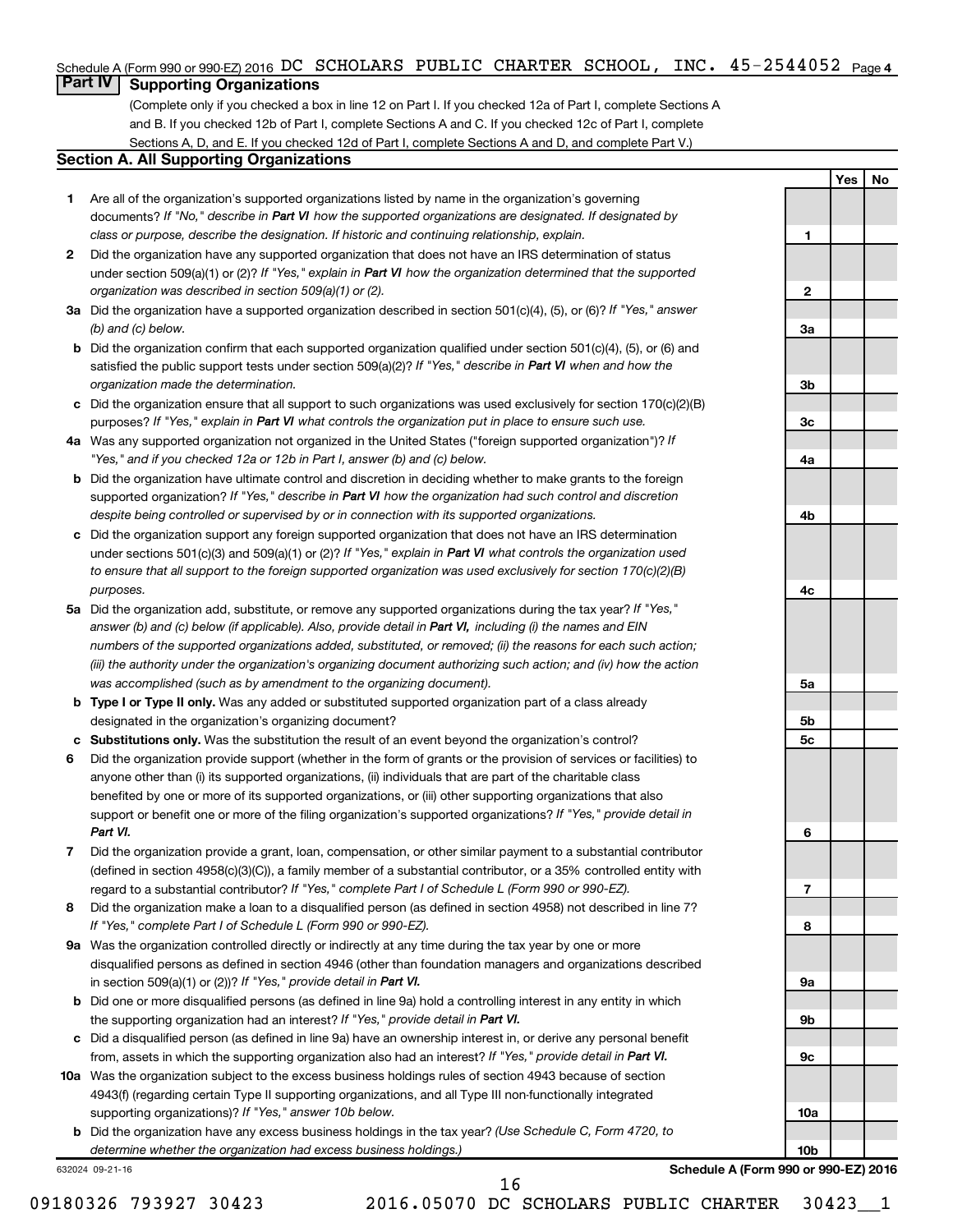Schedule A (Form 990 or 990-EZ) 2016 DC SCHOLARS PUBLIC CHARTER SCHOOL, INC. 45-2544052 Page 4

## Part IV Supporting Organizations

(Complete only if you checked a box in line 12 on Part I. If you checked 12a of Part I, complete Sections A and B. If you checked 12b of Part I, complete Sections A and C. If you checked 12c of Part I, complete Sections A, D, and E. If you checked 12d of Part I, complete Sections A and D, and complete Part V.)

### Section A. All Supporting Organizations

| | | | Yes | No |
|---|---|---|---|---|
| **1** | Are all of the organization's supported organizations listed by name in the organization's governing documents? *If "No," describe in **Part VI** how the supported organizations are designated. If designated by class or purpose, describe the designation. If historic and continuing relationship, explain.* | **1** | | |
| **2** | Did the organization have any supported organization that does not have an IRS determination of status under section 509(a)(1) or (2)? *If "Yes," explain in **Part VI** how the organization determined that the supported organization was described in section 509(a)(1) or (2).* | **2** | | |
| **3a** | Did the organization have a supported organization described in section 501(c)(4), (5), or (6)? *If "Yes," answer (b) and (c) below.* | **3a** | | |
| **b** | Did the organization confirm that each supported organization qualified under section 501(c)(4), (5), or (6) and satisfied the public support tests under section 509(a)(2)? *If "Yes," describe in **Part VI** when and how the organization made the determination.* | **3b** | | |
| **c** | Did the organization ensure that all support to such organizations was used exclusively for section 170(c)(2)(B) purposes? *If "Yes," explain in **Part VI** what controls the organization put in place to ensure such use.* | **3c** | | |
| **4a** | Was any supported organization not organized in the United States ("foreign supported organization")? *If "Yes," and if you checked 12a or 12b in Part I, answer (b) and (c) below.* | **4a** | | |
| **b** | Did the organization have ultimate control and discretion in deciding whether to make grants to the foreign supported organization? *If "Yes," describe in **Part VI** how the organization had such control and discretion despite being controlled or supervised by or in connection with its supported organizations.* | **4b** | | |
| **c** | Did the organization support any foreign supported organization that does not have an IRS determination under sections 501(c)(3) and 509(a)(1) or (2)? *If "Yes," explain in **Part VI** what controls the organization used to ensure that all support to the foreign supported organization was used exclusively for section 170(c)(2)(B) purposes.* | **4c** | | |
| **5a** | Did the organization add, substitute, or remove any supported organizations during the tax year? *If "Yes," answer (b) and (c) below (if applicable). Also, provide detail in **Part VI,** including (i) the names and EIN numbers of the supported organizations added, substituted, or removed; (ii) the reasons for each such action; (iii) the authority under the organization's organizing document authorizing such action; and (iv) how the action was accomplished (such as by amendment to the organizing document).* | **5a** | | |
| **b** | **Type I or Type II only.** Was any added or substituted supported organization part of a class already designated in the organization's organizing document? | **5b** | | |
| **c** | **Substitutions only.** Was the substitution the result of an event beyond the organization's control? | **5c** | | |
| **6** | Did the organization provide support (whether in the form of grants or the provision of services or facilities) to anyone other than (i) its supported organizations, (ii) individuals that are part of the charitable class benefited by one or more of its supported organizations, or (iii) other supporting organizations that also support or benefit one or more of the filing organization's supported organizations? *If "Yes," provide detail in **Part VI.*** | **6** | | |
| **7** | Did the organization provide a grant, loan, compensation, or other similar payment to a substantial contributor (defined in section 4958(c)(3)(C)), a family member of a substantial contributor, or a 35% controlled entity with regard to a substantial contributor? *If "Yes," complete Part I of Schedule L (Form 990 or 990-EZ).* | **7** | | |
| **8** | Did the organization make a loan to a disqualified person (as defined in section 4958) not described in line 7? *If "Yes," complete Part I of Schedule L (Form 990 or 990-EZ).* | **8** | | |
| **9a** | Was the organization controlled directly or indirectly at any time during the tax year by one or more disqualified persons as defined in section 4946 (other than foundation managers and organizations described in section 509(a)(1) or (2))? *If "Yes," provide detail in **Part VI.*** | **9a** | | |
| **b** | Did one or more disqualified persons (as defined in line 9a) hold a controlling interest in any entity in which the supporting organization had an interest? *If "Yes," provide detail in **Part VI.*** | **9b** | | |
| **c** | Did a disqualified person (as defined in line 9a) have an ownership interest in, or derive any personal benefit from, assets in which the supporting organization also had an interest? *If "Yes," provide detail in **Part VI.*** | **9c** | | |
| **10a** | Was the organization subject to the excess business holdings rules of section 4943 because of section 4943(f) (regarding certain Type II supporting organizations, and all Type III non-functionally integrated supporting organizations)? *If "Yes," answer 10b below.* | **10a** | | |
| **b** | Did the organization have any excess business holdings in the tax year? *(Use Schedule C, Form 4720, to determine whether the organization had excess business holdings.)* | **10b** | | |

632024 09-21-16 **Schedule A (Form 990 or 990-EZ) 2016**

09180326 793927 30423 2016.05070 DC SCHOLARS PUBLIC CHARTER 30423__1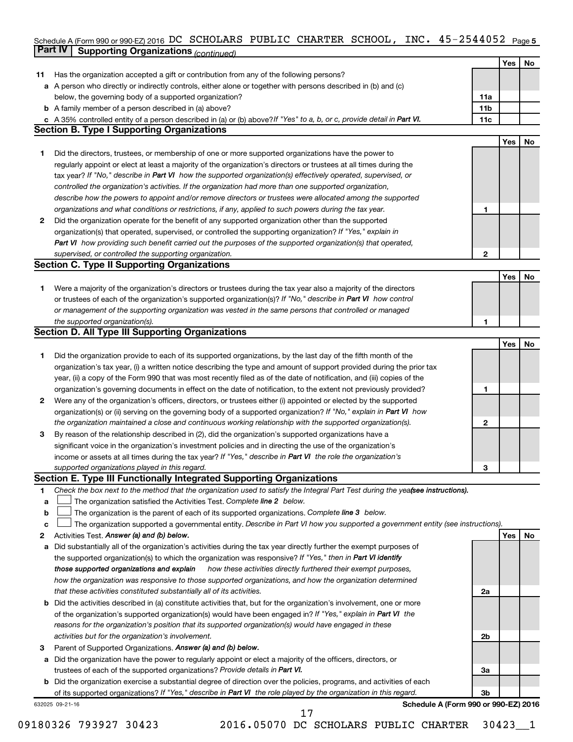Schedule A (Form 990 or 990-EZ) 2016 DC SCHOLARS PUBLIC CHARTER SCHOOL, INC. 45-2544052 Page 5

## Part IV Supporting Organizations *(continued)*

| | | | Yes | No |
|---|---|---|---|---|
| **11** | Has the organization accepted a gift or contribution from any of the following persons? | | | |
| **a** | A person who directly or indirectly controls, either alone or together with persons described in (b) and (c) below, the governing body of a supported organization? | 11a | | |
| **b** | A family member of a person described in (a) above? | 11b | | |
| **c** | A 35% controlled entity of a person described in (a) or (b) above? *If "Yes" to a, b, or c, provide detail in* ***Part VI.*** | 11c | | |

### Section B. Type I Supporting Organizations

| | | | Yes | No |
|---|---|---|---|---|
| **1** | Did the directors, trustees, or membership of one or more supported organizations have the power to regularly appoint or elect at least a majority of the organization's directors or trustees at all times during the tax year? *If "No," describe in* ***Part VI*** *how the supported organization(s) effectively operated, supervised, or controlled the organization's activities. If the organization had more than one supported organization, describe how the powers to appoint and/or remove directors or trustees were allocated among the supported organizations and what conditions or restrictions, if any, applied to such powers during the tax year.* | 1 | | |
| **2** | Did the organization operate for the benefit of any supported organization other than the supported organization(s) that operated, supervised, or controlled the supporting organization? *If "Yes," explain in* ***Part VI*** *how providing such benefit carried out the purposes of the supported organization(s) that operated, supervised, or controlled the supporting organization.* | 2 | | |

### Section C. Type II Supporting Organizations

| | | | Yes | No |
|---|---|---|---|---|
| **1** | Were a majority of the organization's directors or trustees during the tax year also a majority of the directors or trustees of each of the organization's supported organization(s)? *If "No," describe in* ***Part VI*** *how control or management of the supporting organization was vested in the same persons that controlled or managed the supported organization(s).* | 1 | | |

### Section D. All Type III Supporting Organizations

| | | | Yes | No |
|---|---|---|---|---|
| **1** | Did the organization provide to each of its supported organizations, by the last day of the fifth month of the organization's tax year, (i) a written notice describing the type and amount of support provided during the prior tax year, (ii) a copy of the Form 990 that was most recently filed as of the date of notification, and (iii) copies of the organization's governing documents in effect on the date of notification, to the extent not previously provided? | 1 | | |
| **2** | Were any of the organization's officers, directors, or trustees either (i) appointed or elected by the supported organization(s) or (ii) serving on the governing body of a supported organization? *If "No," explain in* ***Part VI*** *how the organization maintained a close and continuous working relationship with the supported organization(s).* | 2 | | |
| **3** | By reason of the relationship described in (2), did the organization's supported organizations have a significant voice in the organization's investment policies and in directing the use of the organization's income or assets at all times during the tax year? *If "Yes," describe in* ***Part VI*** *the role the organization's supported organizations played in this regard.* | 3 | | |

### Section E. Type III Functionally Integrated Supporting Organizations

**1** *Check the box next to the method that the organization used to satisfy the Integral Part Test during the year* ***(see instructions).***

- **a** ☐ The organization satisfied the Activities Test. *Complete* ***line 2*** *below.*
- **b** ☐ The organization is the parent of each of its supported organizations. *Complete* ***line 3*** *below.*
- **c** ☐ The organization supported a governmental entity. *Describe in Part VI how you supported a government entity (see instructions).*

| | | | Yes | No |
|---|---|---|---|---|
| **2** | Activities Test. ***Answer (a) and (b) below.*** | | | |
| **a** | Did substantially all of the organization's activities during the tax year directly further the exempt purposes of the supported organization(s) to which the organization was responsive? *If "Yes," then in* ***Part VI identify those supported organizations and explain*** *how these activities directly furthered their exempt purposes, how the organization was responsive to those supported organizations, and how the organization determined that these activities constituted substantially all of its activities.* | 2a | | |
| **b** | Did the activities described in (a) constitute activities that, but for the organization's involvement, one or more of the organization's supported organization(s) would have been engaged in? *If "Yes," explain in* ***Part VI*** *the reasons for the organization's position that its supported organization(s) would have engaged in these activities but for the organization's involvement.* | 2b | | |
| **3** | Parent of Supported Organizations. ***Answer (a) and (b) below.*** | | | |
| **a** | Did the organization have the power to regularly appoint or elect a majority of the officers, directors, or trustees of each of the supported organizations? *Provide details in* ***Part VI.*** | 3a | | |
| **b** | Did the organization exercise a substantial degree of direction over the policies, programs, and activities of each of its supported organizations? *If "Yes," describe in* ***Part VI*** *the role played by the organization in this regard.* | 3b | | |

632025 09-21-16 **Schedule A (Form 990 or 990-EZ) 2016**

09180326 793927 30423 2016.05070 DC SCHOLARS PUBLIC CHARTER 30423__1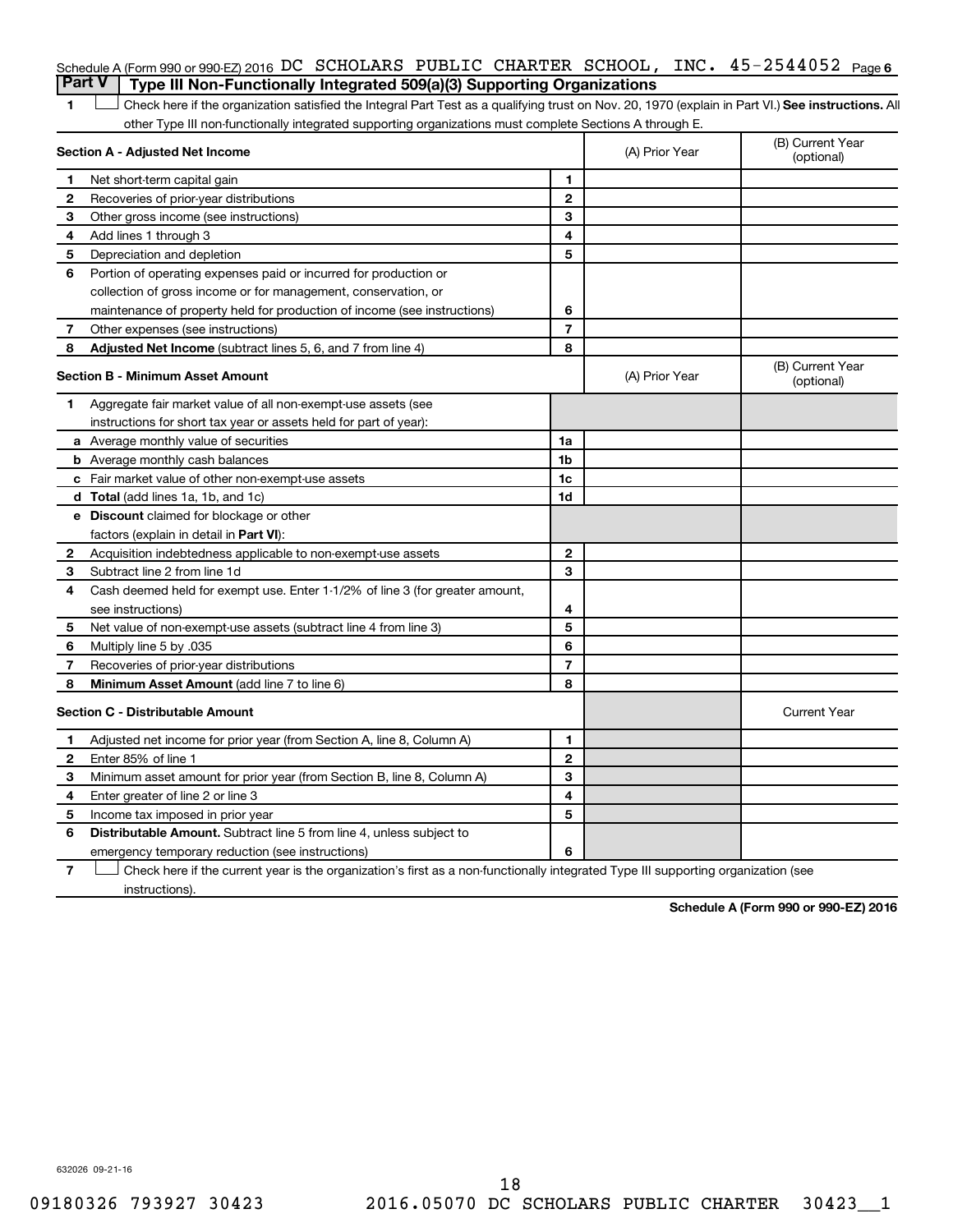Schedule A (Form 990 or 990-EZ) 2016 DC SCHOLARS PUBLIC CHARTER SCHOOL, INC. 45-2544052 Page 6

## Part V | Type III Non-Functionally Integrated 509(a)(3) Supporting Organizations

1 ☐ Check here if the organization satisfied the Integral Part Test as a qualifying trust on Nov. 20, 1970 (explain in Part VI.) **See instructions.** All other Type III non-functionally integrated supporting organizations must complete Sections A through E.

| **Section A - Adjusted Net Income** | | | (A) Prior Year | (B) Current Year (optional) |
|---|---|---|---|---|
| 1 | Net short-term capital gain | 1 | | |
| 2 | Recoveries of prior-year distributions | 2 | | |
| 3 | Other gross income (see instructions) | 3 | | |
| 4 | Add lines 1 through 3 | 4 | | |
| 5 | Depreciation and depletion | 5 | | |
| 6 | Portion of operating expenses paid or incurred for production or collection of gross income or for management, conservation, or maintenance of property held for production of income (see instructions) | 6 | | |
| 7 | Other expenses (see instructions) | 7 | | |
| 8 | **Adjusted Net Income** (subtract lines 5, 6, and 7 from line 4) | 8 | | |

| **Section B - Minimum Asset Amount** | | | (A) Prior Year | (B) Current Year (optional) |
|---|---|---|---|---|
| 1 | Aggregate fair market value of all non-exempt-use assets (see instructions for short tax year or assets held for part of year): | | | |
| a | Average monthly value of securities | 1a | | |
| b | Average monthly cash balances | 1b | | |
| c | Fair market value of other non-exempt-use assets | 1c | | |
| d | **Total** (add lines 1a, 1b, and 1c) | 1d | | |
| e | **Discount** claimed for blockage or other factors (explain in detail in **Part VI**): | | | |
| 2 | Acquisition indebtedness applicable to non-exempt-use assets | 2 | | |
| 3 | Subtract line 2 from line 1d | 3 | | |
| 4 | Cash deemed held for exempt use. Enter 1-1/2% of line 3 (for greater amount, see instructions) | 4 | | |
| 5 | Net value of non-exempt-use assets (subtract line 4 from line 3) | 5 | | |
| 6 | Multiply line 5 by .035 | 6 | | |
| 7 | Recoveries of prior-year distributions | 7 | | |
| 8 | **Minimum Asset Amount** (add line 7 to line 6) | 8 | | |

| **Section C - Distributable Amount** | | | | Current Year |
|---|---|---|---|---|
| 1 | Adjusted net income for prior year (from Section A, line 8, Column A) | 1 | | |
| 2 | Enter 85% of line 1 | 2 | | |
| 3 | Minimum asset amount for prior year (from Section B, line 8, Column A) | 3 | | |
| 4 | Enter greater of line 2 or line 3 | 4 | | |
| 5 | Income tax imposed in prior year | 5 | | |
| 6 | **Distributable Amount.** Subtract line 5 from line 4, unless subject to emergency temporary reduction (see instructions) | 6 | | |

7 ☐ Check here if the current year is the organization's first as a non-functionally integrated Type III supporting organization (see instructions).

**Schedule A (Form 990 or 990-EZ) 2016**

632026 09-21-16

09180326 793927 30423 2016.05070 DC SCHOLARS PUBLIC CHARTER 30423__1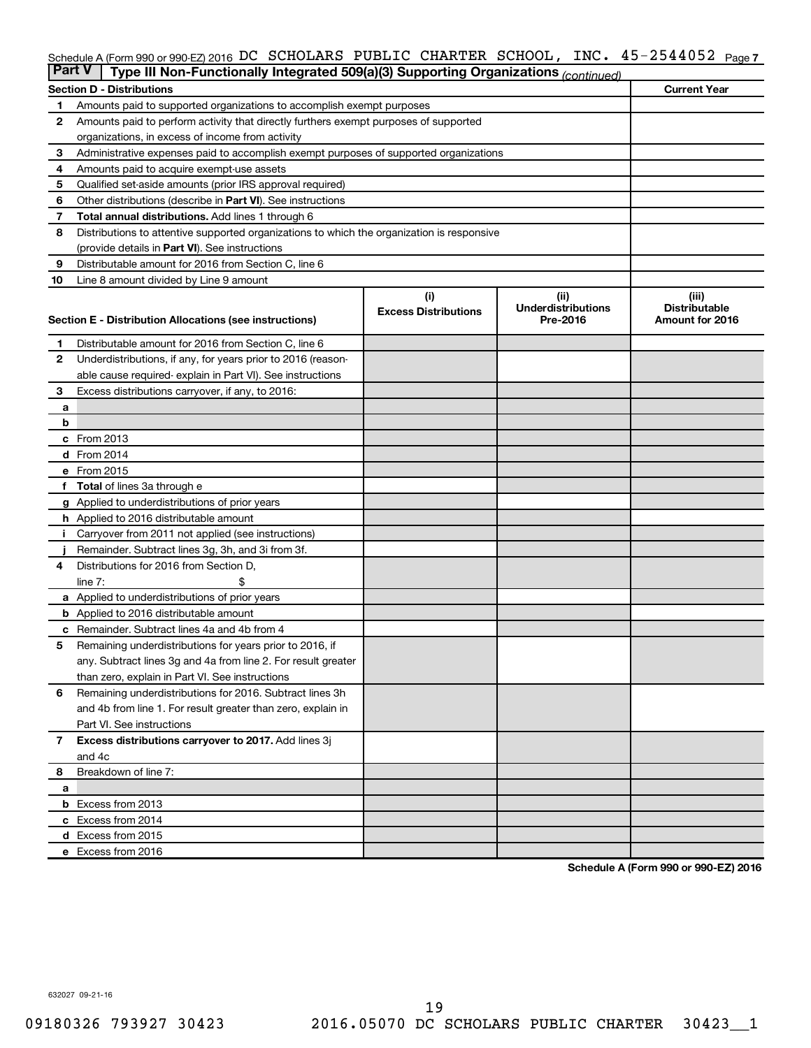Schedule A (Form 990 or 990-EZ) 2016 DC SCHOLARS PUBLIC CHARTER SCHOOL, INC. 45-2544052 Page 7

**Part V | Type III Non-Functionally Integrated 509(a)(3) Supporting Organizations** *(continued)*

| Section D - Distributions | | Current Year |
|---|---|---|
| 1 | Amounts paid to supported organizations to accomplish exempt purposes | |
| 2 | Amounts paid to perform activity that directly furthers exempt purposes of supported organizations, in excess of income from activity | |
| 3 | Administrative expenses paid to accomplish exempt purposes of supported organizations | |
| 4 | Amounts paid to acquire exempt-use assets | |
| 5 | Qualified set-aside amounts (prior IRS approval required) | |
| 6 | Other distributions (describe in **Part VI**). See instructions | |
| 7 | **Total annual distributions.** Add lines 1 through 6 | |
| 8 | Distributions to attentive supported organizations to which the organization is responsive (provide details in **Part VI**). See instructions | |
| 9 | Distributable amount for 2016 from Section C, line 6 | |
| 10 | Line 8 amount divided by Line 9 amount | |

| | Section E - Distribution Allocations (see instructions) | (i) Excess Distributions | (ii) Underdistributions Pre-2016 | (iii) Distributable Amount for 2016 |
|---|---|---|---|---|
| 1 | Distributable amount for 2016 from Section C, line 6 | | | |
| 2 | Underdistributions, if any, for years prior to 2016 (reasonable cause required- explain in Part VI). See instructions | | | |
| 3 | Excess distributions carryover, if any, to 2016: | | | |
| a | | | | |
| b | | | | |
| c | From 2013 | | | |
| d | From 2014 | | | |
| e | From 2015 | | | |
| f | **Total** of lines 3a through e | | | |
| g | Applied to underdistributions of prior years | | | |
| h | Applied to 2016 distributable amount | | | |
| i | Carryover from 2011 not applied (see instructions) | | | |
| j | Remainder. Subtract lines 3g, 3h, and 3i from 3f. | | | |
| 4 | Distributions for 2016 from Section D, line 7: $ | | | |
| a | Applied to underdistributions of prior years | | | |
| b | Applied to 2016 distributable amount | | | |
| c | Remainder. Subtract lines 4a and 4b from 4 | | | |
| 5 | Remaining underdistributions for years prior to 2016, if any. Subtract lines 3g and 4a from line 2. For result greater than zero, explain in Part VI. See instructions | | | |
| 6 | Remaining underdistributions for 2016. Subtract lines 3h and 4b from line 1. For result greater than zero, explain in Part VI. See instructions | | | |
| 7 | **Excess distributions carryover to 2017.** Add lines 3j and 4c | | | |
| 8 | Breakdown of line 7: | | | |
| a | | | | |
| b | Excess from 2013 | | | |
| c | Excess from 2014 | | | |
| d | Excess from 2015 | | | |
| e | Excess from 2016 | | | |

**Schedule A (Form 990 or 990-EZ) 2016**

632027 09-21-16

09180326 793927 30423 2016.05070 DC SCHOLARS PUBLIC CHARTER 30423__1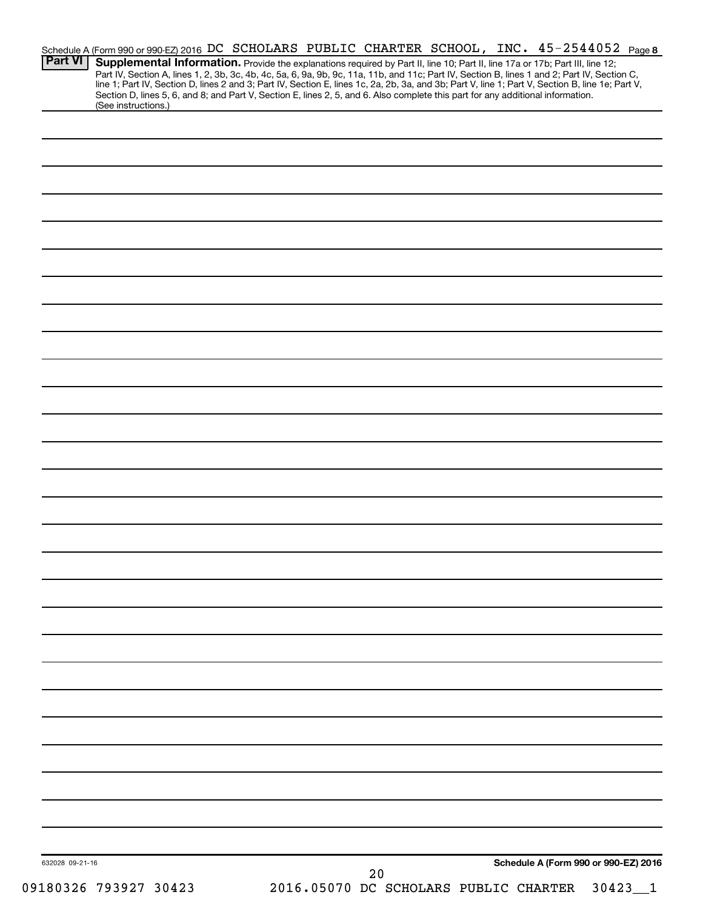Schedule A (Form 990 or 990-EZ) 2016 DC SCHOLARS PUBLIC CHARTER SCHOOL, INC. 45-2544052 Page 8

**Part VI** **Supplemental Information.** Provide the explanations required by Part II, line 10; Part II, line 17a or 17b; Part III, line 12; Part IV, Section A, lines 1, 2, 3b, 3c, 4b, 4c, 5a, 6, 9a, 9b, 9c, 11a, 11b, and 11c; Part IV, Section B, lines 1 and 2; Part IV, Section C, line 1; Part IV, Section D, lines 2 and 3; Part IV, Section E, lines 1c, 2a, 2b, 3a, and 3b; Part V, line 1; Part V, Section B, line 1e; Part V, Section D, lines 5, 6, and 8; and Part V, Section E, lines 2, 5, and 6. Also complete this part for any additional information. (See instructions.)

632028 09-21-16

**Schedule A (Form 990 or 990-EZ) 2016**

09180326 793927 30423 2016.05070 DC SCHOLARS PUBLIC CHARTER 30423__1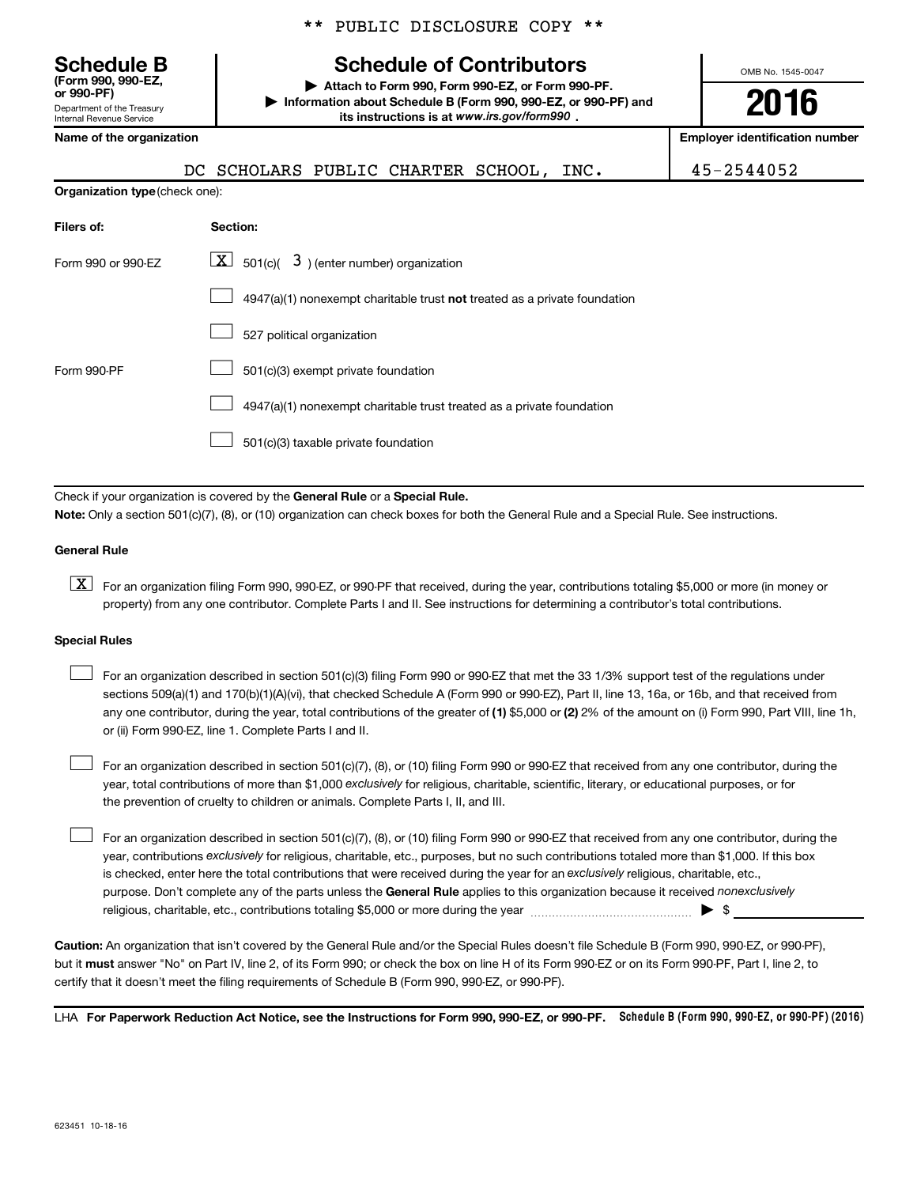** PUBLIC DISCLOSURE COPY **

**Schedule B**
**(Form 990, 990-EZ, or 990-PF)**
Department of the Treasury
Internal Revenue Service

# Schedule of Contributors

▶ **Attach to Form 990, Form 990-EZ, or Form 990-PF.**
▶ **Information about Schedule B (Form 990, 990-EZ, or 990-PF) and its instructions is at *www.irs.gov/form990*.**

OMB No. 1545-0047

**2016**

| **Name of the organization** | **Employer identification number** |
|---|---|
| DC SCHOLARS PUBLIC CHARTER SCHOOL, INC. | 45-2544052 |

**Organization type** (check one):

| **Filers of:** | **Section:** |
|---|---|
| Form 990 or 990-EZ | [X] 501(c)( 3 ) (enter number) organization |
| | [ ] 4947(a)(1) nonexempt charitable trust **not** treated as a private foundation |
| | [ ] 527 political organization |
| Form 990-PF | [ ] 501(c)(3) exempt private foundation |
| | [ ] 4947(a)(1) nonexempt charitable trust treated as a private foundation |
| | [ ] 501(c)(3) taxable private foundation |

Check if your organization is covered by the **General Rule** or a **Special Rule.**

**Note:** Only a section 501(c)(7), (8), or (10) organization can check boxes for both the General Rule and a Special Rule. See instructions.

**General Rule**

[X] For an organization filing Form 990, 990-EZ, or 990-PF that received, during the year, contributions totaling $5,000 or more (in money or property) from any one contributor. Complete Parts I and II. See instructions for determining a contributor's total contributions.

**Special Rules**

[ ] For an organization described in section 501(c)(3) filing Form 990 or 990-EZ that met the 33 1/3% support test of the regulations under sections 509(a)(1) and 170(b)(1)(A)(vi), that checked Schedule A (Form 990 or 990-EZ), Part II, line 13, 16a, or 16b, and that received from any one contributor, during the year, total contributions of the greater of **(1)** $5,000 or **(2)** 2% of the amount on (i) Form 990, Part VIII, line 1h, or (ii) Form 990-EZ, line 1. Complete Parts I and II.

[ ] For an organization described in section 501(c)(7), (8), or (10) filing Form 990 or 990-EZ that received from any one contributor, during the year, total contributions of more than $1,000 *exclusively* for religious, charitable, scientific, literary, or educational purposes, or for the prevention of cruelty to children or animals. Complete Parts I, II, and III.

[ ] For an organization described in section 501(c)(7), (8), or (10) filing Form 990 or 990-EZ that received from any one contributor, during the year, contributions *exclusively* for religious, charitable, etc., purposes, but no such contributions totaled more than $1,000. If this box is checked, enter here the total contributions that were received during the year for an *exclusively* religious, charitable, etc., purpose. Don't complete any of the parts unless the **General Rule** applies to this organization because it received *nonexclusively* religious, charitable, etc., contributions totaling $5,000 or more during the year ........................................ ▶ $ ____________

**Caution:** An organization that isn't covered by the General Rule and/or the Special Rules doesn't file Schedule B (Form 990, 990-EZ, or 990-PF), but it **must** answer "No" on Part IV, line 2, of its Form 990; or check the box on line H of its Form 990-EZ or on its Form 990-PF, Part I, line 2, to certify that it doesn't meet the filing requirements of Schedule B (Form 990, 990-EZ, or 990-PF).

LHA **For Paperwork Reduction Act Notice, see the Instructions for Form 990, 990-EZ, or 990-PF.** **Schedule B (Form 990, 990-EZ, or 990-PF) (2016)**

623451 10-18-16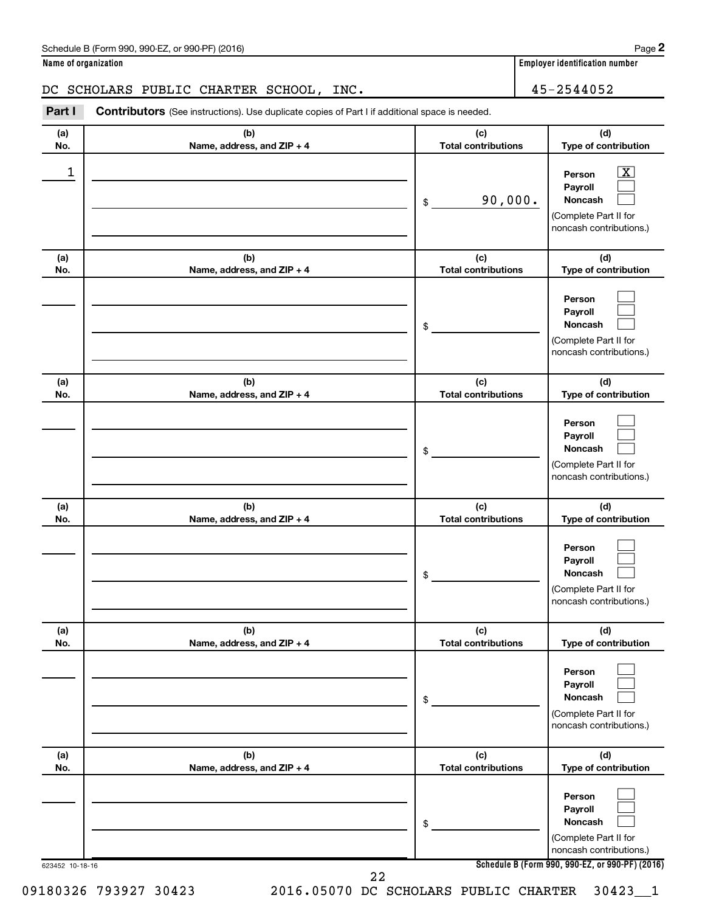Schedule B (Form 990, 990-EZ, or 990-PF) (2016)

**Name of organization**

DC SCHOLARS PUBLIC CHARTER SCHOOL, INC.

**Employer identification number**

45-2544052

**Part I** **Contributors** (See instructions). Use duplicate copies of Part I if additional space is needed.

| (a) No. | (b) Name, address, and ZIP + 4 | (c) Total contributions | (d) Type of contribution |
|---|---|---|---|
| 1 | | $ 90,000. | Person [X] Payroll [ ] Noncash [ ] (Complete Part II for noncash contributions.) |
| | | $ | Person [ ] Payroll [ ] Noncash [ ] (Complete Part II for noncash contributions.) |
| | | $ | Person [ ] Payroll [ ] Noncash [ ] (Complete Part II for noncash contributions.) |
| | | $ | Person [ ] Payroll [ ] Noncash [ ] (Complete Part II for noncash contributions.) |
| | | $ | Person [ ] Payroll [ ] Noncash [ ] (Complete Part II for noncash contributions.) |
| | | $ | Person [ ] Payroll [ ] Noncash [ ] (Complete Part II for noncash contributions.) |

623452 10-18-16

**Schedule B (Form 990, 990-EZ, or 990-PF) (2016)**

09180326 793927 30423 2016.05070 DC SCHOLARS PUBLIC CHARTER 30423__1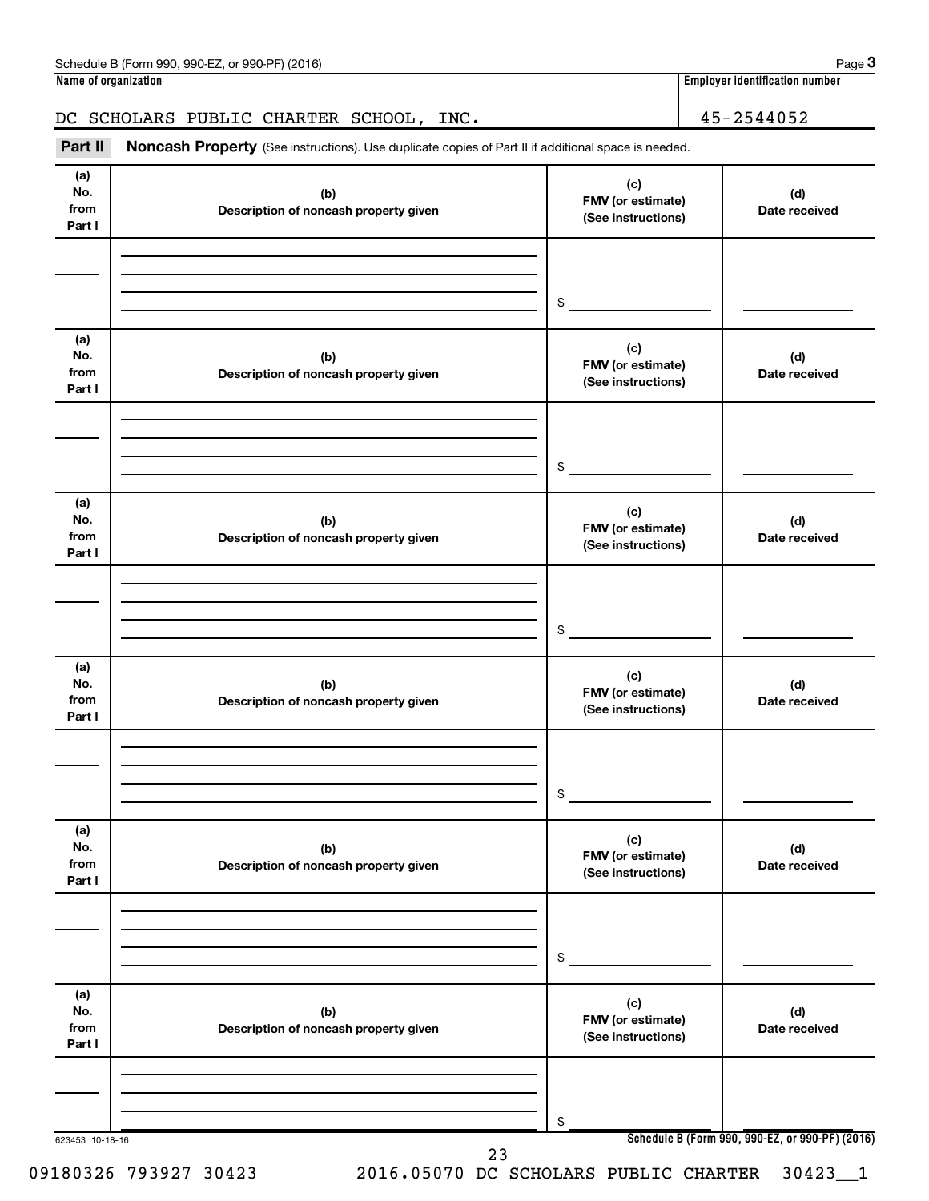Schedule B (Form 990, 990-EZ, or 990-PF) (2016)

| Name of organization | Employer identification number |
| --- | --- |
| DC SCHOLARS PUBLIC CHARTER SCHOOL, INC. | 45-2544052 |

**Part II** **Noncash Property** (See instructions). Use duplicate copies of Part II if additional space is needed.

| (a) No. from Part I | (b) Description of noncash property given | (c) FMV (or estimate) (See instructions) | (d) Date received |
| --- | --- | --- | --- |
| | | $ | |

| (a) No. from Part I | (b) Description of noncash property given | (c) FMV (or estimate) (See instructions) | (d) Date received |
| --- | --- | --- | --- |
| | | $ | |

| (a) No. from Part I | (b) Description of noncash property given | (c) FMV (or estimate) (See instructions) | (d) Date received |
| --- | --- | --- | --- |
| | | $ | |

| (a) No. from Part I | (b) Description of noncash property given | (c) FMV (or estimate) (See instructions) | (d) Date received |
| --- | --- | --- | --- |
| | | $ | |

| (a) No. from Part I | (b) Description of noncash property given | (c) FMV (or estimate) (See instructions) | (d) Date received |
| --- | --- | --- | --- |
| | | $ | |

| (a) No. from Part I | (b) Description of noncash property given | (c) FMV (or estimate) (See instructions) | (d) Date received |
| --- | --- | --- | --- |
| | | $ | |

623453 10-18-16

Schedule B (Form 990, 990-EZ, or 990-PF) (2016)

09180326 793927 30423 2016.05070 DC SCHOLARS PUBLIC CHARTER 30423__1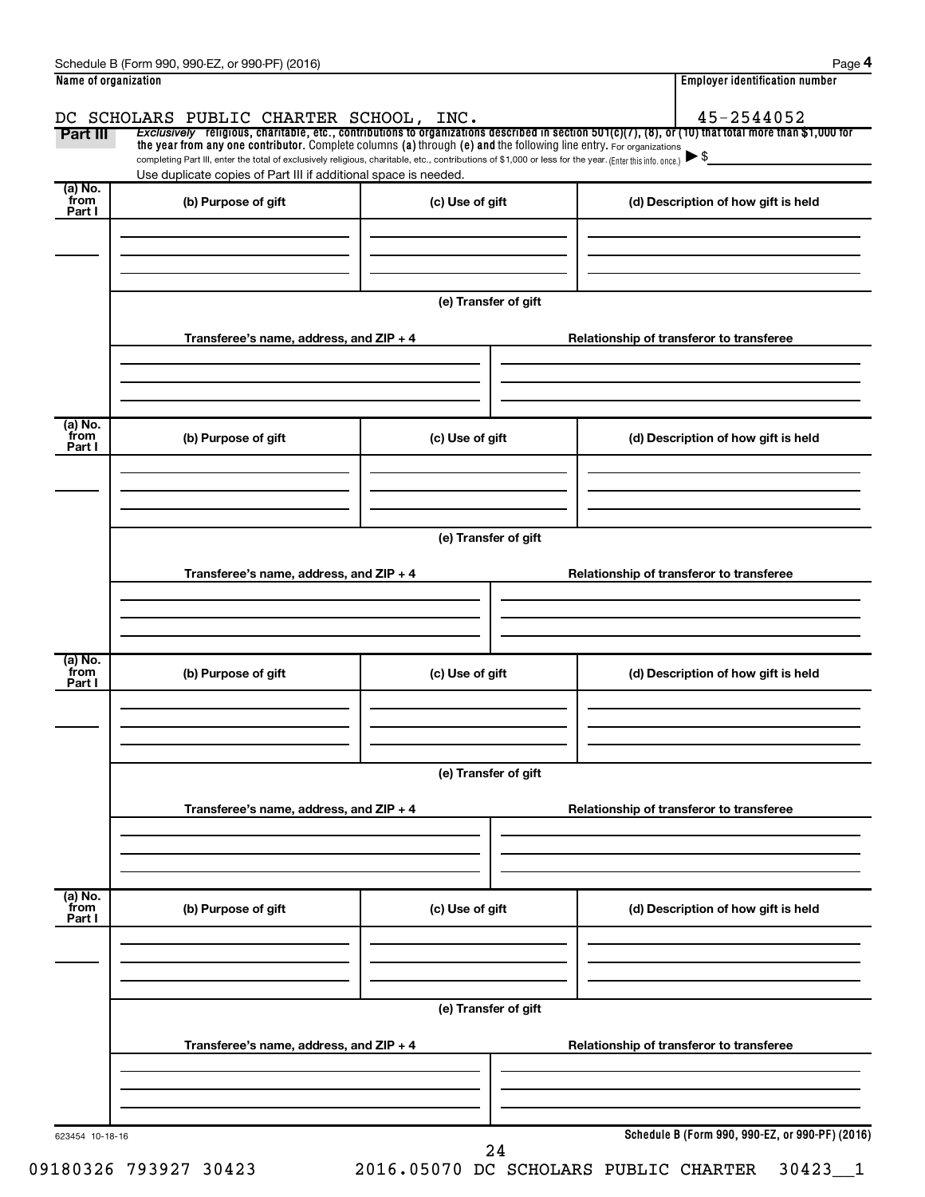**Name of organization**

DC SCHOLARS PUBLIC CHARTER SCHOOL, INC.

**Employer identification number**

45-2544052

**Part III** *Exclusively* religious, charitable, etc., contributions to organizations described in section 501(c)(7), (8), or (10) that total more than $1,000 for the year from any one contributor. Complete columns (a) through (e) and the following line entry. For organizations completing Part III, enter the total of exclusively religious, charitable, etc., contributions of $1,000 or less for the year. (Enter this info. once.) ▶ $

Use duplicate copies of Part III if additional space is needed.

| (a) No. from Part I | (b) Purpose of gift | (c) Use of gift | (d) Description of how gift is held |
|---|---|---|---|
| | | | |

(e) Transfer of gift

| Transferee's name, address, and ZIP + 4 | Relationship of transferor to transferee |
|---|---|
| | |

| (a) No. from Part I | (b) Purpose of gift | (c) Use of gift | (d) Description of how gift is held |
|---|---|---|---|
| | | | |

(e) Transfer of gift

| Transferee's name, address, and ZIP + 4 | Relationship of transferor to transferee |
|---|---|
| | |

| (a) No. from Part I | (b) Purpose of gift | (c) Use of gift | (d) Description of how gift is held |
|---|---|---|---|
| | | | |

(e) Transfer of gift

| Transferee's name, address, and ZIP + 4 | Relationship of transferor to transferee |
|---|---|
| | |

| (a) No. from Part I | (b) Purpose of gift | (c) Use of gift | (d) Description of how gift is held |
|---|---|---|---|
| | | | |

(e) Transfer of gift

| Transferee's name, address, and ZIP + 4 | Relationship of transferor to transferee |
|---|---|
| | |

623454 10-18-16

**Schedule B (Form 990, 990-EZ, or 990-PF) (2016)**

09180326 793927 30423 2016.05070 DC SCHOLARS PUBLIC CHARTER 30423__1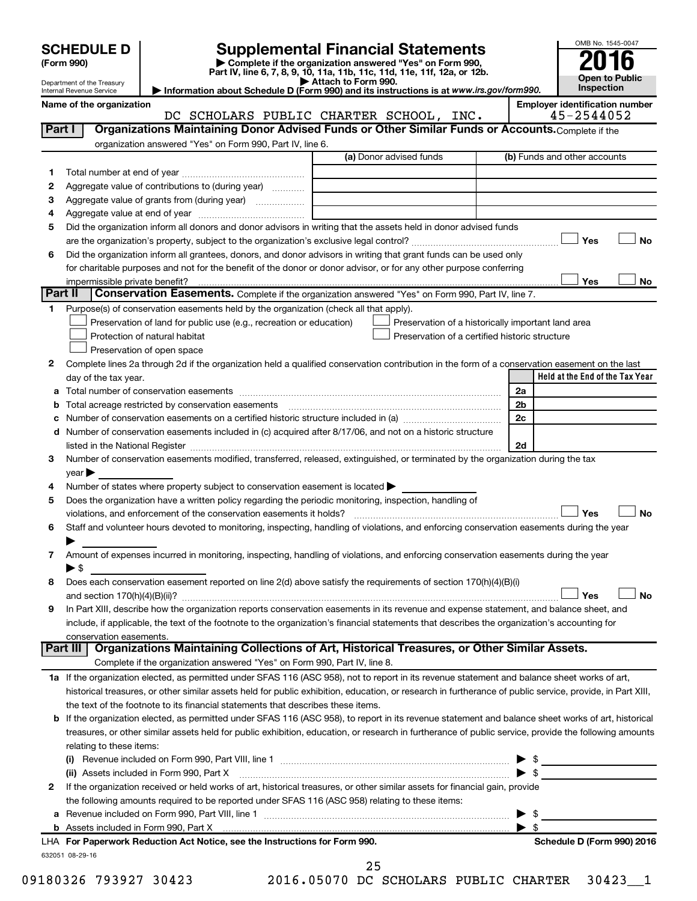# SCHEDULE D (Form 990)

Department of the Treasury
Internal Revenue Service

# Supplemental Financial Statements

▶ Complete if the organization answered "Yes" on Form 990, Part IV, line 6, 7, 8, 9, 10, 11a, 11b, 11c, 11d, 11e, 11f, 12a, or 12b.
▶ Attach to Form 990.
▶ Information about Schedule D (Form 990) and its instructions is at www.irs.gov/form990.

OMB No. 1545-0047

**2016**

**Open to Public Inspection**

**Name of the organization**
DC SCHOLARS PUBLIC CHARTER SCHOOL, INC.

**Employer identification number**
45-2544052

## Part I — Organizations Maintaining Donor Advised Funds or Other Similar Funds or Accounts.

Complete if the organization answered "Yes" on Form 990, Part IV, line 6.

| | | (a) Donor advised funds | (b) Funds and other accounts |
|---|---|---|---|
| 1 | Total number at end of year | | |
| 2 | Aggregate value of contributions to (during year) | | |
| 3 | Aggregate value of grants from (during year) | | |
| 4 | Aggregate value at end of year | | |

5 Did the organization inform all donors and donor advisors in writing that the assets held in donor advised funds are the organization's property, subject to the organization's exclusive legal control? ☐ Yes ☐ No

6 Did the organization inform all grantees, donors, and donor advisors in writing that grant funds can be used only for charitable purposes and not for the benefit of the donor or donor advisor, or for any other purpose conferring impermissible private benefit? ☐ Yes ☐ No

## Part II — Conservation Easements.

Complete if the organization answered "Yes" on Form 990, Part IV, line 7.

1 Purpose(s) of conservation easements held by the organization (check all that apply).

- ☐ Preservation of land for public use (e.g., recreation or education)
- ☐ Preservation of a historically important land area
- ☐ Protection of natural habitat
- ☐ Preservation of a certified historic structure
- ☐ Preservation of open space

2 Complete lines 2a through 2d if the organization held a qualified conservation contribution in the form of a conservation easement on the last day of the tax year.

| | | | Held at the End of the Tax Year |
|---|---|---|---|
| a | Total number of conservation easements | 2a | |
| b | Total acreage restricted by conservation easements | 2b | |
| c | Number of conservation easements on a certified historic structure included in (a) | 2c | |
| d | Number of conservation easements included in (c) acquired after 8/17/06, and not on a historic structure listed in the National Register | 2d | |

3 Number of conservation easements modified, transferred, released, extinguished, or terminated by the organization during the tax year ▶

4 Number of states where property subject to conservation easement is located ▶

5 Does the organization have a written policy regarding the periodic monitoring, inspection, handling of violations, and enforcement of the conservation easements it holds? ☐ Yes ☐ No

6 Staff and volunteer hours devoted to monitoring, inspecting, handling of violations, and enforcing conservation easements during the year ▶

7 Amount of expenses incurred in monitoring, inspecting, handling of violations, and enforcing conservation easements during the year ▶ $

8 Does each conservation easement reported on line 2(d) above satisfy the requirements of section 170(h)(4)(B)(i) and section 170(h)(4)(B)(ii)? ☐ Yes ☐ No

9 In Part XIII, describe how the organization reports conservation easements in its revenue and expense statement, and balance sheet, and include, if applicable, the text of the footnote to the organization's financial statements that describes the organization's accounting for conservation easements.

## Part III — Organizations Maintaining Collections of Art, Historical Treasures, or Other Similar Assets.

Complete if the organization answered "Yes" on Form 990, Part IV, line 8.

1a If the organization elected, as permitted under SFAS 116 (ASC 958), not to report in its revenue statement and balance sheet works of art, historical treasures, or other similar assets held for public exhibition, education, or research in furtherance of public service, provide, in Part XIII, the text of the footnote to its financial statements that describes these items.

b If the organization elected, as permitted under SFAS 116 (ASC 958), to report in its revenue statement and balance sheet works of art, historical treasures, or other similar assets held for public exhibition, education, or research in furtherance of public service, provide the following amounts relating to these items:

(i) Revenue included on Form 990, Part VIII, line 1 ▶ $

(ii) Assets included in Form 990, Part X ▶ $

2 If the organization received or held works of art, historical treasures, or other similar assets for financial gain, provide the following amounts required to be reported under SFAS 116 (ASC 958) relating to these items:

a Revenue included on Form 990, Part VIII, line 1 ▶ $

b Assets included in Form 990, Part X ▶ $

LHA For Paperwork Reduction Act Notice, see the Instructions for Form 990. Schedule D (Form 990) 2016

632051 08-29-16

09180326 793927 30423 2016.05070 DC SCHOLARS PUBLIC CHARTER 30423__1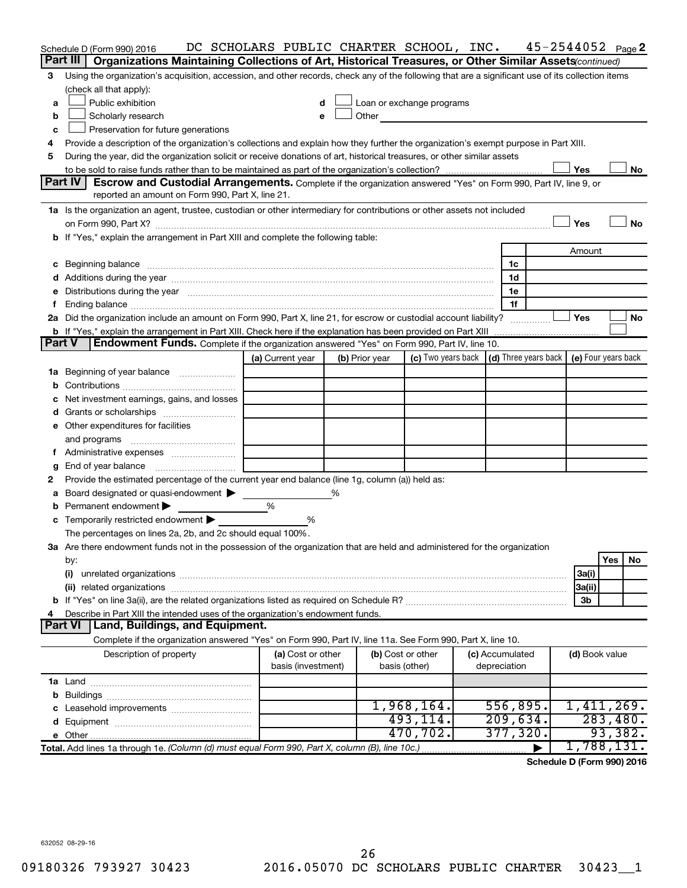Schedule D (Form 990) 2016 DC SCHOLARS PUBLIC CHARTER SCHOOL, INC. 45-2544052 Page 2

**Part III** **Organizations Maintaining Collections of Art, Historical Treasures, or Other Similar Assets** *(continued)*

3 Using the organization's acquisition, accession, and other records, check any of the following that are a significant use of its collection items (check all that apply):

- a ☐ Public exhibition
- b ☐ Scholarly research
- c ☐ Preservation for future generations
- d ☐ Loan or exchange programs
- e ☐ Other

4 Provide a description of the organization's collections and explain how they further the organization's exempt purpose in Part XIII.

5 During the year, did the organization solicit or receive donations of art, historical treasures, or other similar assets to be sold to raise funds rather than to be maintained as part of the organization's collection? ☐ Yes ☐ No

**Part IV** **Escrow and Custodial Arrangements.** Complete if the organization answered "Yes" on Form 990, Part IV, line 9, or reported an amount on Form 990, Part X, line 21.

1a Is the organization an agent, trustee, custodian or other intermediary for contributions or other assets not included on Form 990, Part X? ☐ Yes ☐ No

b If "Yes," explain the arrangement in Part XIII and complete the following table:

| | | Amount |
|---|---|---|
| c Beginning balance | 1c | |
| d Additions during the year | 1d | |
| e Distributions during the year | 1e | |
| f Ending balance | 1f | |

2a Did the organization include an amount on Form 990, Part X, line 21, for escrow or custodial account liability? ☐ Yes ☐ No

b If "Yes," explain the arrangement in Part XIII. Check here if the explanation has been provided on Part XIII ☐

**Part V** **Endowment Funds.** Complete if the organization answered "Yes" on Form 990, Part IV, line 10.

| | (a) Current year | (b) Prior year | (c) Two years back | (d) Three years back | (e) Four years back |
|---|---|---|---|---|---|
| 1a Beginning of year balance | | | | | |
| b Contributions | | | | | |
| c Net investment earnings, gains, and losses | | | | | |
| d Grants or scholarships | | | | | |
| e Other expenditures for facilities and programs | | | | | |
| f Administrative expenses | | | | | |
| g End of year balance | | | | | |

2 Provide the estimated percentage of the current year end balance (line 1g, column (a)) held as:

- a Board designated or quasi-endowment ▶ %
- b Permanent endowment ▶ %
- c Temporarily restricted endowment ▶ %

The percentages on lines 2a, 2b, and 2c should equal 100%.

3a Are there endowment funds not in the possession of the organization that are held and administered for the organization by:

| | | Yes | No |
|---|---|---|---|
| (i) unrelated organizations | 3a(i) | | |
| (ii) related organizations | 3a(ii) | | |
| b If "Yes" on line 3a(ii), are the related organizations listed as required on Schedule R? | 3b | | |

4 Describe in Part XIII the intended uses of the organization's endowment funds.

**Part VI** **Land, Buildings, and Equipment.**

Complete if the organization answered "Yes" on Form 990, Part IV, line 11a. See Form 990, Part X, line 10.

| Description of property | (a) Cost or other basis (investment) | (b) Cost or other basis (other) | (c) Accumulated depreciation | (d) Book value |
|---|---|---|---|---|
| 1a Land | | | | |
| b Buildings | | | | |
| c Leasehold improvements | | 1,968,164. | 556,895. | 1,411,269. |
| d Equipment | | 493,114. | 209,634. | 283,480. |
| e Other | | 470,702. | 377,320. | 93,382. |
| **Total.** Add lines 1a through 1e. *(Column (d) must equal Form 990, Part X, column (B), line 10c.)* | | | ▶ | 1,788,131. |

**Schedule D (Form 990) 2016**

632052 08-29-16

09180326 793927 30423 2016.05070 DC SCHOLARS PUBLIC CHARTER 30423__1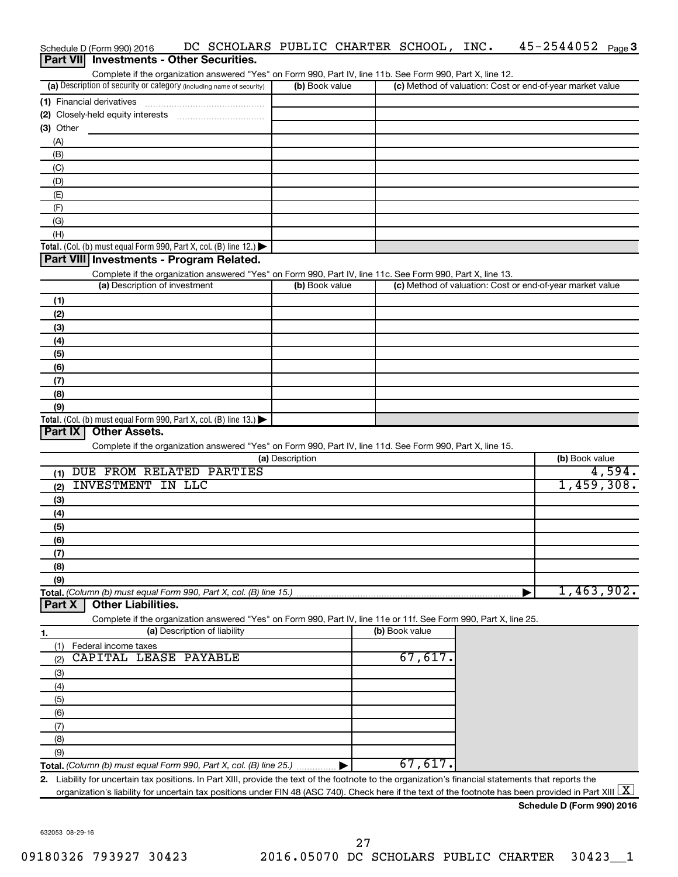Schedule D (Form 990) 2016 DC SCHOLARS PUBLIC CHARTER SCHOOL, INC. 45-2544052 Page 3

## Part VII Investments - Other Securities.

Complete if the organization answered "Yes" on Form 990, Part IV, line 11b. See Form 990, Part X, line 12.

| (a) Description of security or category (including name of security) | (b) Book value | (c) Method of valuation: Cost or end-of-year market value |
|---|---|---|
| (1) Financial derivatives | | |
| (2) Closely-held equity interests | | |
| (3) Other | | |
| (A) | | |
| (B) | | |
| (C) | | |
| (D) | | |
| (E) | | |
| (F) | | |
| (G) | | |
| (H) | | |
| **Total.** (Col. (b) must equal Form 990, Part X, col. (B) line 12.) | | |

## Part VIII Investments - Program Related.

Complete if the organization answered "Yes" on Form 990, Part IV, line 11c. See Form 990, Part X, line 13.

| (a) Description of investment | (b) Book value | (c) Method of valuation: Cost or end-of-year market value |
|---|---|---|
| (1) | | |
| (2) | | |
| (3) | | |
| (4) | | |
| (5) | | |
| (6) | | |
| (7) | | |
| (8) | | |
| (9) | | |
| **Total.** (Col. (b) must equal Form 990, Part X, col. (B) line 13.) | | |

## Part IX Other Assets.

Complete if the organization answered "Yes" on Form 990, Part IV, line 11d. See Form 990, Part X, line 15.

| (a) Description | (b) Book value |
|---|---|
| (1) DUE FROM RELATED PARTIES | 4,594. |
| (2) INVESTMENT IN LLC | 1,459,308. |
| (3) | |
| (4) | |
| (5) | |
| (6) | |
| (7) | |
| (8) | |
| (9) | |
| **Total.** *(Column (b) must equal Form 990, Part X, col. (B) line 15.)* | 1,463,902. |

## Part X Other Liabilities.

Complete if the organization answered "Yes" on Form 990, Part IV, line 11e or 11f. See Form 990, Part X, line 25.

| 1. (a) Description of liability | (b) Book value |
|---|---|
| (1) Federal income taxes | |
| (2) CAPITAL LEASE PAYABLE | 67,617. |
| (3) | |
| (4) | |
| (5) | |
| (6) | |
| (7) | |
| (8) | |
| (9) | |
| **Total.** *(Column (b) must equal Form 990, Part X, col. (B) line 25.)* | 67,617. |

**2.** Liability for uncertain tax positions. In Part XIII, provide the text of the footnote to the organization's financial statements that reports the organization's liability for uncertain tax positions under FIN 48 (ASC 740). Check here if the text of the footnote has been provided in Part XIII [X]

**Schedule D (Form 990) 2016**

632053 08-29-16

09180326 793927 30423 2016.05070 DC SCHOLARS PUBLIC CHARTER 30423__1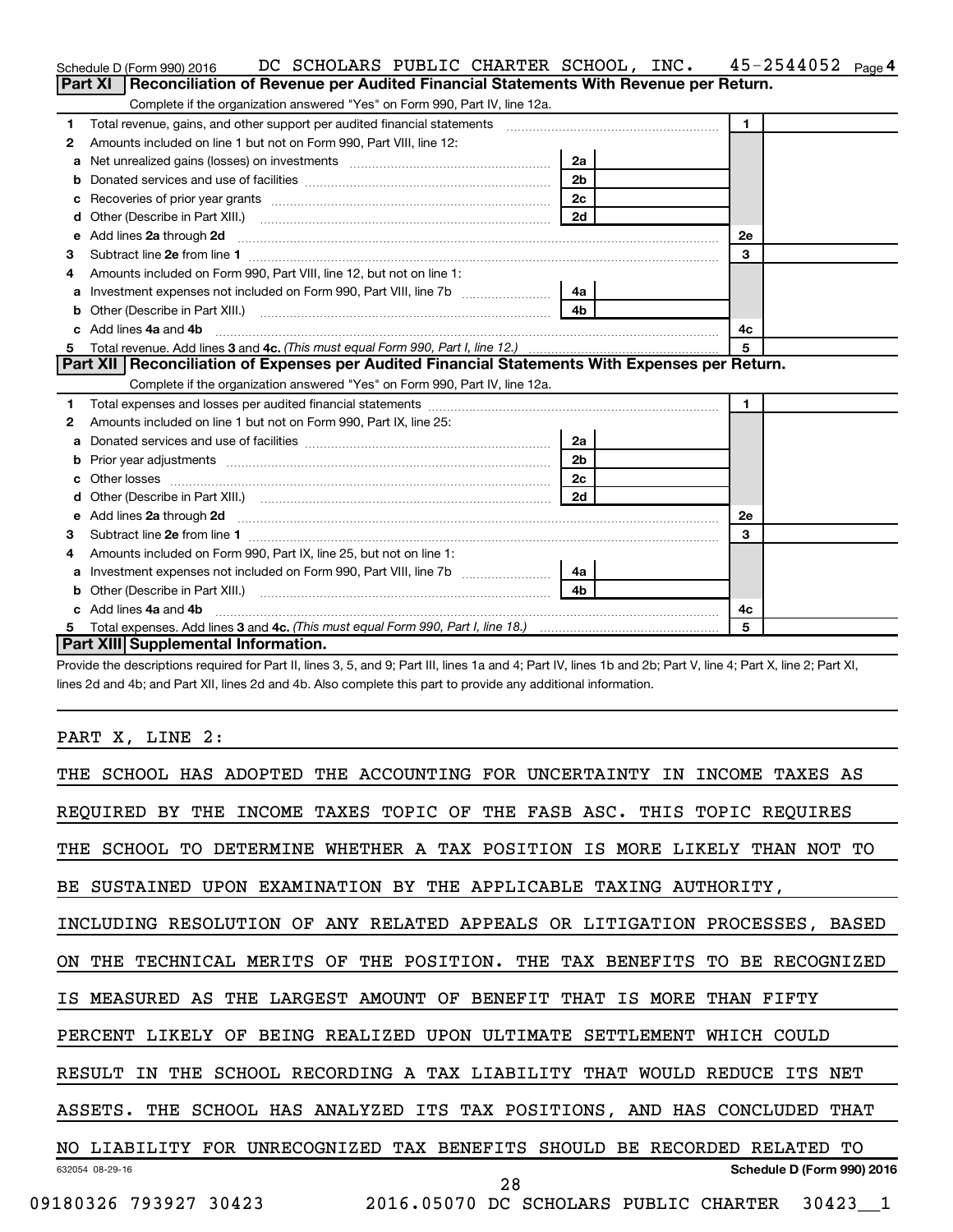Schedule D (Form 990) 2016 DC SCHOLARS PUBLIC CHARTER SCHOOL, INC. 45-2544052 Page 4

## Part XI Reconciliation of Revenue per Audited Financial Statements With Revenue per Return.

Complete if the organization answered "Yes" on Form 990, Part IV, line 12a.

| | | | | | |
|---|---|---|---|---|---|
| 1 | Total revenue, gains, and other support per audited financial statements | | | 1 | |
| 2 | Amounts included on line 1 but not on Form 990, Part VIII, line 12: | | | | |
| a | Net unrealized gains (losses) on investments | 2a | | | |
| b | Donated services and use of facilities | 2b | | | |
| c | Recoveries of prior year grants | 2c | | | |
| d | Other (Describe in Part XIII.) | 2d | | | |
| e | Add lines 2a through 2d | | | 2e | |
| 3 | Subtract line 2e from line 1 | | | 3 | |
| 4 | Amounts included on Form 990, Part VIII, line 12, but not on line 1: | | | | |
| a | Investment expenses not included on Form 990, Part VIII, line 7b | 4a | | | |
| b | Other (Describe in Part XIII.) | 4b | | | |
| c | Add lines 4a and 4b | | | 4c | |
| 5 | Total revenue. Add lines 3 and 4c. *(This must equal Form 990, Part I, line 12.)* | | | 5 | |

## Part XII Reconciliation of Expenses per Audited Financial Statements With Expenses per Return.

Complete if the organization answered "Yes" on Form 990, Part IV, line 12a.

| | | | | | |
|---|---|---|---|---|---|
| 1 | Total expenses and losses per audited financial statements | | | 1 | |
| 2 | Amounts included on line 1 but not on Form 990, Part IX, line 25: | | | | |
| a | Donated services and use of facilities | 2a | | | |
| b | Prior year adjustments | 2b | | | |
| c | Other losses | 2c | | | |
| d | Other (Describe in Part XIII.) | 2d | | | |
| e | Add lines 2a through 2d | | | 2e | |
| 3 | Subtract line 2e from line 1 | | | 3 | |
| 4 | Amounts included on Form 990, Part IX, line 25, but not on line 1: | | | | |
| a | Investment expenses not included on Form 990, Part VIII, line 7b | 4a | | | |
| b | Other (Describe in Part XIII.) | 4b | | | |
| c | Add lines 4a and 4b | | | 4c | |
| 5 | Total expenses. Add lines 3 and 4c. *(This must equal Form 990, Part I, line 18.)* | | | 5 | |

## Part XIII Supplemental Information.

Provide the descriptions required for Part II, lines 3, 5, and 9; Part III, lines 1a and 4; Part IV, lines 1b and 2b; Part V, line 4; Part X, line 2; Part XI, lines 2d and 4b; and Part XII, lines 2d and 4b. Also complete this part to provide any additional information.

PART X, LINE 2:

THE SCHOOL HAS ADOPTED THE ACCOUNTING FOR UNCERTAINTY IN INCOME TAXES AS REQUIRED BY THE INCOME TAXES TOPIC OF THE FASB ASC. THIS TOPIC REQUIRES THE SCHOOL TO DETERMINE WHETHER A TAX POSITION IS MORE LIKELY THAN NOT TO BE SUSTAINED UPON EXAMINATION BY THE APPLICABLE TAXING AUTHORITY, INCLUDING RESOLUTION OF ANY RELATED APPEALS OR LITIGATION PROCESSES, BASED ON THE TECHNICAL MERITS OF THE POSITION. THE TAX BENEFITS TO BE RECOGNIZED IS MEASURED AS THE LARGEST AMOUNT OF BENEFIT THAT IS MORE THAN FIFTY PERCENT LIKELY OF BEING REALIZED UPON ULTIMATE SETTLEMENT WHICH COULD RESULT IN THE SCHOOL RECORDING A TAX LIABILITY THAT WOULD REDUCE ITS NET ASSETS. THE SCHOOL HAS ANALYZED ITS TAX POSITIONS, AND HAS CONCLUDED THAT NO LIABILITY FOR UNRECOGNIZED TAX BENEFITS SHOULD BE RECORDED RELATED TO

632054 08-29-16 Schedule D (Form 990) 2016

09180326 793927 30423 2016.05070 DC SCHOLARS PUBLIC CHARTER 30423__1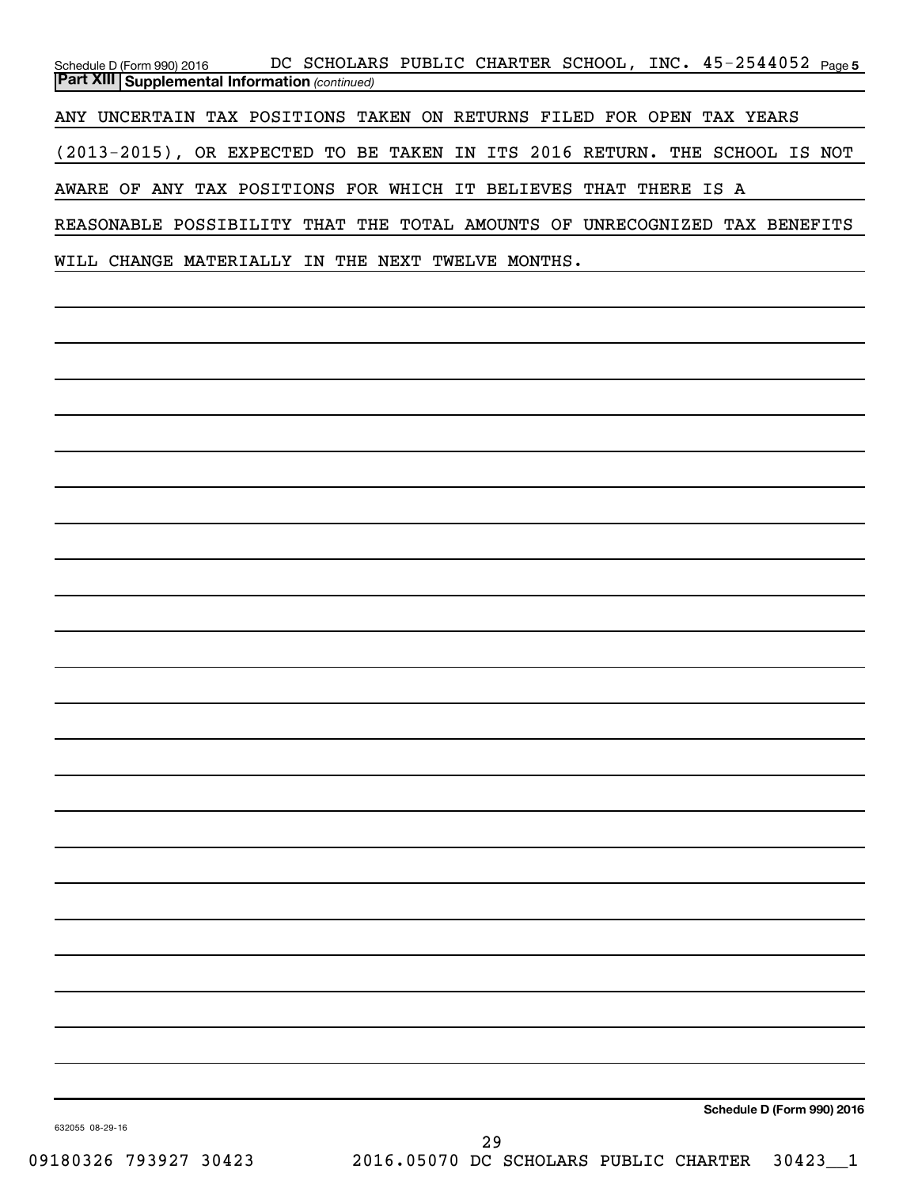Schedule D (Form 990) 2016 DC SCHOLARS PUBLIC CHARTER SCHOOL, INC. 45-2544052 Page 5

**Part XIII Supplemental Information** *(continued)*

ANY UNCERTAIN TAX POSITIONS TAKEN ON RETURNS FILED FOR OPEN TAX YEARS (2013-2015), OR EXPECTED TO BE TAKEN IN ITS 2016 RETURN. THE SCHOOL IS NOT AWARE OF ANY TAX POSITIONS FOR WHICH IT BELIEVES THAT THERE IS A REASONABLE POSSIBILITY THAT THE TOTAL AMOUNTS OF UNRECOGNIZED TAX BENEFITS WILL CHANGE MATERIALLY IN THE NEXT TWELVE MONTHS.

**Schedule D (Form 990) 2016**

632055 08-29-16

09180326 793927 30423 2016.05070 DC SCHOLARS PUBLIC CHARTER 30423__1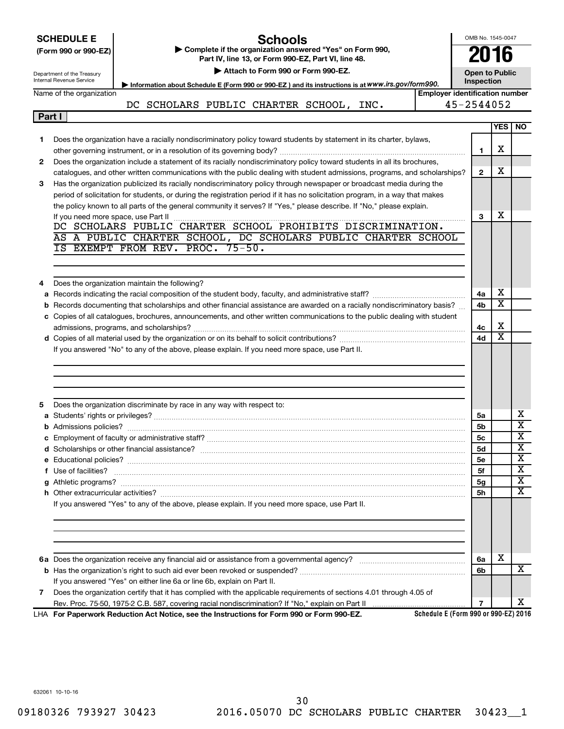**SCHEDULE E (Form 990 or 990-EZ)**

Department of the Treasury
Internal Revenue Service

# Schools

▶ Complete if the organization answered "Yes" on Form 990, Part IV, line 13, or Form 990-EZ, Part VI, line 48.

▶ Attach to Form 990 or Form 990-EZ.

▶ Information about Schedule E (Form 990 or 990-EZ) and its instructions is at www.irs.gov/form990.

OMB No. 1545-0047

**2016**

**Open to Public Inspection**

| Name of the organization | Employer identification number |
|---|---|
| DC SCHOLARS PUBLIC CHARTER SCHOOL, INC. | 45-2544052 |

## Part I

| | | | YES | NO |
|---|---|---|---|---|
| 1 | Does the organization have a racially nondiscriminatory policy toward students by statement in its charter, bylaws, other governing instrument, or in a resolution of its governing body? | 1 | X | |
| 2 | Does the organization include a statement of its racially nondiscriminatory policy toward students in all its brochures, catalogues, and other written communications with the public dealing with student admissions, programs, and scholarships? | 2 | X | |
| 3 | Has the organization publicized its racially nondiscriminatory policy through newspaper or broadcast media during the period of solicitation for students, or during the registration period if it has no solicitation program, in a way that makes the policy known to all parts of the general community it serves? If "Yes," please describe. If "No," please explain. If you need more space, use Part II | 3 | X | |

DC SCHOLARS PUBLIC CHARTER SCHOOL PROHIBITS DISCRIMINATION. AS A PUBLIC CHARTER SCHOOL, DC SCHOLARS PUBLIC CHARTER SCHOOL IS EXEMPT FROM REV. PROC. 75-50.

| | | | YES | NO |
|---|---|---|---|---|
| 4 | Does the organization maintain the following? | | | |
| a | Records indicating the racial composition of the student body, faculty, and administrative staff? | 4a | X | |
| b | Records documenting that scholarships and other financial assistance are awarded on a racially nondiscriminatory basis? | 4b | X | |
| c | Copies of all catalogues, brochures, announcements, and other written communications to the public dealing with student admissions, programs, and scholarships? | 4c | X | |
| d | Copies of all material used by the organization or on its behalf to solicit contributions? | 4d | X | |

If you answered "No" to any of the above, please explain. If you need more space, use Part II.

| | | | YES | NO |
|---|---|---|---|---|
| 5 | Does the organization discriminate by race in any way with respect to: | | | |
| a | Students' rights or privileges? | 5a | | X |
| b | Admissions policies? | 5b | | X |
| c | Employment of faculty or administrative staff? | 5c | | X |
| d | Scholarships or other financial assistance? | 5d | | X |
| e | Educational policies? | 5e | | X |
| f | Use of facilities? | 5f | | X |
| g | Athletic programs? | 5g | | X |
| h | Other extracurricular activities? | 5h | | X |

If you answered "Yes" to any of the above, please explain. If you need more space, use Part II.

| | | | YES | NO |
|---|---|---|---|---|
| 6a | Does the organization receive any financial aid or assistance from a governmental agency? | 6a | X | |
| b | Has the organization's right to such aid ever been revoked or suspended? | 6b | | X |
| | If you answered "Yes" on either line 6a or line 6b, explain on Part II. | | | |
| 7 | Does the organization certify that it has complied with the applicable requirements of sections 4.01 through 4.05 of Rev. Proc. 75-50, 1975-2 C.B. 587, covering racial nondiscrimination? If "No," explain on Part II | 7 | | X |

LHA **For Paperwork Reduction Act Notice, see the Instructions for Form 990 or Form 990-EZ.** Schedule E (Form 990 or 990-EZ) 2016

632061 10-10-16

09180326 793927 30423 2016.05070 DC SCHOLARS PUBLIC CHARTER 30423__1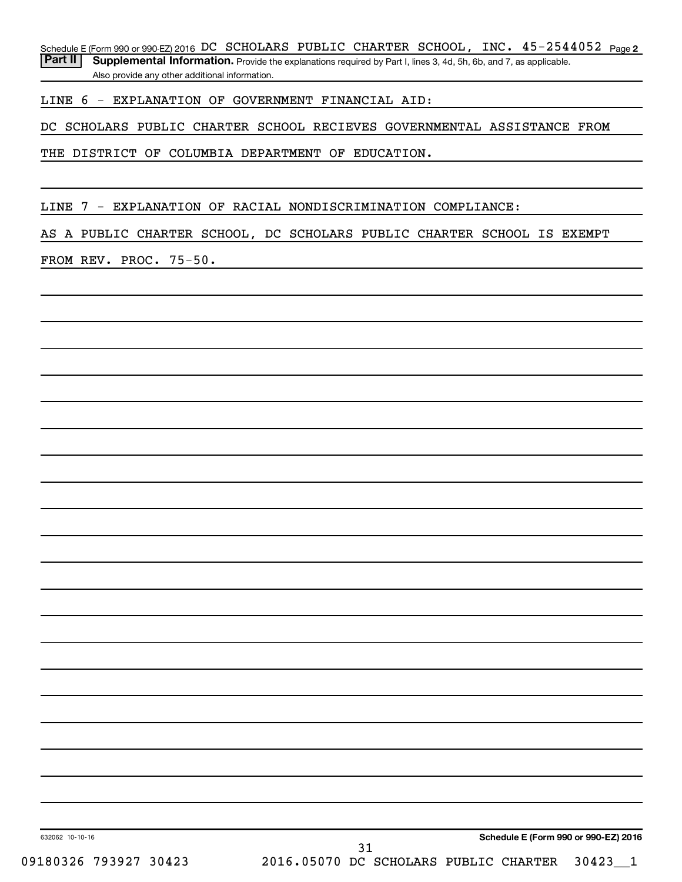Schedule E (Form 990 or 990-EZ) 2016 DC SCHOLARS PUBLIC CHARTER SCHOOL, INC. 45-2544052 Page **2**

**Part II** **Supplemental Information.** Provide the explanations required by Part I, lines 3, 4d, 5h, 6b, and 7, as applicable. Also provide any other additional information.

LINE 6 - EXPLANATION OF GOVERNMENT FINANCIAL AID:

DC SCHOLARS PUBLIC CHARTER SCHOOL RECIEVES GOVERNMENTAL ASSISTANCE FROM THE DISTRICT OF COLUMBIA DEPARTMENT OF EDUCATION.

LINE 7 - EXPLANATION OF RACIAL NONDISCRIMINATION COMPLIANCE:

AS A PUBLIC CHARTER SCHOOL, DC SCHOLARS PUBLIC CHARTER SCHOOL IS EXEMPT FROM REV. PROC. 75-50.

632062 10-10-16

**Schedule E (Form 990 or 990-EZ) 2016**

09180326 793927 30423 2016.05070 DC SCHOLARS PUBLIC CHARTER 30423__1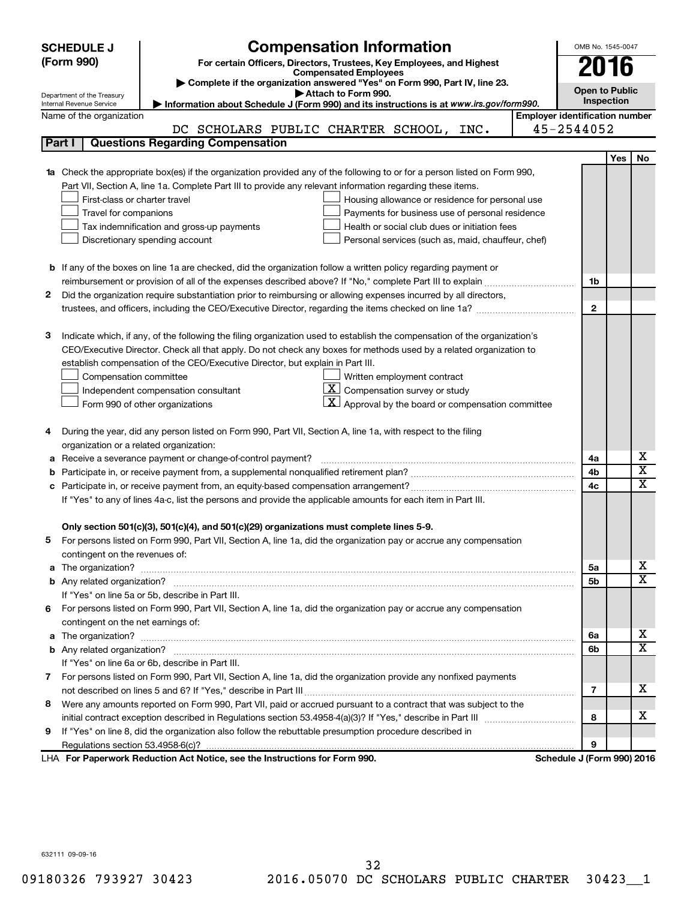**SCHEDULE J (Form 990)**

# Compensation Information

**For certain Officers, Directors, Trustees, Key Employees, and Highest Compensated Employees**

▶ Complete if the organization answered "Yes" on Form 990, Part IV, line 23.

▶ Attach to Form 990.

▶ Information about Schedule J (Form 990) and its instructions is at *www.irs.gov/form990.*

Department of the Treasury Internal Revenue Service

OMB No. 1545-0047

**2016**

**Open to Public Inspection**

Name of the organization: DC SCHOLARS PUBLIC CHARTER SCHOOL, INC.

Employer identification number: 45-2544052

## Part I Questions Regarding Compensation

| | | | Yes | No |
|---|---|---|---|---|
| **1a** | Check the appropriate box(es) if the organization provided any of the following to or for a person listed on Form 990, Part VII, Section A, line 1a. Complete Part III to provide any relevant information regarding these items.<br>☐ First-class or charter travel ☐ Housing allowance or residence for personal use<br>☐ Travel for companions ☐ Payments for business use of personal residence<br>☐ Tax indemnification and gross-up payments ☐ Health or social club dues or initiation fees<br>☐ Discretionary spending account ☐ Personal services (such as, maid, chauffeur, chef) | | | |
| **b** | If any of the boxes on line 1a are checked, did the organization follow a written policy regarding payment or reimbursement or provision of all of the expenses described above? If "No," complete Part III to explain | 1b | | |
| **2** | Did the organization require substantiation prior to reimbursing or allowing expenses incurred by all directors, trustees, and officers, including the CEO/Executive Director, regarding the items checked on line 1a? | 2 | | |
| **3** | Indicate which, if any, of the following the filing organization used to establish the compensation of the organization's CEO/Executive Director. Check all that apply. Do not check any boxes for methods used by a related organization to establish compensation of the CEO/Executive Director, but explain in Part III.<br>☐ Compensation committee ☐ Written employment contract<br>☐ Independent compensation consultant ☒ Compensation survey or study<br>☐ Form 990 of other organizations ☒ Approval by the board or compensation committee | | | |
| **4** | During the year, did any person listed on Form 990, Part VII, Section A, line 1a, with respect to the filing organization or a related organization: | | | |
| **a** | Receive a severance payment or change-of-control payment? | 4a | | X |
| **b** | Participate in, or receive payment from, a supplemental nonqualified retirement plan? | 4b | | X |
| **c** | Participate in, or receive payment from, an equity-based compensation arrangement? | 4c | | X |
| | If "Yes" to any of lines 4a-c, list the persons and provide the applicable amounts for each item in Part III. | | | |
| | **Only section 501(c)(3), 501(c)(4), and 501(c)(29) organizations must complete lines 5-9.** | | | |
| **5** | For persons listed on Form 990, Part VII, Section A, line 1a, did the organization pay or accrue any compensation contingent on the revenues of: | | | |
| **a** | The organization? | 5a | | X |
| **b** | Any related organization? | 5b | | X |
| | If "Yes" on line 5a or 5b, describe in Part III. | | | |
| **6** | For persons listed on Form 990, Part VII, Section A, line 1a, did the organization pay or accrue any compensation contingent on the net earnings of: | | | |
| **a** | The organization? | 6a | | X |
| **b** | Any related organization? | 6b | | X |
| | If "Yes" on line 6a or 6b, describe in Part III. | | | |
| **7** | For persons listed on Form 990, Part VII, Section A, line 1a, did the organization provide any nonfixed payments not described on lines 5 and 6? If "Yes," describe in Part III | 7 | | X |
| **8** | Were any amounts reported on Form 990, Part VII, paid or accrued pursuant to a contract that was subject to the initial contract exception described in Regulations section 53.4958-4(a)(3)? If "Yes," describe in Part III | 8 | | X |
| **9** | If "Yes" on line 8, did the organization also follow the rebuttable presumption procedure described in Regulations section 53.4958-6(c)? | 9 | | |

LHA **For Paperwork Reduction Act Notice, see the Instructions for Form 990.** **Schedule J (Form 990) 2016**

632111 09-09-16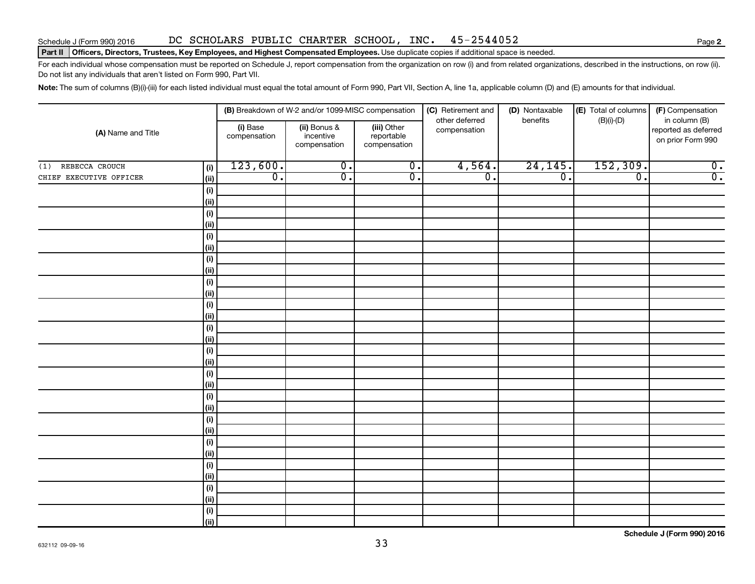Schedule J (Form 990) 2016 DC SCHOLARS PUBLIC CHARTER SCHOOL, INC. 45-2544052

**Part II** **Officers, Directors, Trustees, Key Employees, and Highest Compensated Employees.** Use duplicate copies if additional space is needed.

For each individual whose compensation must be reported on Schedule J, report compensation from the organization on row (i) and from related organizations, described in the instructions, on row (ii). Do not list any individuals that aren't listed on Form 990, Part VII.

**Note:** The sum of columns (B)(i)-(iii) for each listed individual must equal the total amount of Form 990, Part VII, Section A, line 1a, applicable column (D) and (E) amounts for that individual.

| (A) Name and Title | | (B) Breakdown of W-2 and/or 1099-MISC compensation | | | (C) Retirement and other deferred compensation | (D) Nontaxable benefits | (E) Total of columns (B)(i)-(D) | (F) Compensation in column (B) reported as deferred on prior Form 990 |
|---|---|---|---|---|---|---|---|---|
| | | (i) Base compensation | (ii) Bonus & incentive compensation | (iii) Other reportable compensation | | | | |
| (1) REBECCA CROUCH | (i) | 123,600. | 0. | 0. | 4,564. | 24,145. | 152,309. | 0. |
| CHIEF EXECUTIVE OFFICER | (ii) | 0. | 0. | 0. | 0. | 0. | 0. | 0. |
| | (i) | | | | | | | |
| | (ii) | | | | | | | |
| | (i) | | | | | | | |
| | (ii) | | | | | | | |
| | (i) | | | | | | | |
| | (ii) | | | | | | | |
| | (i) | | | | | | | |
| | (ii) | | | | | | | |
| | (i) | | | | | | | |
| | (ii) | | | | | | | |
| | (i) | | | | | | | |
| | (ii) | | | | | | | |
| | (i) | | | | | | | |
| | (ii) | | | | | | | |
| | (i) | | | | | | | |
| | (ii) | | | | | | | |
| | (i) | | | | | | | |
| | (ii) | | | | | | | |
| | (i) | | | | | | | |
| | (ii) | | | | | | | |
| | (i) | | | | | | | |
| | (ii) | | | | | | | |
| | (i) | | | | | | | |
| | (ii) | | | | | | | |
| | (i) | | | | | | | |
| | (ii) | | | | | | | |
| | (i) | | | | | | | |
| | (ii) | | | | | | | |
| | (i) | | | | | | | |
| | (ii) | | | | | | | |

632112 09-09-16

**Schedule J (Form 990) 2016**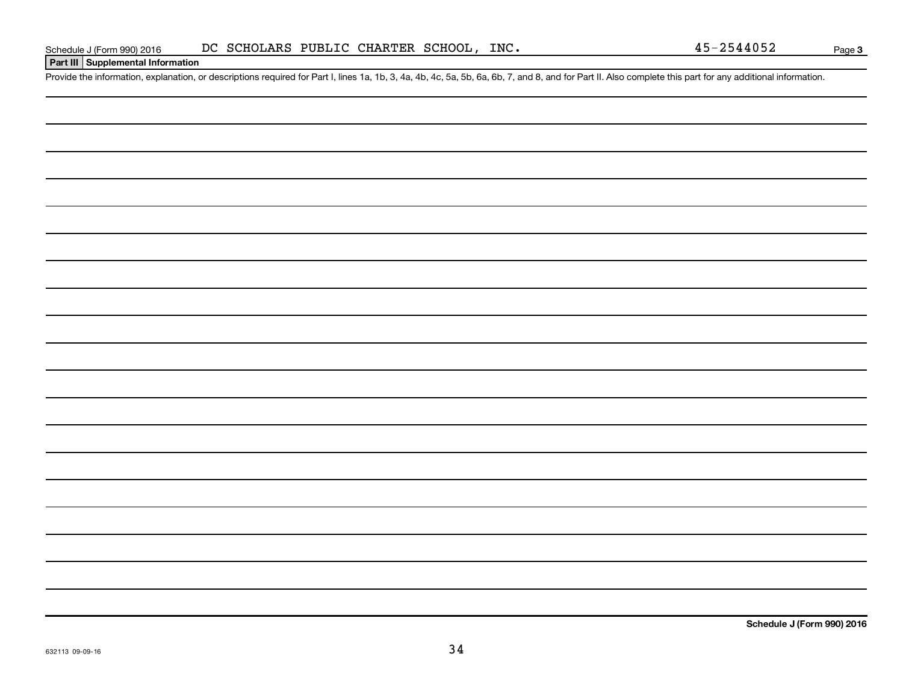**Part III Supplemental Information**

Provide the information, explanation, or descriptions required for Part I, lines 1a, 1b, 3, 4a, 4b, 4c, 5a, 5b, 6a, 6b, 7, and 8, and for Part II. Also complete this part for any additional information.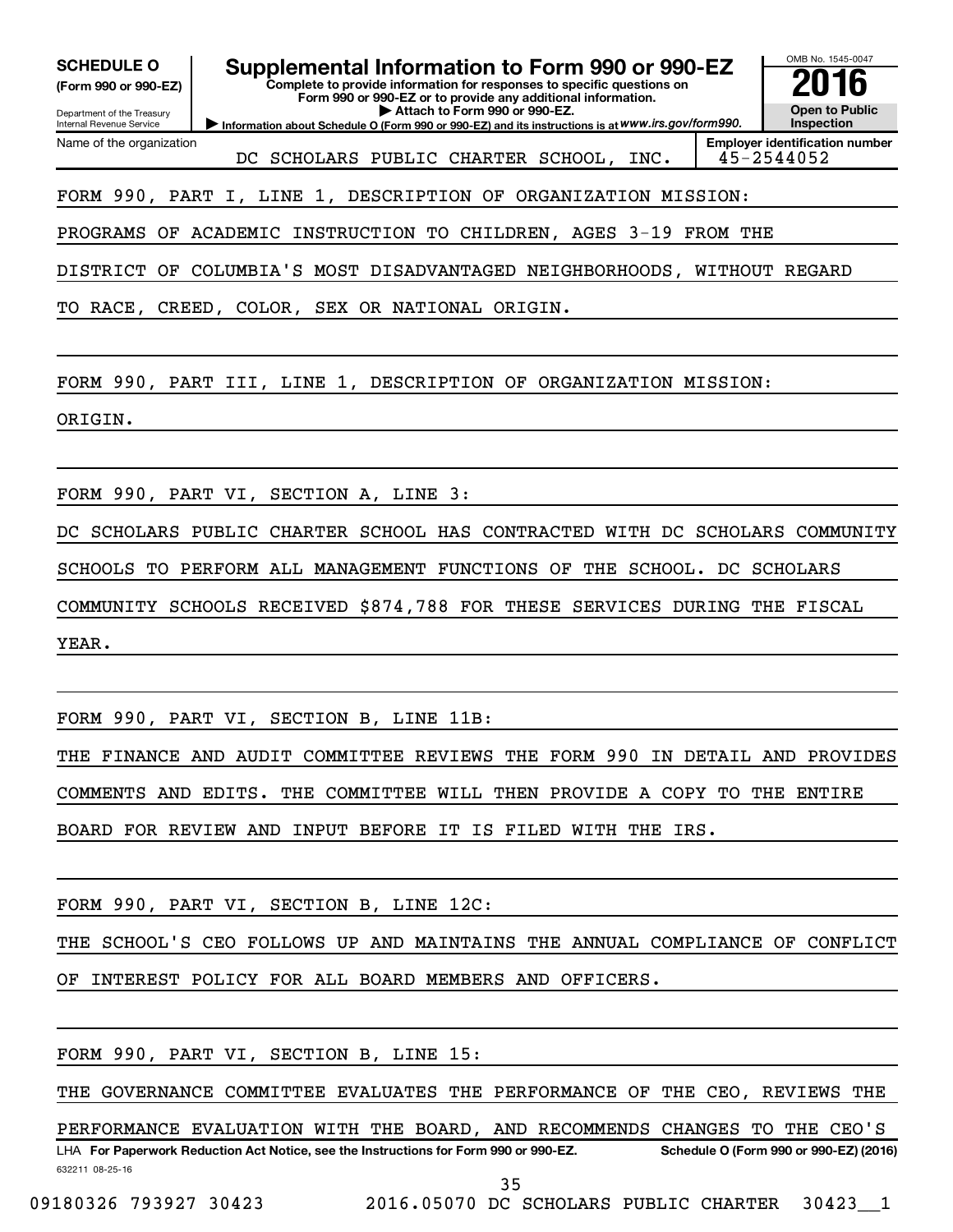**SCHEDULE O**
**(Form 990 or 990-EZ)**

Department of the Treasury
Internal Revenue Service

# Supplemental Information to Form 990 or 990-EZ

**Complete to provide information for responses to specific questions on Form 990 or 990-EZ or to provide any additional information.**
**▶ Attach to Form 990 or 990-EZ.**
▶ **Information about Schedule O (Form 990 or 990-EZ) and its instructions is at** *www.irs.gov/form990.*

OMB No. 1545-0047
**2016**
**Open to Public Inspection**

Name of the organization: DC SCHOLARS PUBLIC CHARTER SCHOOL, INC.
**Employer identification number:** 45-2544052

FORM 990, PART I, LINE 1, DESCRIPTION OF ORGANIZATION MISSION:

PROGRAMS OF ACADEMIC INSTRUCTION TO CHILDREN, AGES 3-19 FROM THE DISTRICT OF COLUMBIA'S MOST DISADVANTAGED NEIGHBORHOODS, WITHOUT REGARD TO RACE, CREED, COLOR, SEX OR NATIONAL ORIGIN.

FORM 990, PART III, LINE 1, DESCRIPTION OF ORGANIZATION MISSION:

ORIGIN.

FORM 990, PART VI, SECTION A, LINE 3:

DC SCHOLARS PUBLIC CHARTER SCHOOL HAS CONTRACTED WITH DC SCHOLARS COMMUNITY SCHOOLS TO PERFORM ALL MANAGEMENT FUNCTIONS OF THE SCHOOL. DC SCHOLARS COMMUNITY SCHOOLS RECEIVED $874,788 FOR THESE SERVICES DURING THE FISCAL YEAR.

FORM 990, PART VI, SECTION B, LINE 11B:

THE FINANCE AND AUDIT COMMITTEE REVIEWS THE FORM 990 IN DETAIL AND PROVIDES COMMENTS AND EDITS. THE COMMITTEE WILL THEN PROVIDE A COPY TO THE ENTIRE BOARD FOR REVIEW AND INPUT BEFORE IT IS FILED WITH THE IRS.

FORM 990, PART VI, SECTION B, LINE 12C:

THE SCHOOL'S CEO FOLLOWS UP AND MAINTAINS THE ANNUAL COMPLIANCE OF CONFLICT OF INTEREST POLICY FOR ALL BOARD MEMBERS AND OFFICERS.

FORM 990, PART VI, SECTION B, LINE 15:

THE GOVERNANCE COMMITTEE EVALUATES THE PERFORMANCE OF THE CEO, REVIEWS THE PERFORMANCE EVALUATION WITH THE BOARD, AND RECOMMENDS CHANGES TO THE CEO'S

LHA **For Paperwork Reduction Act Notice, see the Instructions for Form 990 or 990-EZ.** **Schedule O (Form 990 or 990-EZ) (2016)**
632211 08-25-16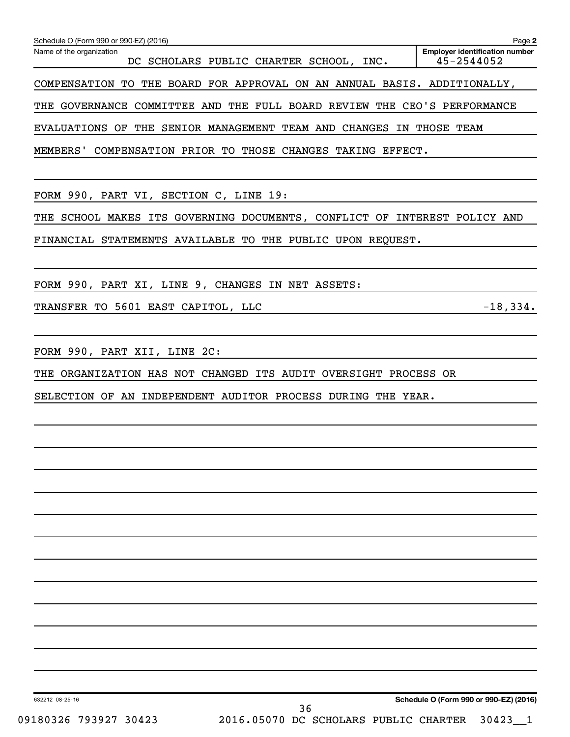Schedule O (Form 990 or 990-EZ) (2016) Page **2**

Name of the organization: DC SCHOLARS PUBLIC CHARTER SCHOOL, INC.

**Employer identification number**: 45-2544052

COMPENSATION TO THE BOARD FOR APPROVAL ON AN ANNUAL BASIS. ADDITIONALLY, THE GOVERNANCE COMMITTEE AND THE FULL BOARD REVIEW THE CEO'S PERFORMANCE EVALUATIONS OF THE SENIOR MANAGEMENT TEAM AND CHANGES IN THOSE TEAM MEMBERS' COMPENSATION PRIOR TO THOSE CHANGES TAKING EFFECT.

FORM 990, PART VI, SECTION C, LINE 19:

THE SCHOOL MAKES ITS GOVERNING DOCUMENTS, CONFLICT OF INTEREST POLICY AND FINANCIAL STATEMENTS AVAILABLE TO THE PUBLIC UPON REQUEST.

FORM 990, PART XI, LINE 9, CHANGES IN NET ASSETS:

| | |
|---|---|
| TRANSFER TO 5601 EAST CAPITOL, LLC | -18,334. |

FORM 990, PART XII, LINE 2C:

THE ORGANIZATION HAS NOT CHANGED ITS AUDIT OVERSIGHT PROCESS OR SELECTION OF AN INDEPENDENT AUDITOR PROCESS DURING THE YEAR.

632212 08-25-16 **Schedule O (Form 990 or 990-EZ) (2016)**

09180326 793927 30423 2016.05070 DC SCHOLARS PUBLIC CHARTER 30423__1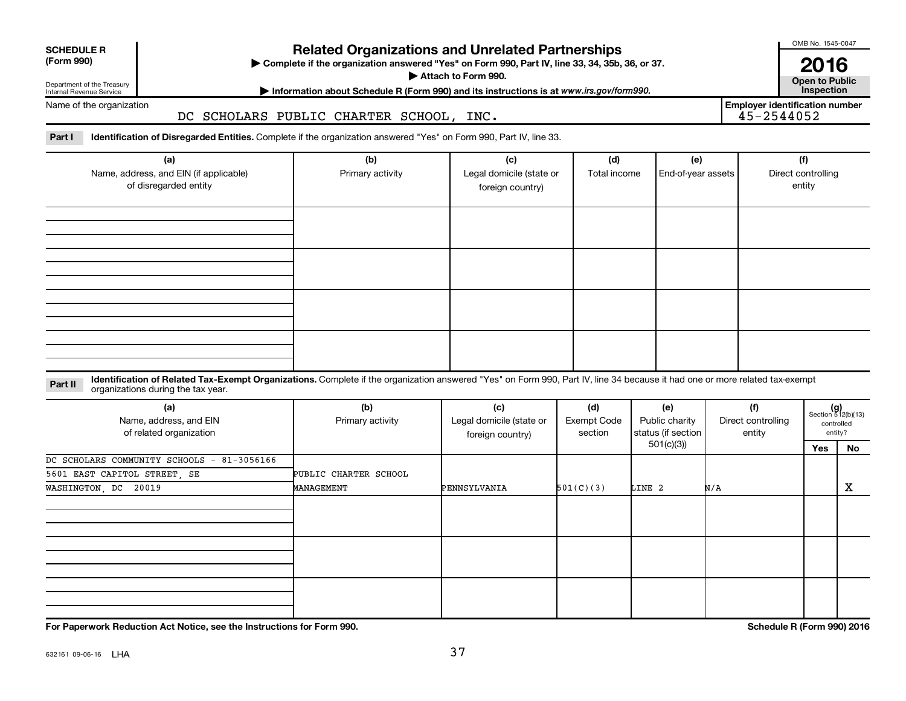**SCHEDULE R (Form 990)**

Department of the Treasury
Internal Revenue Service

# Related Organizations and Unrelated Partnerships

▶ Complete if the organization answered "Yes" on Form 990, Part IV, line 33, 34, 35b, 36, or 37.
▶ Attach to Form 990.
▶ Information about Schedule R (Form 990) and its instructions is at *www.irs.gov/form990*.

OMB No. 1545-0047

**2016**

**Open to Public Inspection**

Name of the organization: DC SCHOLARS PUBLIC CHARTER SCHOOL, INC.

Employer identification number: 45-2544052

**Part I** **Identification of Disregarded Entities.** Complete if the organization answered "Yes" on Form 990, Part IV, line 33.

| (a) Name, address, and EIN (if applicable) of disregarded entity | (b) Primary activity | (c) Legal domicile (state or foreign country) | (d) Total income | (e) End-of-year assets | (f) Direct controlling entity |
|---|---|---|---|---|---|
| | | | | | |
| | | | | | |
| | | | | | |
| | | | | | |

**Part II** **Identification of Related Tax-Exempt Organizations.** Complete if the organization answered "Yes" on Form 990, Part IV, line 34 because it had one or more related tax-exempt organizations during the tax year.

| (a) Name, address, and EIN of related organization | (b) Primary activity | (c) Legal domicile (state or foreign country) | (d) Exempt Code section | (e) Public charity status (if section 501(c)(3)) | (f) Direct controlling entity | (g) Section 512(b)(13) controlled entity? Yes | No |
|---|---|---|---|---|---|---|---|
| DC SCHOLARS COMMUNITY SCHOOLS - 81-3056166<br>5601 EAST CAPITOL STREET, SE<br>WASHINGTON, DC 20019 | PUBLIC CHARTER SCHOOL MANAGEMENT | PENNSYLVANIA | 501(C)(3) | LINE 2 | N/A | | X |
| | | | | | | | |
| | | | | | | | |
| | | | | | | | |

**For Paperwork Reduction Act Notice, see the Instructions for Form 990.** **Schedule R (Form 990) 2016**

632161 09-06-16 LHA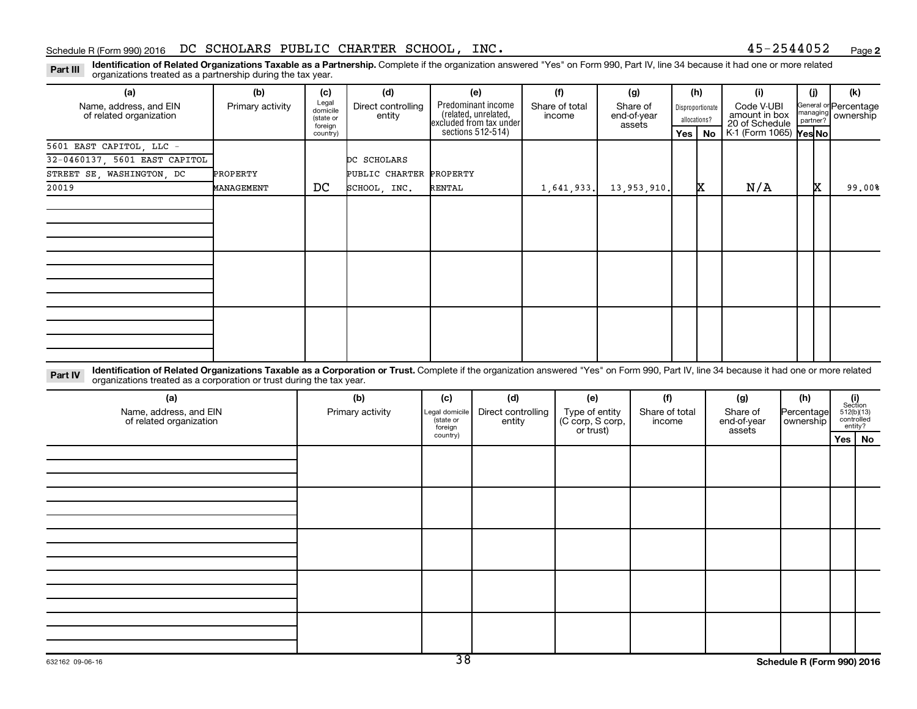Schedule R (Form 990) 2016 DC SCHOLARS PUBLIC CHARTER SCHOOL, INC. 45-2544052 Page 2

**Part III** **Identification of Related Organizations Taxable as a Partnership.** Complete if the organization answered "Yes" on Form 990, Part IV, line 34 because it had one or more related organizations treated as a partnership during the tax year.

| (a) Name, address, and EIN of related organization | (b) Primary activity | (c) Legal domicile (state or foreign country) | (d) Direct controlling entity | (e) Predominant income (related, unrelated, excluded from tax under sections 512-514) | (f) Share of total income | (g) Share of end-of-year assets | (h) Disproportionate allocations? Yes | (h) No | (i) Code V-UBI amount in box 20 of Schedule K-1 (Form 1065) | (j) General or managing partner? Yes | (j) No | (k) Percentage ownership |
|---|---|---|---|---|---|---|---|---|---|---|---|---|
| 5601 EAST CAPITOL, LLC - 32-0460137, 5601 EAST CAPITOL STREET SE, WASHINGTON, DC 20019 | PROPERTY MANAGEMENT | DC | DC SCHOLARS PUBLIC CHARTER SCHOOL, INC. | PROPERTY RENTAL | 1,641,933. | 13,953,910. | | X | N/A | | X | 99.00% |
| | | | | | | | | | | | | |
| | | | | | | | | | | | | |
| | | | | | | | | | | | | |

**Part IV** **Identification of Related Organizations Taxable as a Corporation or Trust.** Complete if the organization answered "Yes" on Form 990, Part IV, line 34 because it had one or more related organizations treated as a corporation or trust during the tax year.

| (a) Name, address, and EIN of related organization | (b) Primary activity | (c) Legal domicile (state or foreign country) | (d) Direct controlling entity | (e) Type of entity (C corp, S corp, or trust) | (f) Share of total income | (g) Share of end-of-year assets | (h) Percentage ownership | (i) Section 512(b)(13) controlled entity? Yes | (i) No |
|---|---|---|---|---|---|---|---|---|---|
| | | | | | | | | | |
| | | | | | | | | | |
| | | | | | | | | | |
| | | | | | | | | | |
| | | | | | | | | | |

632162 09-06-16 Schedule R (Form 990) 2016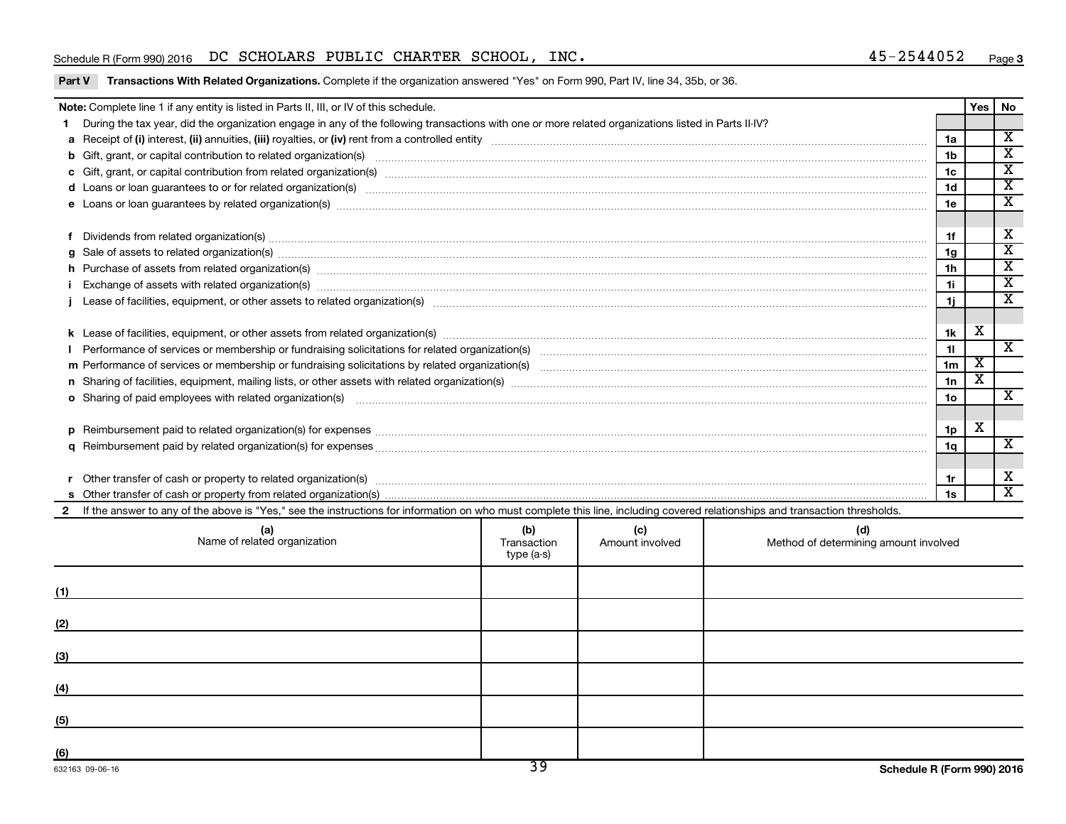Schedule R (Form 990) 2016 DC SCHOLARS PUBLIC CHARTER SCHOOL, INC. 45-2544052 Page 3

**Part V Transactions With Related Organizations.** Complete if the organization answered "Yes" on Form 990, Part IV, line 34, 35b, or 36.

| **Note:** Complete line 1 if any entity is listed in Parts II, III, or IV of this schedule. | | Yes | No |
|---|---|---|---|
| **1** During the tax year, did the organization engage in any of the following transactions with one or more related organizations listed in Parts II-IV? | | | |
| **a** Receipt of **(i)** interest, **(ii)** annuities, **(iii)** royalties, or **(iv)** rent from a controlled entity | 1a | | X |
| **b** Gift, grant, or capital contribution to related organization(s) | 1b | | X |
| **c** Gift, grant, or capital contribution from related organization(s) | 1c | | X |
| **d** Loans or loan guarantees to or for related organization(s) | 1d | | X |
| **e** Loans or loan guarantees by related organization(s) | 1e | | X |
| **f** Dividends from related organization(s) | 1f | | X |
| **g** Sale of assets to related organization(s) | 1g | | X |
| **h** Purchase of assets from related organization(s) | 1h | | X |
| **i** Exchange of assets with related organization(s) | 1i | | X |
| **j** Lease of facilities, equipment, or other assets to related organization(s) | 1j | | X |
| **k** Lease of facilities, equipment, or other assets from related organization(s) | 1k | X | |
| **l** Performance of services or membership or fundraising solicitations for related organization(s) | 1l | | X |
| **m** Performance of services or membership or fundraising solicitations by related organization(s) | 1m | X | |
| **n** Sharing of facilities, equipment, mailing lists, or other assets with related organization(s) | 1n | X | |
| **o** Sharing of paid employees with related organization(s) | 1o | | X |
| **p** Reimbursement paid to related organization(s) for expenses | 1p | X | |
| **q** Reimbursement paid by related organization(s) for expenses | 1q | | X |
| **r** Other transfer of cash or property to related organization(s) | 1r | | X |
| **s** Other transfer of cash or property from related organization(s) | 1s | | X |

**2** If the answer to any of the above is "Yes," see the instructions for information on who must complete this line, including covered relationships and transaction thresholds.

| (a) Name of related organization | (b) Transaction type (a-s) | (c) Amount involved | (d) Method of determining amount involved |
|---|---|---|---|
| (1) | | | |
| (2) | | | |
| (3) | | | |
| (4) | | | |
| (5) | | | |
| (6) | | | |

632163 09-06-16

Schedule R (Form 990) 2016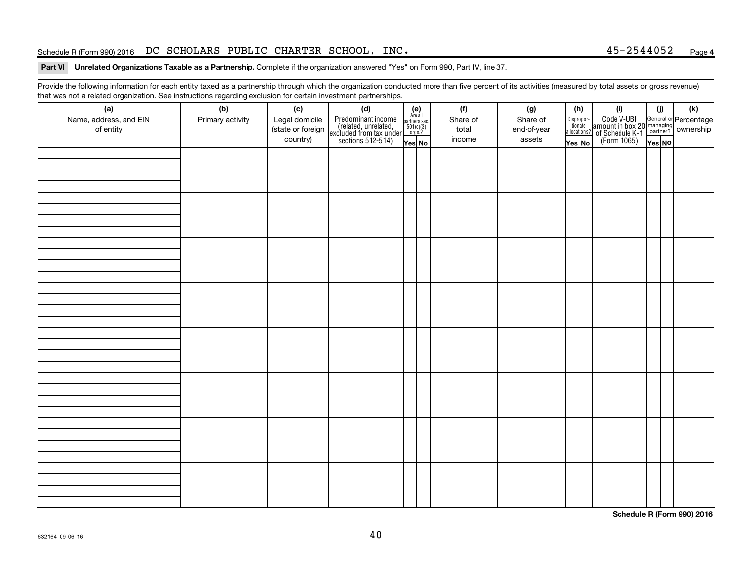Schedule R (Form 990) 2016 DC SCHOLARS PUBLIC CHARTER SCHOOL, INC. 45-2544052 Page 4

**Part VI Unrelated Organizations Taxable as a Partnership.** Complete if the organization answered "Yes" on Form 990, Part IV, line 37.

Provide the following information for each entity taxed as a partnership through which the organization conducted more than five percent of its activities (measured by total assets or gross revenue) that was not a related organization. See instructions regarding exclusion for certain investment partnerships.

| (a) Name, address, and EIN of entity | (b) Primary activity | (c) Legal domicile (state or foreign country) | (d) Predominant income (related, unrelated, excluded from tax under sections 512-514) | (e) Are all partners sec. 501(c)(3) orgs.? | | (f) Share of total income | (g) Share of end-of-year assets | (h) Disproportionate allocations? | | (i) Code V-UBI amount in box 20 of Schedule K-1 (Form 1065) | (j) General or managing partner? | | (k) Percentage ownership |
|---|---|---|---|---|---|---|---|---|---|---|---|---|---|
| | | | | Yes | No | | | Yes | No | | Yes | No | |
| | | | | | | | | | | | | | |
| | | | | | | | | | | | | | |
| | | | | | | | | | | | | | |
| | | | | | | | | | | | | | |
| | | | | | | | | | | | | | |
| | | | | | | | | | | | | | |
| | | | | | | | | | | | | | |
| | | | | | | | | | | | | | |

**Schedule R (Form 990) 2016**

632164 09-06-16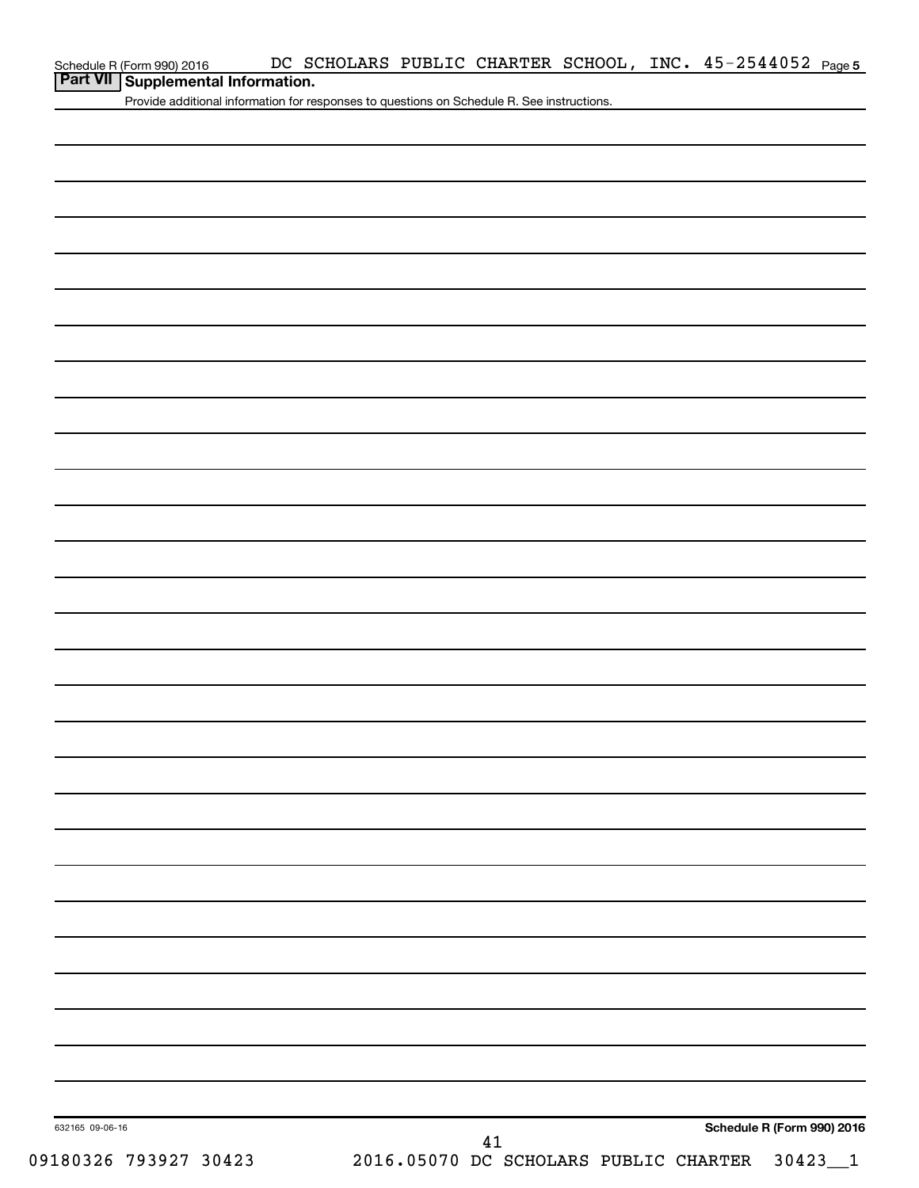Schedule R (Form 990) 2016 DC SCHOLARS PUBLIC CHARTER SCHOOL, INC. 45-2544052 Page 5

## Part VII Supplemental Information.

Provide additional information for responses to questions on Schedule R. See instructions.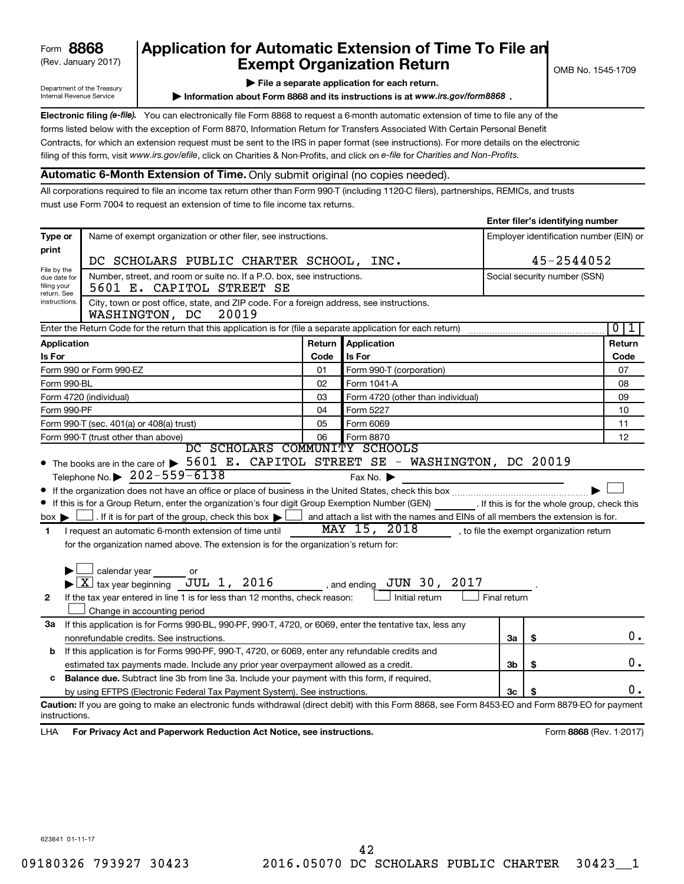Form **8868**
(Rev. January 2017)

Department of the Treasury
Internal Revenue Service

# Application for Automatic Extension of Time To File an Exempt Organization Return

▶ **File a separate application for each return.**

▶ **Information about Form 8868 and its instructions is at** ***www.irs.gov/form8868*** **.**

OMB No. 1545-1709

**Electronic filing** ***(e-file).*** You can electronically file Form 8868 to request a 6-month automatic extension of time to file any of the forms listed below with the exception of Form 8870, Information Return for Transfers Associated With Certain Personal Benefit Contracts, for which an extension request must be sent to the IRS in paper format (see instructions). For more details on the electronic filing of this form, visit *www.irs.gov/efile*, click on Charities & Non-Profits, and click on *e-file* for *Charities and Non-Profits.*

## Automatic 6-Month Extension of Time. Only submit original (no copies needed).

All corporations required to file an income tax return other than Form 990-T (including 1120-C filers), partnerships, REMICs, and trusts must use Form 7004 to request an extension of time to file income tax returns.

**Enter filer's identifying number**

**Type or print**

File by the due date for filing your return. See instructions.

Name of exempt organization or other filer, see instructions.
DC SCHOLARS PUBLIC CHARTER SCHOOL, INC.

Employer identification number (EIN) or
45-2544052

Number, street, and room or suite no. If a P.O. box, see instructions.
5601 E. CAPITOL STREET SE

Social security number (SSN)

City, town or post office, state, and ZIP code. For a foreign address, see instructions.
WASHINGTON, DC 20019

Enter the Return Code for the return that this application is for (file a separate application for each return) 0 1

| Application Is For | Return Code | Application Is For | Return Code |
|---|---|---|---|
| Form 990 or Form 990-EZ | 01 | Form 990-T (corporation) | 07 |
| Form 990-BL | 02 | Form 1041-A | 08 |
| Form 4720 (individual) | 03 | Form 4720 (other than individual) | 09 |
| Form 990-PF | 04 | Form 5227 | 10 |
| Form 990-T (sec. 401(a) or 408(a) trust) | 05 | Form 6069 | 11 |
| Form 990-T (trust other than above) | 06 | Form 8870 | 12 |

- The books are in the care of ▶ DC SCHOLARS COMMUNITY SCHOOLS 5601 E. CAPITOL STREET SE - WASHINGTON, DC 20019
  Telephone No. ▶ 202-559-6138 Fax No. ▶
- If the organization does not have an office or place of business in the United States, check this box ▶ ☐
- If this is for a Group Return, enter the organization's four digit Group Exemption Number (GEN) ______ . If this is for the whole group, check this box ▶ ☐ . If it is for part of the group, check this box ▶ ☐ and attach a list with the names and EINs of all members the extension is for.

**1** I request an automatic 6-month extension of time until MAY 15, 2018 , to file the exempt organization return for the organization named above. The extension is for the organization's return for:

▶ ☐ calendar year ______ or
▶ ☒ tax year beginning JUL 1, 2016 , and ending JUN 30, 2017 .

**2** If the tax year entered in line 1 is for less than 12 months, check reason: ☐ Initial return ☐ Final return
☐ Change in accounting period

| | | | | |
|---|---|---|---|---|
| **3a** | If this application is for Forms 990-BL, 990-PF, 990-T, 4720, or 6069, enter the tentative tax, less any nonrefundable credits. See instructions. | **3a** | $ | 0. |
| **b** | If this application is for Forms 990-PF, 990-T, 4720, or 6069, enter any refundable credits and estimated tax payments made. Include any prior year overpayment allowed as a credit. | **3b** | $ | 0. |
| **c** | **Balance due.** Subtract line 3b from line 3a. Include your payment with this form, if required, by using EFTPS (Electronic Federal Tax Payment System). See instructions. | **3c** | $ | 0. |

**Caution:** If you are going to make an electronic funds withdrawal (direct debit) with this Form 8868, see Form 8453-EO and Form 8879-EO for payment instructions.

LHA **For Privacy Act and Paperwork Reduction Act Notice, see instructions.** Form **8868** (Rev. 1-2017)

623841 01-11-17

09180326 793927 30423 2016.05070 DC SCHOLARS PUBLIC CHARTER 30423__1